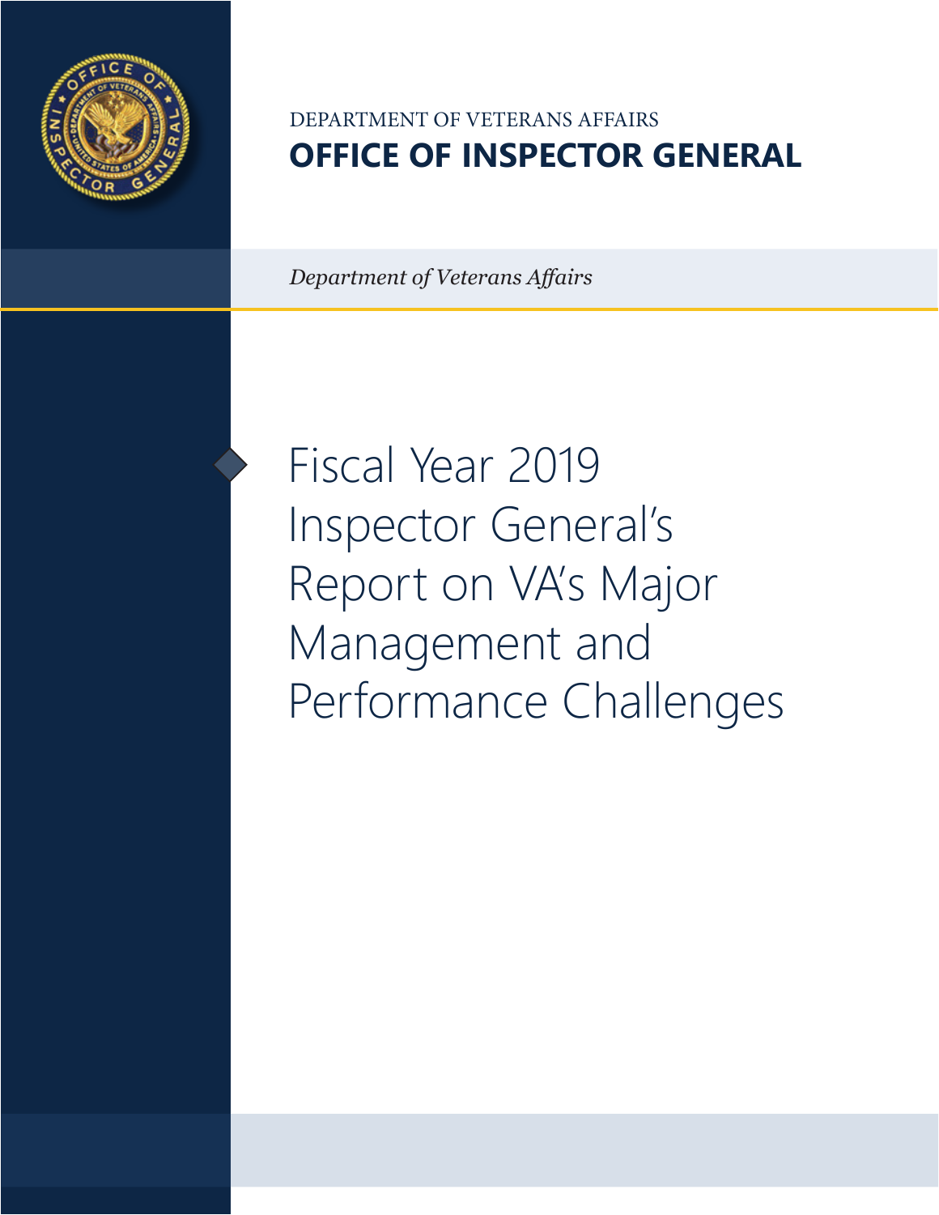DEPARTMENT OF VETERANS AFFAIRS

**OFFICE OF INSPECTOR GENERAL**

*Department of Veterans Affairs*

# Fiscal Year 2019 Inspector General's Report on VA's Major Management and Performance Challenges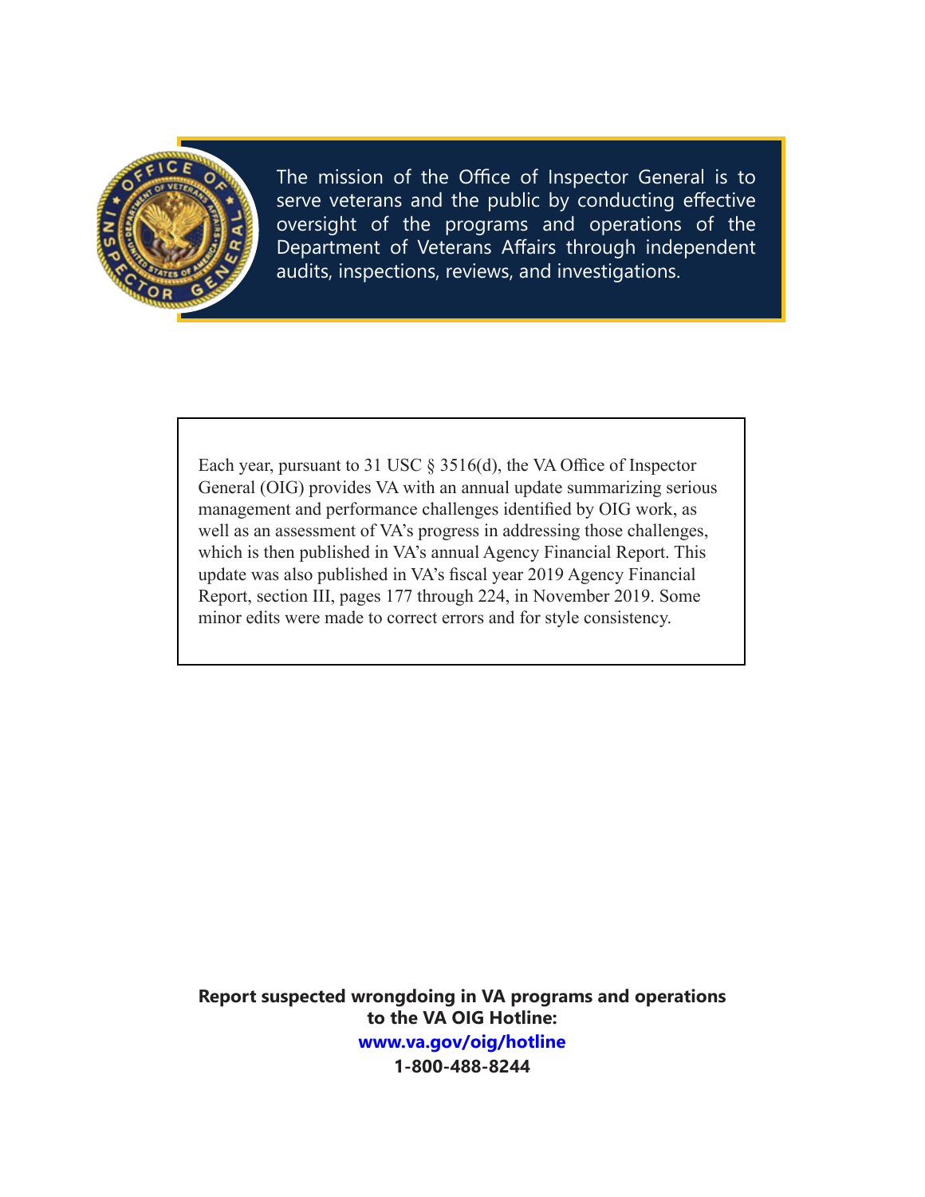The mission of the Office of Inspector General is to serve veterans and the public by conducting effective oversight of the programs and operations of the Department of Veterans Affairs through independent audits, inspections, reviews, and investigations.

Each year, pursuant to 31 USC § 3516(d), the VA Office of Inspector General (OIG) provides VA with an annual update summarizing serious management and performance challenges identified by OIG work, as well as an assessment of VA's progress in addressing those challenges, which is then published in VA's annual Agency Financial Report. This update was also published in VA's fiscal year 2019 Agency Financial Report, section III, pages 177 through 224, in November 2019. Some minor edits were made to correct errors and for style consistency.

**Report suspected wrongdoing in VA programs and operations to the VA OIG Hotline:**

**www.va.gov/oig/hotline**

**1-800-488-8244**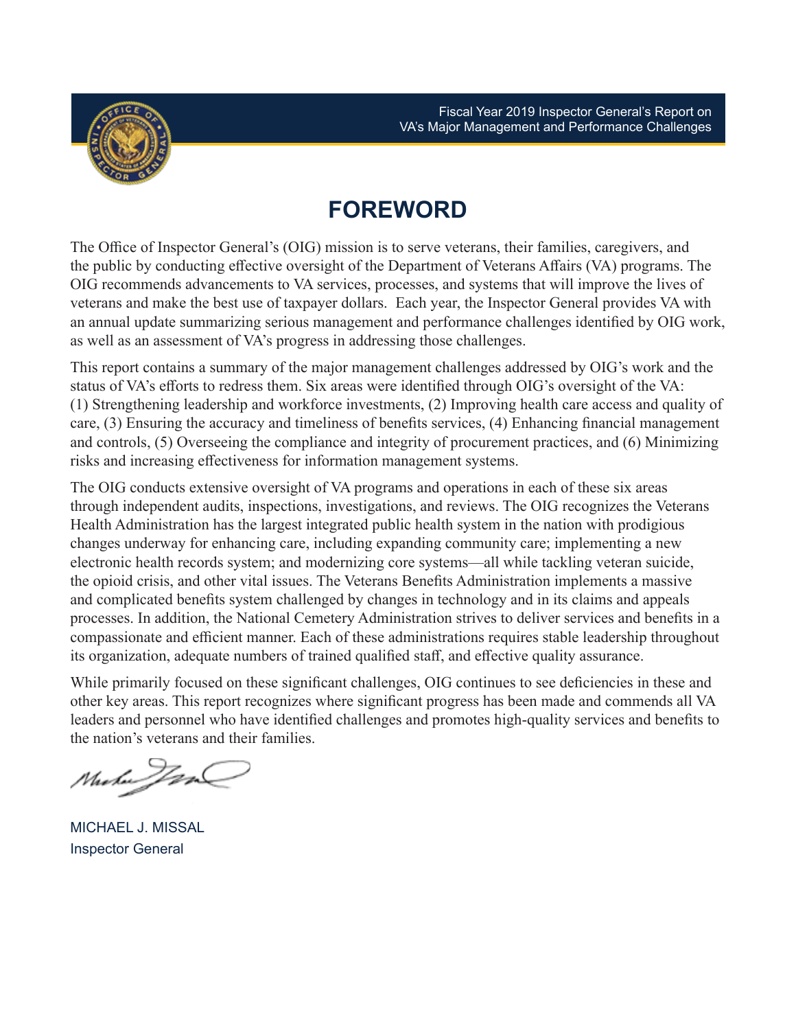# FOREWORD

The Office of Inspector General's (OIG) mission is to serve veterans, their families, caregivers, and the public by conducting effective oversight of the Department of Veterans Affairs (VA) programs. The OIG recommends advancements to VA services, processes, and systems that will improve the lives of veterans and make the best use of taxpayer dollars. Each year, the Inspector General provides VA with an annual update summarizing serious management and performance challenges identified by OIG work, as well as an assessment of VA's progress in addressing those challenges.

This report contains a summary of the major management challenges addressed by OIG's work and the status of VA's efforts to redress them. Six areas were identified through OIG's oversight of the VA: (1) Strengthening leadership and workforce investments, (2) Improving health care access and quality of care, (3) Ensuring the accuracy and timeliness of benefits services, (4) Enhancing financial management and controls, (5) Overseeing the compliance and integrity of procurement practices, and (6) Minimizing risks and increasing effectiveness for information management systems.

The OIG conducts extensive oversight of VA programs and operations in each of these six areas through independent audits, inspections, investigations, and reviews. The OIG recognizes the Veterans Health Administration has the largest integrated public health system in the nation with prodigious changes underway for enhancing care, including expanding community care; implementing a new electronic health records system; and modernizing core systems—all while tackling veteran suicide, the opioid crisis, and other vital issues. The Veterans Benefits Administration implements a massive and complicated benefits system challenged by changes in technology and in its claims and appeals processes. In addition, the National Cemetery Administration strives to deliver services and benefits in a compassionate and efficient manner. Each of these administrations requires stable leadership throughout its organization, adequate numbers of trained qualified staff, and effective quality assurance.

While primarily focused on these significant challenges, OIG continues to see deficiencies in these and other key areas. This report recognizes where significant progress has been made and commends all VA leaders and personnel who have identified challenges and promotes high-quality services and benefits to the nation's veterans and their families.

MICHAEL J. MISSAL
Inspector General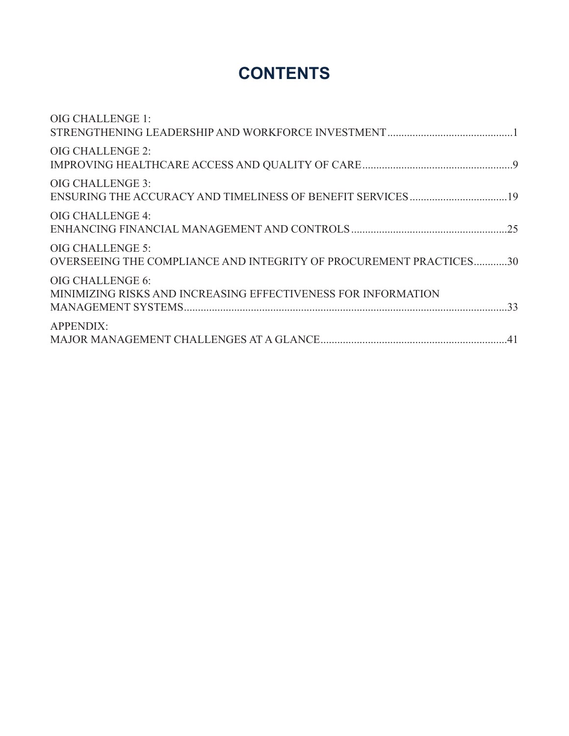# CONTENTS

OIG CHALLENGE 1:
STRENGTHENING LEADERSHIP AND WORKFORCE INVESTMENT ....................................................1

OIG CHALLENGE 2:
IMPROVING HEALTHCARE ACCESS AND QUALITY OF CARE ....................................................9

OIG CHALLENGE 3:
ENSURING THE ACCURACY AND TIMELINESS OF BENEFIT SERVICES ....................................19

OIG CHALLENGE 4:
ENHANCING FINANCIAL MANAGEMENT AND CONTROLS ....................................................25

OIG CHALLENGE 5:
OVERSEEING THE COMPLIANCE AND INTEGRITY OF PROCUREMENT PRACTICES............30

OIG CHALLENGE 6:
MINIMIZING RISKS AND INCREASING EFFECTIVENESS FOR INFORMATION MANAGEMENT SYSTEMS....................................................................................................................33

APPENDIX:
MAJOR MANAGEMENT CHALLENGES AT A GLANCE....................................................................41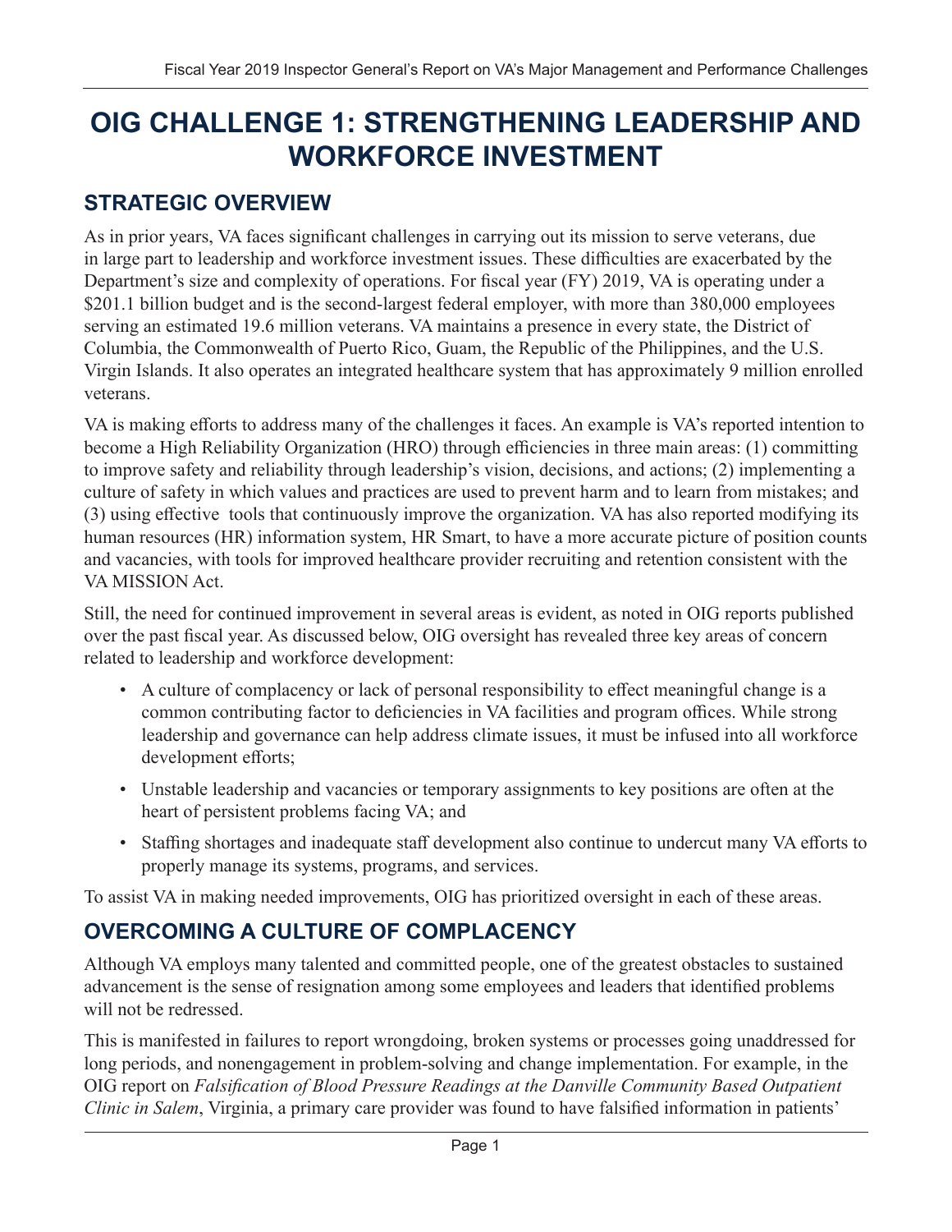# OIG CHALLENGE 1: STRENGTHENING LEADERSHIP AND WORKFORCE INVESTMENT

## STRATEGIC OVERVIEW

As in prior years, VA faces significant challenges in carrying out its mission to serve veterans, due in large part to leadership and workforce investment issues. These difficulties are exacerbated by the Department's size and complexity of operations. For fiscal year (FY) 2019, VA is operating under a $201.1 billion budget and is the second-largest federal employer, with more than 380,000 employees serving an estimated 19.6 million veterans. VA maintains a presence in every state, the District of Columbia, the Commonwealth of Puerto Rico, Guam, the Republic of the Philippines, and the U.S. Virgin Islands. It also operates an integrated healthcare system that has approximately 9 million enrolled veterans.

VA is making efforts to address many of the challenges it faces. An example is VA's reported intention to become a High Reliability Organization (HRO) through efficiencies in three main areas: (1) committing to improve safety and reliability through leadership's vision, decisions, and actions; (2) implementing a culture of safety in which values and practices are used to prevent harm and to learn from mistakes; and (3) using effective tools that continuously improve the organization. VA has also reported modifying its human resources (HR) information system, HR Smart, to have a more accurate picture of position counts and vacancies, with tools for improved healthcare provider recruiting and retention consistent with the VA MISSION Act.

Still, the need for continued improvement in several areas is evident, as noted in OIG reports published over the past fiscal year. As discussed below, OIG oversight has revealed three key areas of concern related to leadership and workforce development:

- A culture of complacency or lack of personal responsibility to effect meaningful change is a common contributing factor to deficiencies in VA facilities and program offices. While strong leadership and governance can help address climate issues, it must be infused into all workforce development efforts;
- Unstable leadership and vacancies or temporary assignments to key positions are often at the heart of persistent problems facing VA; and
- Staffing shortages and inadequate staff development also continue to undercut many VA efforts to properly manage its systems, programs, and services.

To assist VA in making needed improvements, OIG has prioritized oversight in each of these areas.

## OVERCOMING A CULTURE OF COMPLACENCY

Although VA employs many talented and committed people, one of the greatest obstacles to sustained advancement is the sense of resignation among some employees and leaders that identified problems will not be redressed.

This is manifested in failures to report wrongdoing, broken systems or processes going unaddressed for long periods, and nonengagement in problem-solving and change implementation. For example, in the OIG report on *Falsification of Blood Pressure Readings at the Danville Community Based Outpatient Clinic in Salem*, Virginia, a primary care provider was found to have falsified information in patients'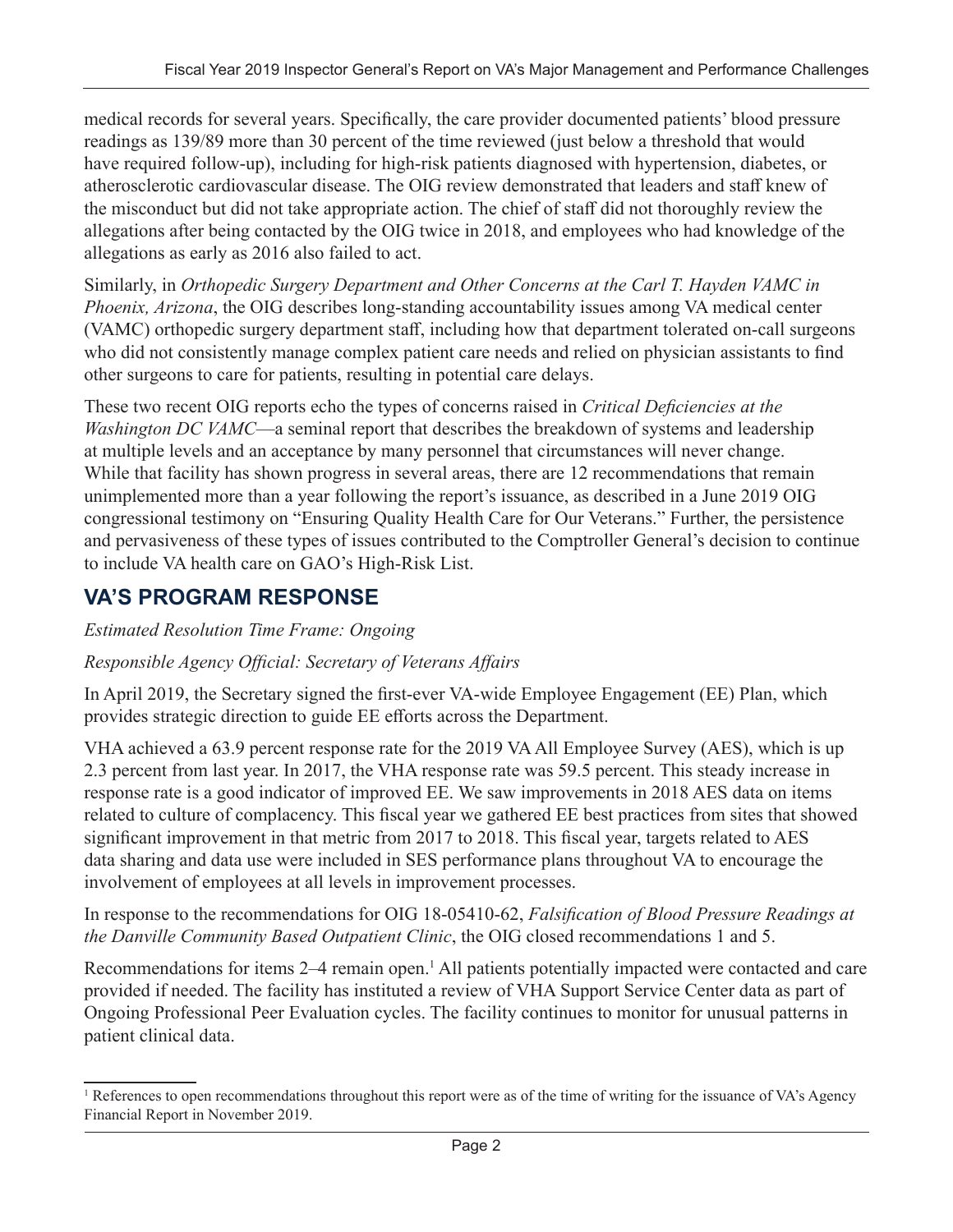medical records for several years. Specifically, the care provider documented patients' blood pressure readings as 139/89 more than 30 percent of the time reviewed (just below a threshold that would have required follow-up), including for high-risk patients diagnosed with hypertension, diabetes, or atherosclerotic cardiovascular disease. The OIG review demonstrated that leaders and staff knew of the misconduct but did not take appropriate action. The chief of staff did not thoroughly review the allegations after being contacted by the OIG twice in 2018, and employees who had knowledge of the allegations as early as 2016 also failed to act.

Similarly, in *Orthopedic Surgery Department and Other Concerns at the Carl T. Hayden VAMC in Phoenix, Arizona*, the OIG describes long-standing accountability issues among VA medical center (VAMC) orthopedic surgery department staff, including how that department tolerated on-call surgeons who did not consistently manage complex patient care needs and relied on physician assistants to find other surgeons to care for patients, resulting in potential care delays.

These two recent OIG reports echo the types of concerns raised in *Critical Deficiencies at the Washington DC VAMC*—a seminal report that describes the breakdown of systems and leadership at multiple levels and an acceptance by many personnel that circumstances will never change. While that facility has shown progress in several areas, there are 12 recommendations that remain unimplemented more than a year following the report's issuance, as described in a June 2019 OIG congressional testimony on "Ensuring Quality Health Care for Our Veterans." Further, the persistence and pervasiveness of these types of issues contributed to the Comptroller General's decision to continue to include VA health care on GAO's High-Risk List.

## VA'S PROGRAM RESPONSE

*Estimated Resolution Time Frame: Ongoing*

*Responsible Agency Official: Secretary of Veterans Affairs*

In April 2019, the Secretary signed the first-ever VA-wide Employee Engagement (EE) Plan, which provides strategic direction to guide EE efforts across the Department.

VHA achieved a 63.9 percent response rate for the 2019 VA All Employee Survey (AES), which is up 2.3 percent from last year. In 2017, the VHA response rate was 59.5 percent. This steady increase in response rate is a good indicator of improved EE. We saw improvements in 2018 AES data on items related to culture of complacency. This fiscal year we gathered EE best practices from sites that showed significant improvement in that metric from 2017 to 2018. This fiscal year, targets related to AES data sharing and data use were included in SES performance plans throughout VA to encourage the involvement of employees at all levels in improvement processes.

In response to the recommendations for OIG 18-05410-62, *Falsification of Blood Pressure Readings at the Danville Community Based Outpatient Clinic*, the OIG closed recommendations 1 and 5.

Recommendations for items 2–4 remain open.[1] All patients potentially impacted were contacted and care provided if needed. The facility has instituted a review of VHA Support Service Center data as part of Ongoing Professional Peer Evaluation cycles. The facility continues to monitor for unusual patterns in patient clinical data.

[1] References to open recommendations throughout this report were as of the time of writing for the issuance of VA's Agency Financial Report in November 2019.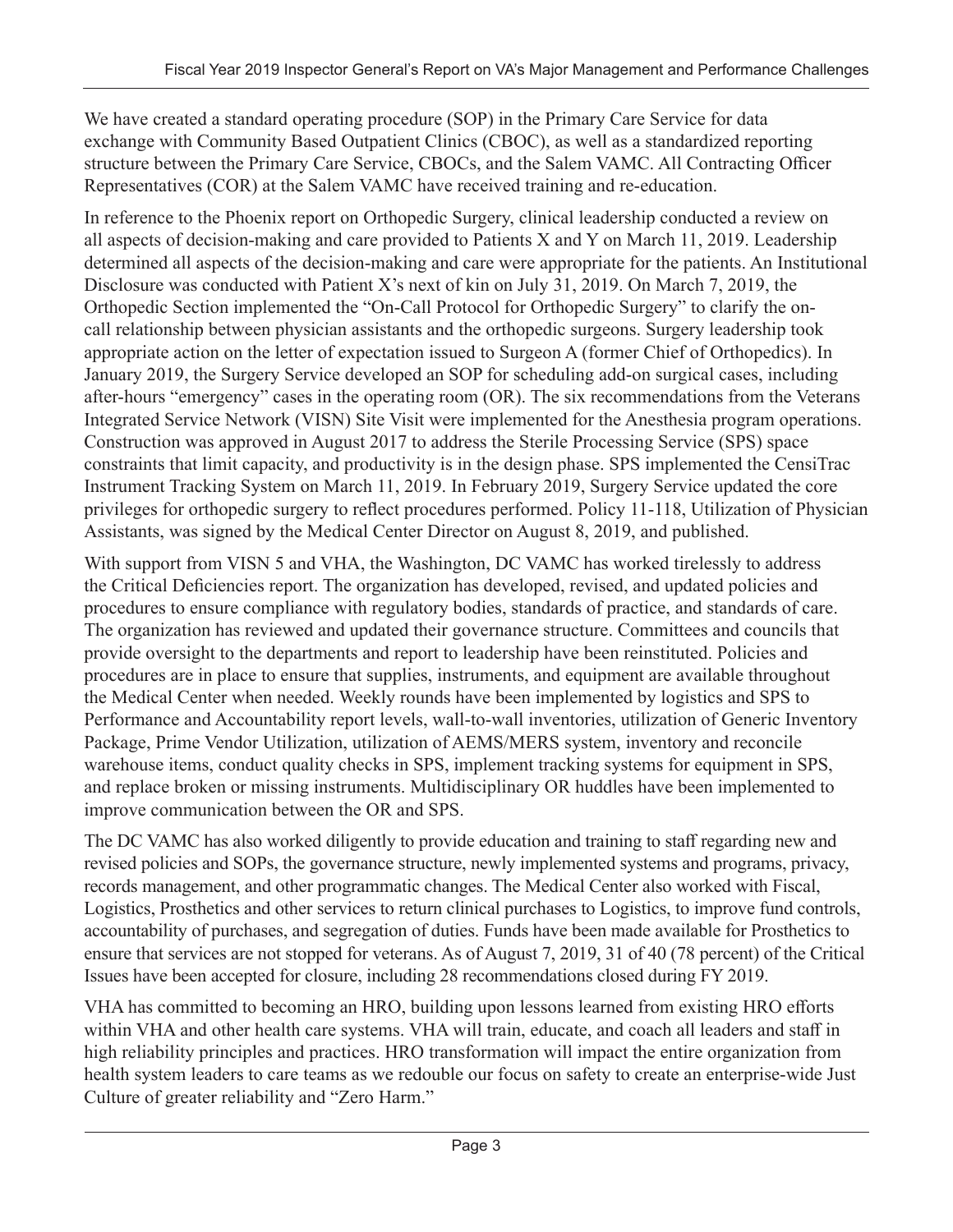We have created a standard operating procedure (SOP) in the Primary Care Service for data exchange with Community Based Outpatient Clinics (CBOC), as well as a standardized reporting structure between the Primary Care Service, CBOCs, and the Salem VAMC. All Contracting Officer Representatives (COR) at the Salem VAMC have received training and re-education.

In reference to the Phoenix report on Orthopedic Surgery, clinical leadership conducted a review on all aspects of decision-making and care provided to Patients X and Y on March 11, 2019. Leadership determined all aspects of the decision-making and care were appropriate for the patients. An Institutional Disclosure was conducted with Patient X's next of kin on July 31, 2019. On March 7, 2019, the Orthopedic Section implemented the "On-Call Protocol for Orthopedic Surgery" to clarify the on-call relationship between physician assistants and the orthopedic surgeons. Surgery leadership took appropriate action on the letter of expectation issued to Surgeon A (former Chief of Orthopedics). In January 2019, the Surgery Service developed an SOP for scheduling add-on surgical cases, including after-hours "emergency" cases in the operating room (OR). The six recommendations from the Veterans Integrated Service Network (VISN) Site Visit were implemented for the Anesthesia program operations. Construction was approved in August 2017 to address the Sterile Processing Service (SPS) space constraints that limit capacity, and productivity is in the design phase. SPS implemented the CensiTrac Instrument Tracking System on March 11, 2019. In February 2019, Surgery Service updated the core privileges for orthopedic surgery to reflect procedures performed. Policy 11-118, Utilization of Physician Assistants, was signed by the Medical Center Director on August 8, 2019, and published.

With support from VISN 5 and VHA, the Washington, DC VAMC has worked tirelessly to address the Critical Deficiencies report. The organization has developed, revised, and updated policies and procedures to ensure compliance with regulatory bodies, standards of practice, and standards of care. The organization has reviewed and updated their governance structure. Committees and councils that provide oversight to the departments and report to leadership have been reinstituted. Policies and procedures are in place to ensure that supplies, instruments, and equipment are available throughout the Medical Center when needed. Weekly rounds have been implemented by logistics and SPS to Performance and Accountability report levels, wall-to-wall inventories, utilization of Generic Inventory Package, Prime Vendor Utilization, utilization of AEMS/MERS system, inventory and reconcile warehouse items, conduct quality checks in SPS, implement tracking systems for equipment in SPS, and replace broken or missing instruments. Multidisciplinary OR huddles have been implemented to improve communication between the OR and SPS.

The DC VAMC has also worked diligently to provide education and training to staff regarding new and revised policies and SOPs, the governance structure, newly implemented systems and programs, privacy, records management, and other programmatic changes. The Medical Center also worked with Fiscal, Logistics, Prosthetics and other services to return clinical purchases to Logistics, to improve fund controls, accountability of purchases, and segregation of duties. Funds have been made available for Prosthetics to ensure that services are not stopped for veterans. As of August 7, 2019, 31 of 40 (78 percent) of the Critical Issues have been accepted for closure, including 28 recommendations closed during FY 2019.

VHA has committed to becoming an HRO, building upon lessons learned from existing HRO efforts within VHA and other health care systems. VHA will train, educate, and coach all leaders and staff in high reliability principles and practices. HRO transformation will impact the entire organization from health system leaders to care teams as we redouble our focus on safety to create an enterprise-wide Just Culture of greater reliability and "Zero Harm."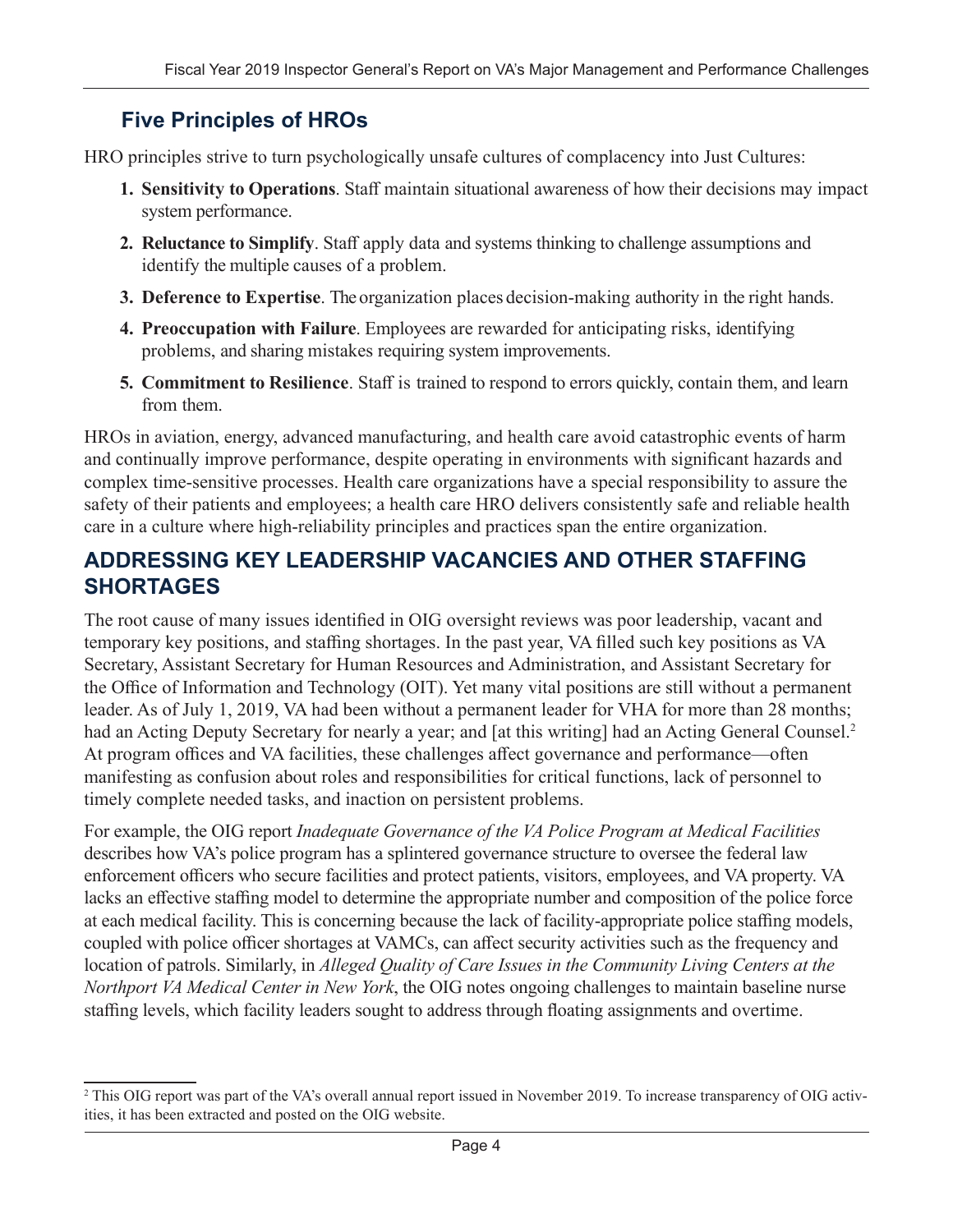## Five Principles of HROs

HRO principles strive to turn psychologically unsafe cultures of complacency into Just Cultures:

1. **Sensitivity to Operations**. Staff maintain situational awareness of how their decisions may impact system performance.
2. **Reluctance to Simplify**. Staff apply data and systems thinking to challenge assumptions and identify the multiple causes of a problem.
3. **Deference to Expertise**. The organization places decision-making authority in the right hands.
4. **Preoccupation with Failure**. Employees are rewarded for anticipating risks, identifying problems, and sharing mistakes requiring system improvements.
5. **Commitment to Resilience**. Staff is trained to respond to errors quickly, contain them, and learn from them.

HROs in aviation, energy, advanced manufacturing, and health care avoid catastrophic events of harm and continually improve performance, despite operating in environments with significant hazards and complex time-sensitive processes. Health care organizations have a special responsibility to assure the safety of their patients and employees; a health care HRO delivers consistently safe and reliable health care in a culture where high-reliability principles and practices span the entire organization.

## ADDRESSING KEY LEADERSHIP VACANCIES AND OTHER STAFFING SHORTAGES

The root cause of many issues identified in OIG oversight reviews was poor leadership, vacant and temporary key positions, and staffing shortages. In the past year, VA filled such key positions as VA Secretary, Assistant Secretary for Human Resources and Administration, and Assistant Secretary for the Office of Information and Technology (OIT). Yet many vital positions are still without a permanent leader. As of July 1, 2019, VA had been without a permanent leader for VHA for more than 28 months; had an Acting Deputy Secretary for nearly a year; and [at this writing] had an Acting General Counsel.[2] At program offices and VA facilities, these challenges affect governance and performance—often manifesting as confusion about roles and responsibilities for critical functions, lack of personnel to timely complete needed tasks, and inaction on persistent problems.

For example, the OIG report *Inadequate Governance of the VA Police Program at Medical Facilities* describes how VA's police program has a splintered governance structure to oversee the federal law enforcement officers who secure facilities and protect patients, visitors, employees, and VA property. VA lacks an effective staffing model to determine the appropriate number and composition of the police force at each medical facility. This is concerning because the lack of facility-appropriate police staffing models, coupled with police officer shortages at VAMCs, can affect security activities such as the frequency and location of patrols. Similarly, in *Alleged Quality of Care Issues in the Community Living Centers at the Northport VA Medical Center in New York*, the OIG notes ongoing challenges to maintain baseline nurse staffing levels, which facility leaders sought to address through floating assignments and overtime.

[2] This OIG report was part of the VA's overall annual report issued in November 2019. To increase transparency of OIG activities, it has been extracted and posted on the OIG website.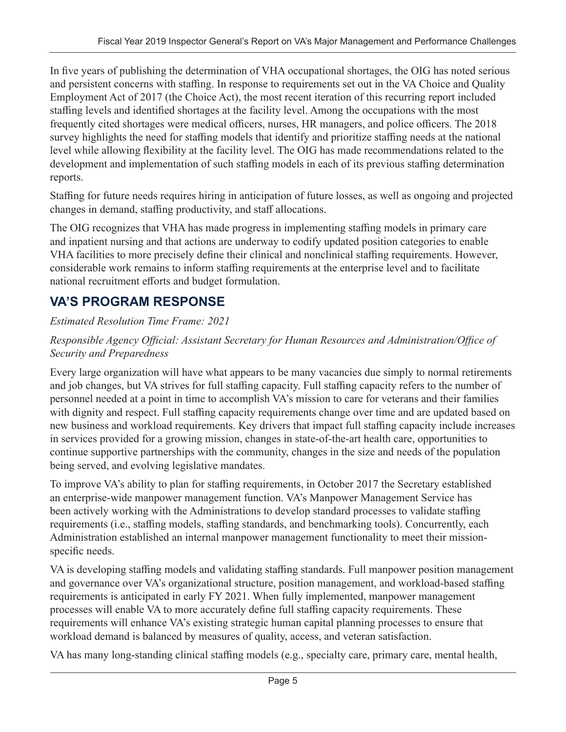In five years of publishing the determination of VHA occupational shortages, the OIG has noted serious and persistent concerns with staffing. In response to requirements set out in the VA Choice and Quality Employment Act of 2017 (the Choice Act), the most recent iteration of this recurring report included staffing levels and identified shortages at the facility level. Among the occupations with the most frequently cited shortages were medical officers, nurses, HR managers, and police officers. The 2018 survey highlights the need for staffing models that identify and prioritize staffing needs at the national level while allowing flexibility at the facility level. The OIG has made recommendations related to the development and implementation of such staffing models in each of its previous staffing determination reports.

Staffing for future needs requires hiring in anticipation of future losses, as well as ongoing and projected changes in demand, staffing productivity, and staff allocations.

The OIG recognizes that VHA has made progress in implementing staffing models in primary care and inpatient nursing and that actions are underway to codify updated position categories to enable VHA facilities to more precisely define their clinical and nonclinical staffing requirements. However, considerable work remains to inform staffing requirements at the enterprise level and to facilitate national recruitment efforts and budget formulation.

## VA'S PROGRAM RESPONSE

*Estimated Resolution Time Frame: 2021*

*Responsible Agency Official: Assistant Secretary for Human Resources and Administration/Office of Security and Preparedness*

Every large organization will have what appears to be many vacancies due simply to normal retirements and job changes, but VA strives for full staffing capacity. Full staffing capacity refers to the number of personnel needed at a point in time to accomplish VA's mission to care for veterans and their families with dignity and respect. Full staffing capacity requirements change over time and are updated based on new business and workload requirements. Key drivers that impact full staffing capacity include increases in services provided for a growing mission, changes in state-of-the-art health care, opportunities to continue supportive partnerships with the community, changes in the size and needs of the population being served, and evolving legislative mandates.

To improve VA's ability to plan for staffing requirements, in October 2017 the Secretary established an enterprise-wide manpower management function. VA's Manpower Management Service has been actively working with the Administrations to develop standard processes to validate staffing requirements (i.e., staffing models, staffing standards, and benchmarking tools). Concurrently, each Administration established an internal manpower management functionality to meet their mission-specific needs.

VA is developing staffing models and validating staffing standards. Full manpower position management and governance over VA's organizational structure, position management, and workload-based staffing requirements is anticipated in early FY 2021. When fully implemented, manpower management processes will enable VA to more accurately define full staffing capacity requirements. These requirements will enhance VA's existing strategic human capital planning processes to ensure that workload demand is balanced by measures of quality, access, and veteran satisfaction.

VA has many long-standing clinical staffing models (e.g., specialty care, primary care, mental health,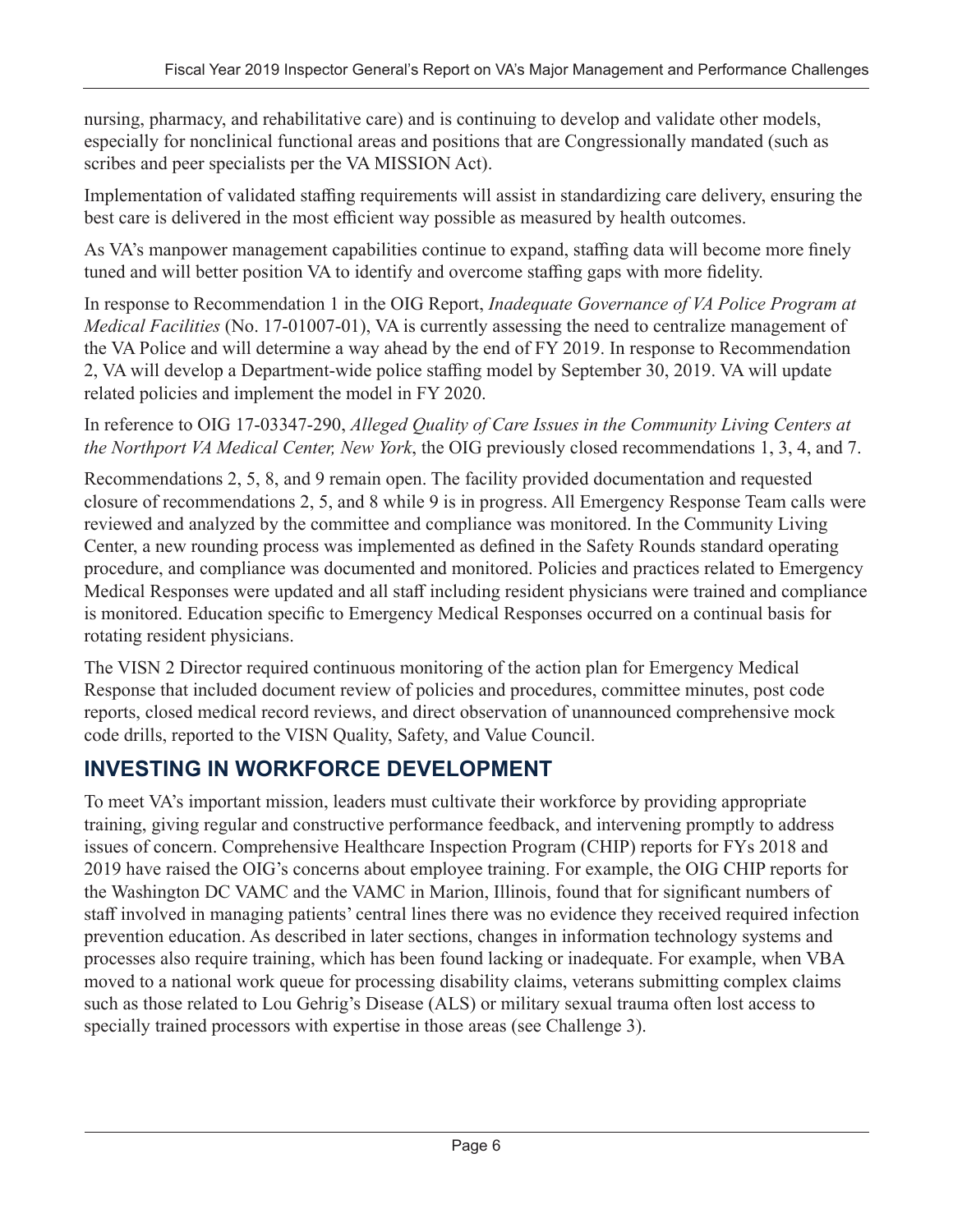nursing, pharmacy, and rehabilitative care) and is continuing to develop and validate other models, especially for nonclinical functional areas and positions that are Congressionally mandated (such as scribes and peer specialists per the VA MISSION Act).

Implementation of validated staffing requirements will assist in standardizing care delivery, ensuring the best care is delivered in the most efficient way possible as measured by health outcomes.

As VA's manpower management capabilities continue to expand, staffing data will become more finely tuned and will better position VA to identify and overcome staffing gaps with more fidelity.

In response to Recommendation 1 in the OIG Report, *Inadequate Governance of VA Police Program at Medical Facilities* (No. 17-01007-01), VA is currently assessing the need to centralize management of the VA Police and will determine a way ahead by the end of FY 2019. In response to Recommendation 2, VA will develop a Department-wide police staffing model by September 30, 2019. VA will update related policies and implement the model in FY 2020.

In reference to OIG 17-03347-290, *Alleged Quality of Care Issues in the Community Living Centers at the Northport VA Medical Center, New York*, the OIG previously closed recommendations 1, 3, 4, and 7.

Recommendations 2, 5, 8, and 9 remain open. The facility provided documentation and requested closure of recommendations 2, 5, and 8 while 9 is in progress. All Emergency Response Team calls were reviewed and analyzed by the committee and compliance was monitored. In the Community Living Center, a new rounding process was implemented as defined in the Safety Rounds standard operating procedure, and compliance was documented and monitored. Policies and practices related to Emergency Medical Responses were updated and all staff including resident physicians were trained and compliance is monitored. Education specific to Emergency Medical Responses occurred on a continual basis for rotating resident physicians.

The VISN 2 Director required continuous monitoring of the action plan for Emergency Medical Response that included document review of policies and procedures, committee minutes, post code reports, closed medical record reviews, and direct observation of unannounced comprehensive mock code drills, reported to the VISN Quality, Safety, and Value Council.

## INVESTING IN WORKFORCE DEVELOPMENT

To meet VA's important mission, leaders must cultivate their workforce by providing appropriate training, giving regular and constructive performance feedback, and intervening promptly to address issues of concern. Comprehensive Healthcare Inspection Program (CHIP) reports for FYs 2018 and 2019 have raised the OIG's concerns about employee training. For example, the OIG CHIP reports for the Washington DC VAMC and the VAMC in Marion, Illinois, found that for significant numbers of staff involved in managing patients' central lines there was no evidence they received required infection prevention education. As described in later sections, changes in information technology systems and processes also require training, which has been found lacking or inadequate. For example, when VBA moved to a national work queue for processing disability claims, veterans submitting complex claims such as those related to Lou Gehrig's Disease (ALS) or military sexual trauma often lost access to specially trained processors with expertise in those areas (see Challenge 3).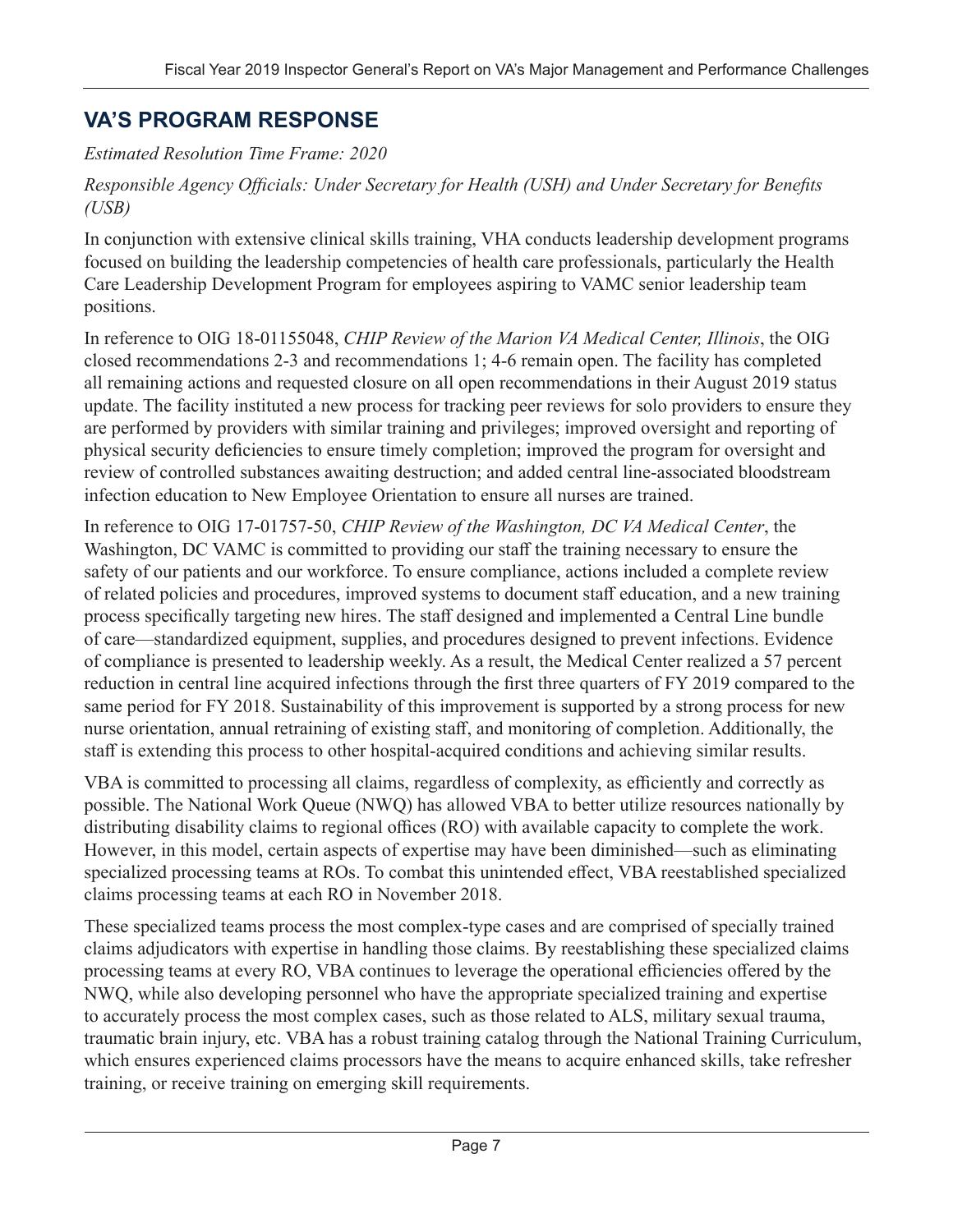## VA'S PROGRAM RESPONSE

*Estimated Resolution Time Frame: 2020*

*Responsible Agency Officials: Under Secretary for Health (USH) and Under Secretary for Benefits (USB)*

In conjunction with extensive clinical skills training, VHA conducts leadership development programs focused on building the leadership competencies of health care professionals, particularly the Health Care Leadership Development Program for employees aspiring to VAMC senior leadership team positions.

In reference to OIG 18-01155048, *CHIP Review of the Marion VA Medical Center, Illinois*, the OIG closed recommendations 2-3 and recommendations 1; 4-6 remain open. The facility has completed all remaining actions and requested closure on all open recommendations in their August 2019 status update. The facility instituted a new process for tracking peer reviews for solo providers to ensure they are performed by providers with similar training and privileges; improved oversight and reporting of physical security deficiencies to ensure timely completion; improved the program for oversight and review of controlled substances awaiting destruction; and added central line-associated bloodstream infection education to New Employee Orientation to ensure all nurses are trained.

In reference to OIG 17-01757-50, *CHIP Review of the Washington, DC VA Medical Center*, the Washington, DC VAMC is committed to providing our staff the training necessary to ensure the safety of our patients and our workforce. To ensure compliance, actions included a complete review of related policies and procedures, improved systems to document staff education, and a new training process specifically targeting new hires. The staff designed and implemented a Central Line bundle of care—standardized equipment, supplies, and procedures designed to prevent infections. Evidence of compliance is presented to leadership weekly. As a result, the Medical Center realized a 57 percent reduction in central line acquired infections through the first three quarters of FY 2019 compared to the same period for FY 2018. Sustainability of this improvement is supported by a strong process for new nurse orientation, annual retraining of existing staff, and monitoring of completion. Additionally, the staff is extending this process to other hospital-acquired conditions and achieving similar results.

VBA is committed to processing all claims, regardless of complexity, as efficiently and correctly as possible. The National Work Queue (NWQ) has allowed VBA to better utilize resources nationally by distributing disability claims to regional offices (RO) with available capacity to complete the work. However, in this model, certain aspects of expertise may have been diminished—such as eliminating specialized processing teams at ROs. To combat this unintended effect, VBA reestablished specialized claims processing teams at each RO in November 2018.

These specialized teams process the most complex-type cases and are comprised of specially trained claims adjudicators with expertise in handling those claims. By reestablishing these specialized claims processing teams at every RO, VBA continues to leverage the operational efficiencies offered by the NWQ, while also developing personnel who have the appropriate specialized training and expertise to accurately process the most complex cases, such as those related to ALS, military sexual trauma, traumatic brain injury, etc. VBA has a robust training catalog through the National Training Curriculum, which ensures experienced claims processors have the means to acquire enhanced skills, take refresher training, or receive training on emerging skill requirements.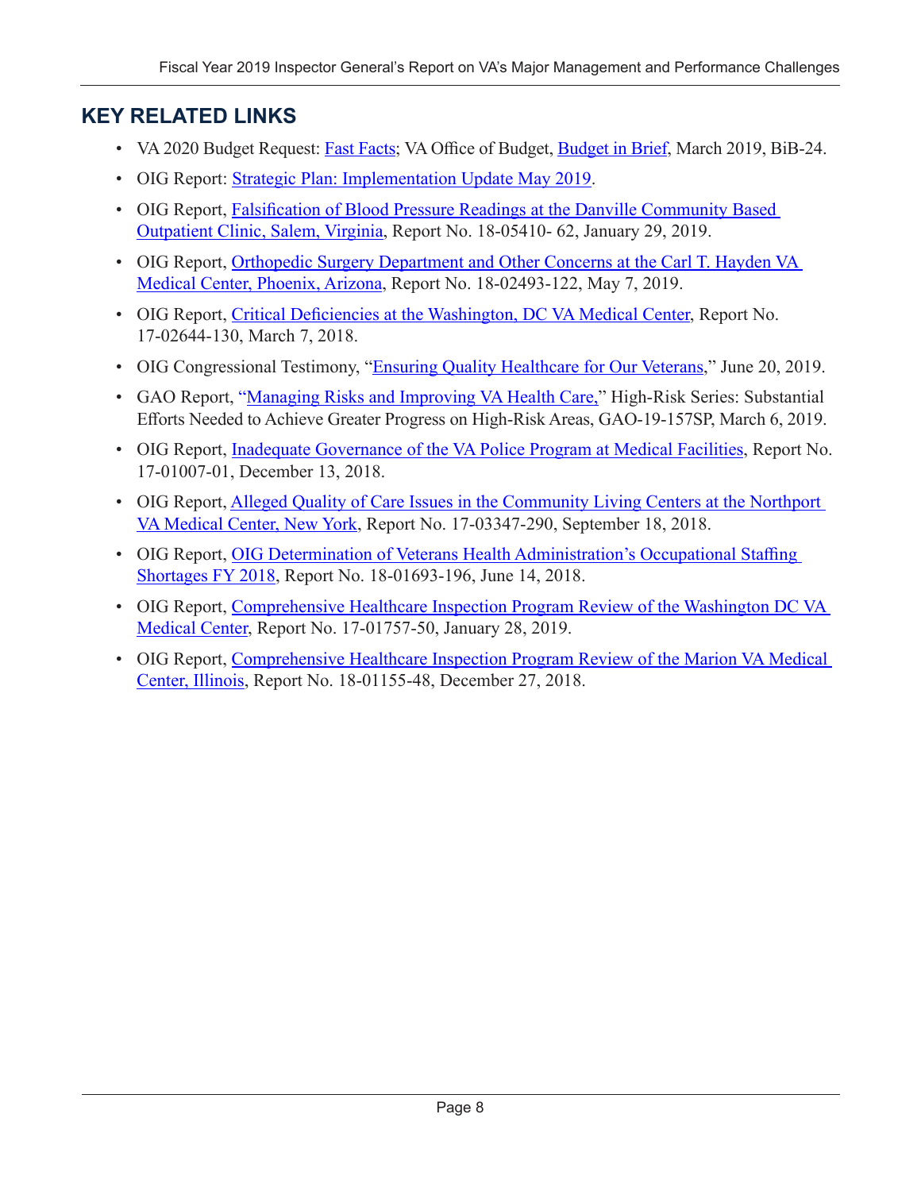## KEY RELATED LINKS

- VA 2020 Budget Request: Fast Facts; VA Office of Budget, Budget in Brief, March 2019, BiB-24.
- OIG Report: Strategic Plan: Implementation Update May 2019.
- OIG Report, Falsification of Blood Pressure Readings at the Danville Community Based Outpatient Clinic, Salem, Virginia, Report No. 18-05410- 62, January 29, 2019.
- OIG Report, Orthopedic Surgery Department and Other Concerns at the Carl T. Hayden VA Medical Center, Phoenix, Arizona, Report No. 18-02493-122, May 7, 2019.
- OIG Report, Critical Deficiencies at the Washington, DC VA Medical Center, Report No. 17-02644-130, March 7, 2018.
- OIG Congressional Testimony, "Ensuring Quality Healthcare for Our Veterans," June 20, 2019.
- GAO Report, "Managing Risks and Improving VA Health Care," High-Risk Series: Substantial Efforts Needed to Achieve Greater Progress on High-Risk Areas, GAO-19-157SP, March 6, 2019.
- OIG Report, Inadequate Governance of the VA Police Program at Medical Facilities, Report No. 17-01007-01, December 13, 2018.
- OIG Report, Alleged Quality of Care Issues in the Community Living Centers at the Northport VA Medical Center, New York, Report No. 17-03347-290, September 18, 2018.
- OIG Report, OIG Determination of Veterans Health Administration's Occupational Staffing Shortages FY 2018, Report No. 18-01693-196, June 14, 2018.
- OIG Report, Comprehensive Healthcare Inspection Program Review of the Washington DC VA Medical Center, Report No. 17-01757-50, January 28, 2019.
- OIG Report, Comprehensive Healthcare Inspection Program Review of the Marion VA Medical Center, Illinois, Report No. 18-01155-48, December 27, 2018.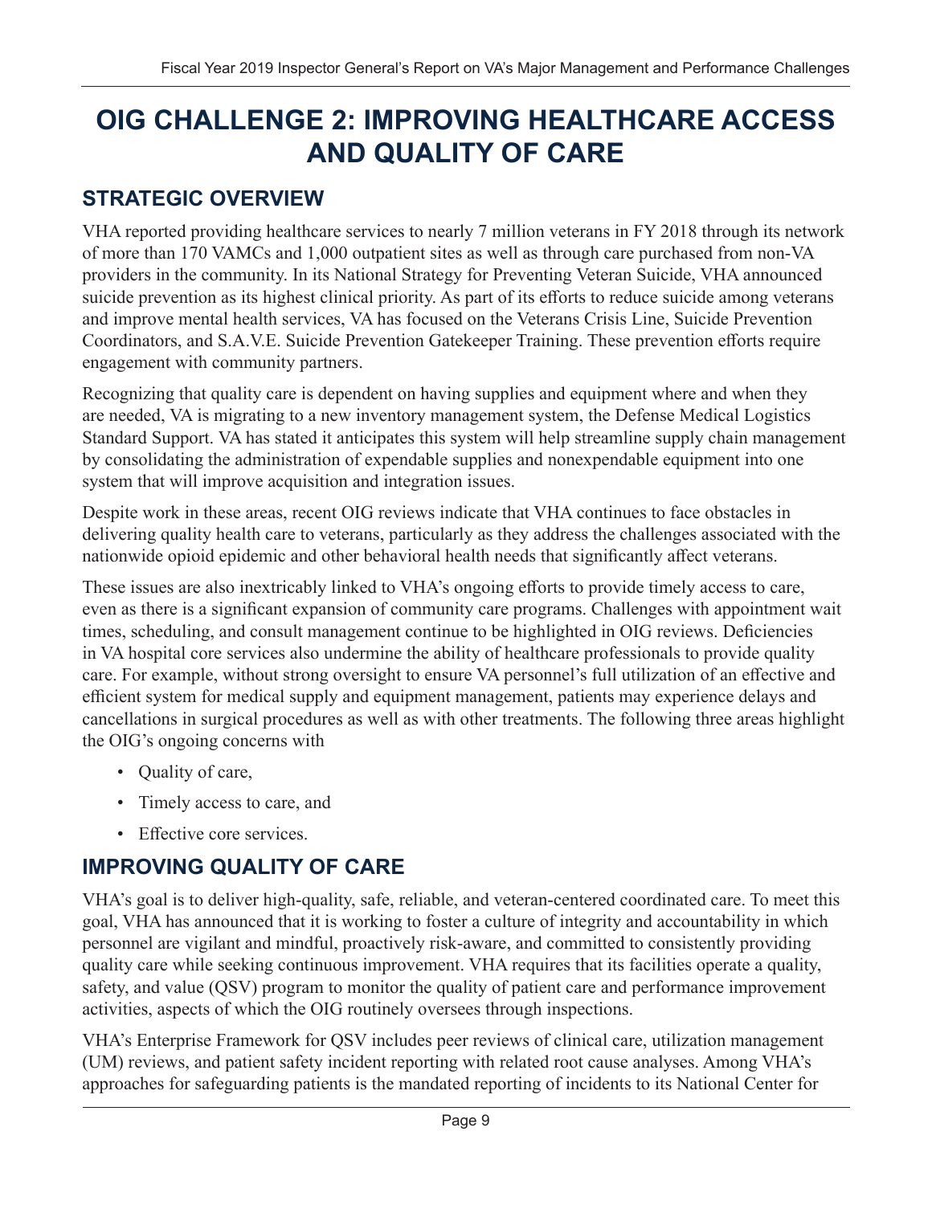# OIG CHALLENGE 2: IMPROVING HEALTHCARE ACCESS AND QUALITY OF CARE

## STRATEGIC OVERVIEW

VHA reported providing healthcare services to nearly 7 million veterans in FY 2018 through its network of more than 170 VAMCs and 1,000 outpatient sites as well as through care purchased from non-VA providers in the community. In its National Strategy for Preventing Veteran Suicide, VHA announced suicide prevention as its highest clinical priority. As part of its efforts to reduce suicide among veterans and improve mental health services, VA has focused on the Veterans Crisis Line, Suicide Prevention Coordinators, and S.A.V.E. Suicide Prevention Gatekeeper Training. These prevention efforts require engagement with community partners.

Recognizing that quality care is dependent on having supplies and equipment where and when they are needed, VA is migrating to a new inventory management system, the Defense Medical Logistics Standard Support. VA has stated it anticipates this system will help streamline supply chain management by consolidating the administration of expendable supplies and nonexpendable equipment into one system that will improve acquisition and integration issues.

Despite work in these areas, recent OIG reviews indicate that VHA continues to face obstacles in delivering quality health care to veterans, particularly as they address the challenges associated with the nationwide opioid epidemic and other behavioral health needs that significantly affect veterans.

These issues are also inextricably linked to VHA's ongoing efforts to provide timely access to care, even as there is a significant expansion of community care programs. Challenges with appointment wait times, scheduling, and consult management continue to be highlighted in OIG reviews. Deficiencies in VA hospital core services also undermine the ability of healthcare professionals to provide quality care. For example, without strong oversight to ensure VA personnel's full utilization of an effective and efficient system for medical supply and equipment management, patients may experience delays and cancellations in surgical procedures as well as with other treatments. The following three areas highlight the OIG's ongoing concerns with

- Quality of care,
- Timely access to care, and
- Effective core services.

## IMPROVING QUALITY OF CARE

VHA's goal is to deliver high-quality, safe, reliable, and veteran-centered coordinated care. To meet this goal, VHA has announced that it is working to foster a culture of integrity and accountability in which personnel are vigilant and mindful, proactively risk-aware, and committed to consistently providing quality care while seeking continuous improvement. VHA requires that its facilities operate a quality, safety, and value (QSV) program to monitor the quality of patient care and performance improvement activities, aspects of which the OIG routinely oversees through inspections.

VHA's Enterprise Framework for QSV includes peer reviews of clinical care, utilization management (UM) reviews, and patient safety incident reporting with related root cause analyses. Among VHA's approaches for safeguarding patients is the mandated reporting of incidents to its National Center for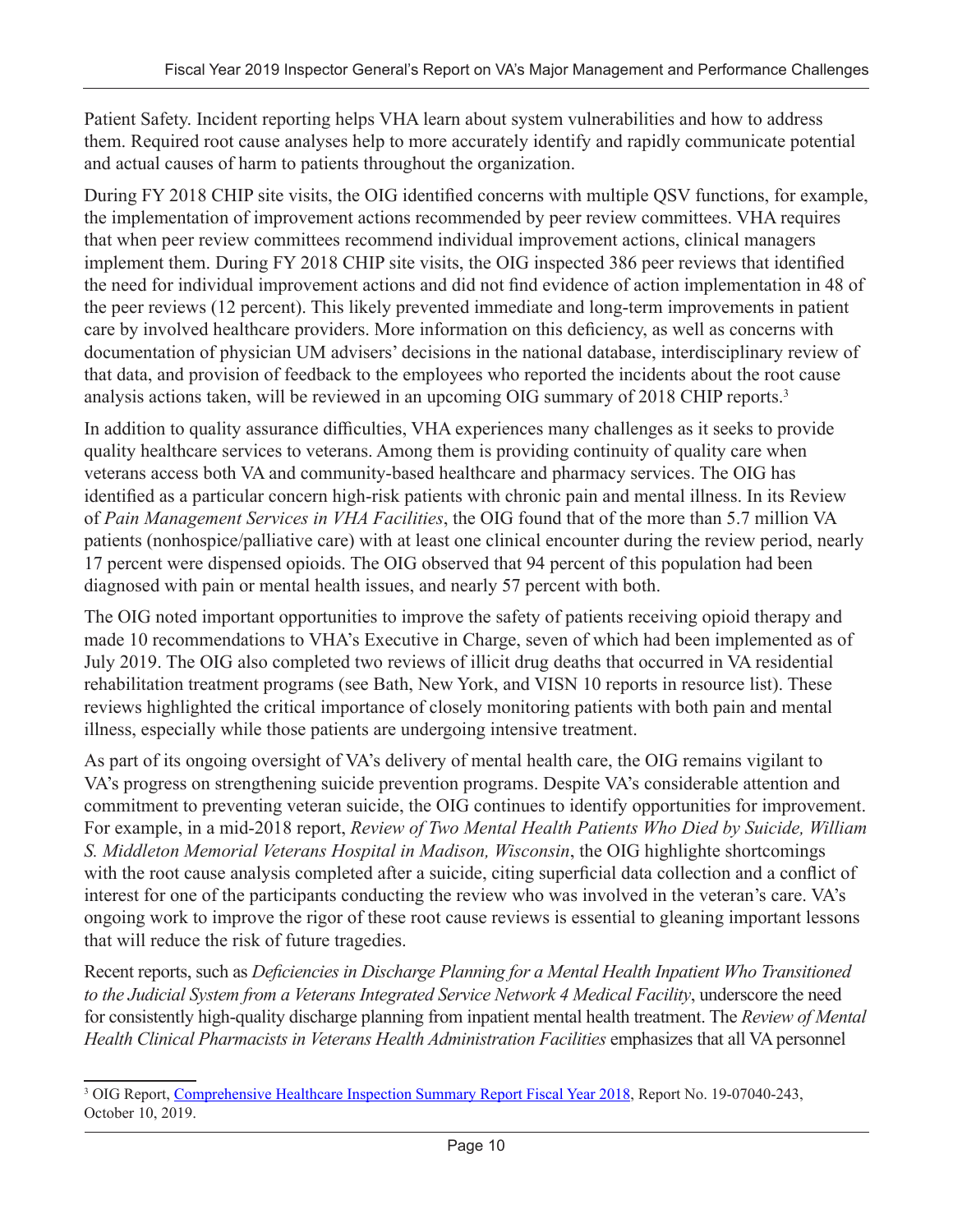Patient Safety. Incident reporting helps VHA learn about system vulnerabilities and how to address them. Required root cause analyses help to more accurately identify and rapidly communicate potential and actual causes of harm to patients throughout the organization.

During FY 2018 CHIP site visits, the OIG identified concerns with multiple QSV functions, for example, the implementation of improvement actions recommended by peer review committees. VHA requires that when peer review committees recommend individual improvement actions, clinical managers implement them. During FY 2018 CHIP site visits, the OIG inspected 386 peer reviews that identified the need for individual improvement actions and did not find evidence of action implementation in 48 of the peer reviews (12 percent). This likely prevented immediate and long-term improvements in patient care by involved healthcare providers. More information on this deficiency, as well as concerns with documentation of physician UM advisers' decisions in the national database, interdisciplinary review of that data, and provision of feedback to the employees who reported the incidents about the root cause analysis actions taken, will be reviewed in an upcoming OIG summary of 2018 CHIP reports.[3]

In addition to quality assurance difficulties, VHA experiences many challenges as it seeks to provide quality healthcare services to veterans. Among them is providing continuity of quality care when veterans access both VA and community-based healthcare and pharmacy services. The OIG has identified as a particular concern high-risk patients with chronic pain and mental illness. In its Review of *Pain Management Services in VHA Facilities*, the OIG found that of the more than 5.7 million VA patients (nonhospice/palliative care) with at least one clinical encounter during the review period, nearly 17 percent were dispensed opioids. The OIG observed that 94 percent of this population had been diagnosed with pain or mental health issues, and nearly 57 percent with both.

The OIG noted important opportunities to improve the safety of patients receiving opioid therapy and made 10 recommendations to VHA's Executive in Charge, seven of which had been implemented as of July 2019. The OIG also completed two reviews of illicit drug deaths that occurred in VA residential rehabilitation treatment programs (see Bath, New York, and VISN 10 reports in resource list). These reviews highlighted the critical importance of closely monitoring patients with both pain and mental illness, especially while those patients are undergoing intensive treatment.

As part of its ongoing oversight of VA's delivery of mental health care, the OIG remains vigilant to VA's progress on strengthening suicide prevention programs. Despite VA's considerable attention and commitment to preventing veteran suicide, the OIG continues to identify opportunities for improvement. For example, in a mid-2018 report, *Review of Two Mental Health Patients Who Died by Suicide, William S. Middleton Memorial Veterans Hospital in Madison, Wisconsin*, the OIG highlighte shortcomings with the root cause analysis completed after a suicide, citing superficial data collection and a conflict of interest for one of the participants conducting the review who was involved in the veteran's care. VA's ongoing work to improve the rigor of these root cause reviews is essential to gleaning important lessons that will reduce the risk of future tragedies.

Recent reports, such as *Deficiencies in Discharge Planning for a Mental Health Inpatient Who Transitioned to the Judicial System from a Veterans Integrated Service Network 4 Medical Facility*, underscore the need for consistently high-quality discharge planning from inpatient mental health treatment. The *Review of Mental Health Clinical Pharmacists in Veterans Health Administration Facilities* emphasizes that all VA personnel

---

[3] OIG Report, Comprehensive Healthcare Inspection Summary Report Fiscal Year 2018, Report No. 19-07040-243, October 10, 2019.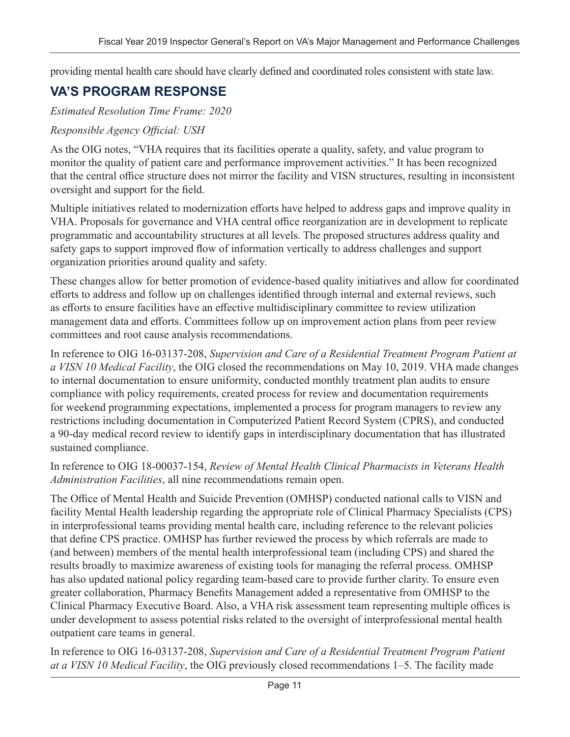providing mental health care should have clearly defined and coordinated roles consistent with state law.

## VA'S PROGRAM RESPONSE

*Estimated Resolution Time Frame: 2020*

*Responsible Agency Official: USH*

As the OIG notes, "VHA requires that its facilities operate a quality, safety, and value program to monitor the quality of patient care and performance improvement activities." It has been recognized that the central office structure does not mirror the facility and VISN structures, resulting in inconsistent oversight and support for the field.

Multiple initiatives related to modernization efforts have helped to address gaps and improve quality in VHA. Proposals for governance and VHA central office reorganization are in development to replicate programmatic and accountability structures at all levels. The proposed structures address quality and safety gaps to support improved flow of information vertically to address challenges and support organization priorities around quality and safety.

These changes allow for better promotion of evidence-based quality initiatives and allow for coordinated efforts to address and follow up on challenges identified through internal and external reviews, such as efforts to ensure facilities have an effective multidisciplinary committee to review utilization management data and efforts. Committees follow up on improvement action plans from peer review committees and root cause analysis recommendations.

In reference to OIG 16-03137-208, *Supervision and Care of a Residential Treatment Program Patient at a VISN 10 Medical Facility*, the OIG closed the recommendations on May 10, 2019. VHA made changes to internal documentation to ensure uniformity, conducted monthly treatment plan audits to ensure compliance with policy requirements, created process for review and documentation requirements for weekend programming expectations, implemented a process for program managers to review any restrictions including documentation in Computerized Patient Record System (CPRS), and conducted a 90-day medical record review to identify gaps in interdisciplinary documentation that has illustrated sustained compliance.

In reference to OIG 18-00037-154, *Review of Mental Health Clinical Pharmacists in Veterans Health Administration Facilities*, all nine recommendations remain open.

The Office of Mental Health and Suicide Prevention (OMHSP) conducted national calls to VISN and facility Mental Health leadership regarding the appropriate role of Clinical Pharmacy Specialists (CPS) in interprofessional teams providing mental health care, including reference to the relevant policies that define CPS practice. OMHSP has further reviewed the process by which referrals are made to (and between) members of the mental health interprofessional team (including CPS) and shared the results broadly to maximize awareness of existing tools for managing the referral process. OMHSP has also updated national policy regarding team-based care to provide further clarity. To ensure even greater collaboration, Pharmacy Benefits Management added a representative from OMHSP to the Clinical Pharmacy Executive Board. Also, a VHA risk assessment team representing multiple offices is under development to assess potential risks related to the oversight of interprofessional mental health outpatient care teams in general.

In reference to OIG 16-03137-208, *Supervision and Care of a Residential Treatment Program Patient at a VISN 10 Medical Facility*, the OIG previously closed recommendations 1–5. The facility made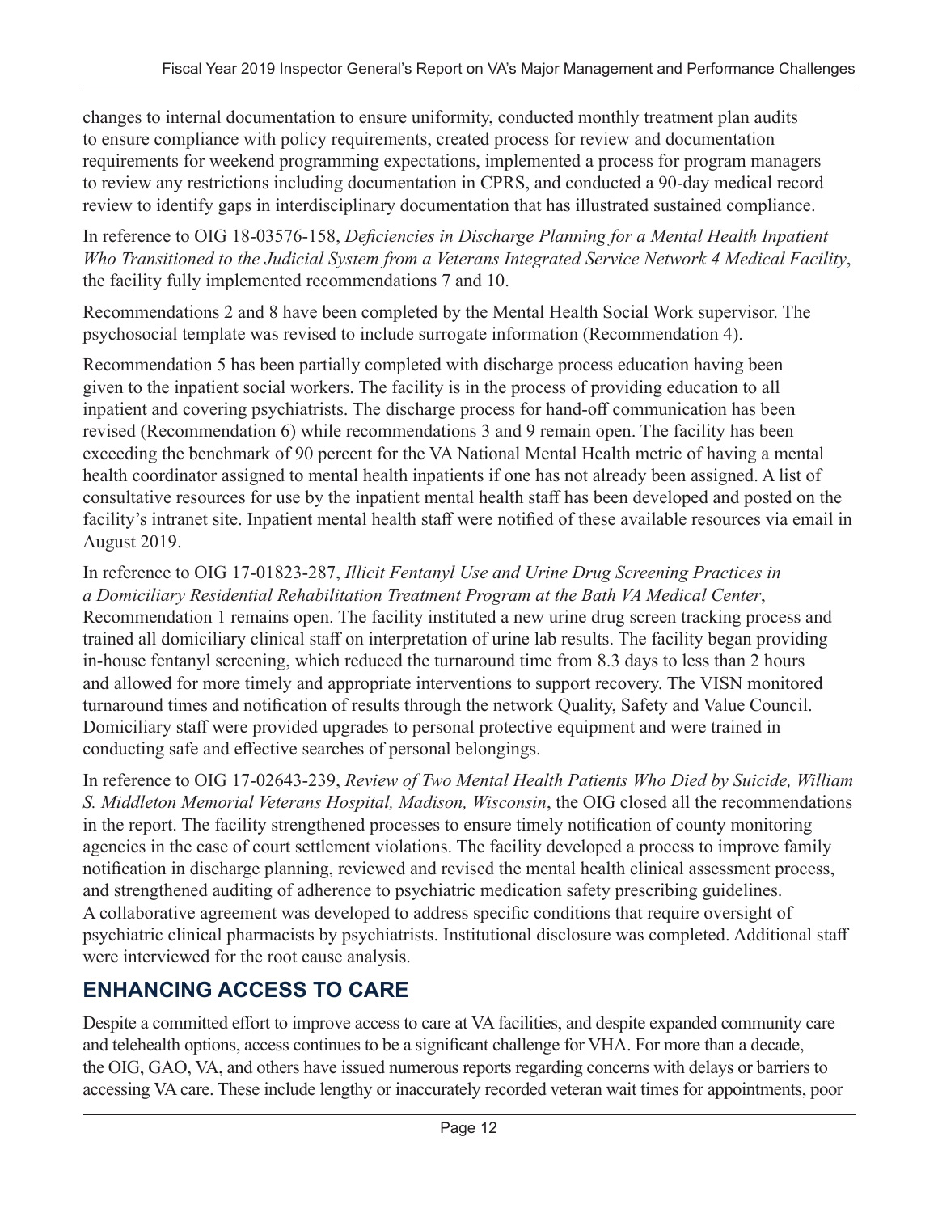changes to internal documentation to ensure uniformity, conducted monthly treatment plan audits to ensure compliance with policy requirements, created process for review and documentation requirements for weekend programming expectations, implemented a process for program managers to review any restrictions including documentation in CPRS, and conducted a 90-day medical record review to identify gaps in interdisciplinary documentation that has illustrated sustained compliance.

In reference to OIG 18-03576-158, *Deficiencies in Discharge Planning for a Mental Health Inpatient Who Transitioned to the Judicial System from a Veterans Integrated Service Network 4 Medical Facility*, the facility fully implemented recommendations 7 and 10.

Recommendations 2 and 8 have been completed by the Mental Health Social Work supervisor. The psychosocial template was revised to include surrogate information (Recommendation 4).

Recommendation 5 has been partially completed with discharge process education having been given to the inpatient social workers. The facility is in the process of providing education to all inpatient and covering psychiatrists. The discharge process for hand-off communication has been revised (Recommendation 6) while recommendations 3 and 9 remain open. The facility has been exceeding the benchmark of 90 percent for the VA National Mental Health metric of having a mental health coordinator assigned to mental health inpatients if one has not already been assigned. A list of consultative resources for use by the inpatient mental health staff has been developed and posted on the facility's intranet site. Inpatient mental health staff were notified of these available resources via email in August 2019.

In reference to OIG 17-01823-287, *Illicit Fentanyl Use and Urine Drug Screening Practices in a Domiciliary Residential Rehabilitation Treatment Program at the Bath VA Medical Center*, Recommendation 1 remains open. The facility instituted a new urine drug screen tracking process and trained all domiciliary clinical staff on interpretation of urine lab results. The facility began providing in-house fentanyl screening, which reduced the turnaround time from 8.3 days to less than 2 hours and allowed for more timely and appropriate interventions to support recovery. The VISN monitored turnaround times and notification of results through the network Quality, Safety and Value Council. Domiciliary staff were provided upgrades to personal protective equipment and were trained in conducting safe and effective searches of personal belongings.

In reference to OIG 17-02643-239, *Review of Two Mental Health Patients Who Died by Suicide, William S. Middleton Memorial Veterans Hospital, Madison, Wisconsin*, the OIG closed all the recommendations in the report. The facility strengthened processes to ensure timely notification of county monitoring agencies in the case of court settlement violations. The facility developed a process to improve family notification in discharge planning, reviewed and revised the mental health clinical assessment process, and strengthened auditing of adherence to psychiatric medication safety prescribing guidelines. A collaborative agreement was developed to address specific conditions that require oversight of psychiatric clinical pharmacists by psychiatrists. Institutional disclosure was completed. Additional staff were interviewed for the root cause analysis.

## ENHANCING ACCESS TO CARE

Despite a committed effort to improve access to care at VA facilities, and despite expanded community care and telehealth options, access continues to be a significant challenge for VHA. For more than a decade, the OIG, GAO, VA, and others have issued numerous reports regarding concerns with delays or barriers to accessing VA care. These include lengthy or inaccurately recorded veteran wait times for appointments, poor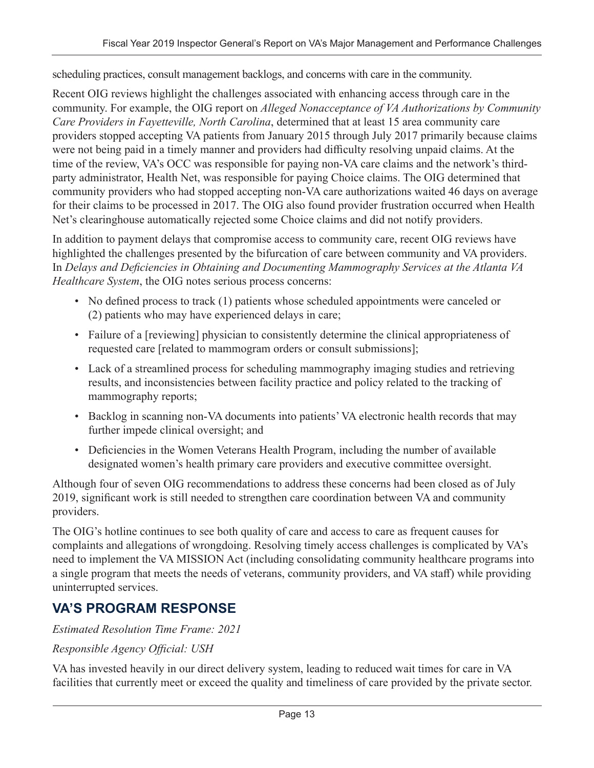scheduling practices, consult management backlogs, and concerns with care in the community.

Recent OIG reviews highlight the challenges associated with enhancing access through care in the community. For example, the OIG report on *Alleged Nonacceptance of VA Authorizations by Community Care Providers in Fayetteville, North Carolina*, determined that at least 15 area community care providers stopped accepting VA patients from January 2015 through July 2017 primarily because claims were not being paid in a timely manner and providers had difficulty resolving unpaid claims. At the time of the review, VA's OCC was responsible for paying non-VA care claims and the network's third-party administrator, Health Net, was responsible for paying Choice claims. The OIG determined that community providers who had stopped accepting non-VA care authorizations waited 46 days on average for their claims to be processed in 2017. The OIG also found provider frustration occurred when Health Net's clearinghouse automatically rejected some Choice claims and did not notify providers.

In addition to payment delays that compromise access to community care, recent OIG reviews have highlighted the challenges presented by the bifurcation of care between community and VA providers. In *Delays and Deficiencies in Obtaining and Documenting Mammography Services at the Atlanta VA Healthcare System*, the OIG notes serious process concerns:

- No defined process to track (1) patients whose scheduled appointments were canceled or (2) patients who may have experienced delays in care;
- Failure of a [reviewing] physician to consistently determine the clinical appropriateness of requested care [related to mammogram orders or consult submissions];
- Lack of a streamlined process for scheduling mammography imaging studies and retrieving results, and inconsistencies between facility practice and policy related to the tracking of mammography reports;
- Backlog in scanning non-VA documents into patients' VA electronic health records that may further impede clinical oversight; and
- Deficiencies in the Women Veterans Health Program, including the number of available designated women's health primary care providers and executive committee oversight.

Although four of seven OIG recommendations to address these concerns had been closed as of July 2019, significant work is still needed to strengthen care coordination between VA and community providers.

The OIG's hotline continues to see both quality of care and access to care as frequent causes for complaints and allegations of wrongdoing. Resolving timely access challenges is complicated by VA's need to implement the VA MISSION Act (including consolidating community healthcare programs into a single program that meets the needs of veterans, community providers, and VA staff) while providing uninterrupted services.

## VA'S PROGRAM RESPONSE

*Estimated Resolution Time Frame: 2021*

*Responsible Agency Official: USH*

VA has invested heavily in our direct delivery system, leading to reduced wait times for care in VA facilities that currently meet or exceed the quality and timeliness of care provided by the private sector.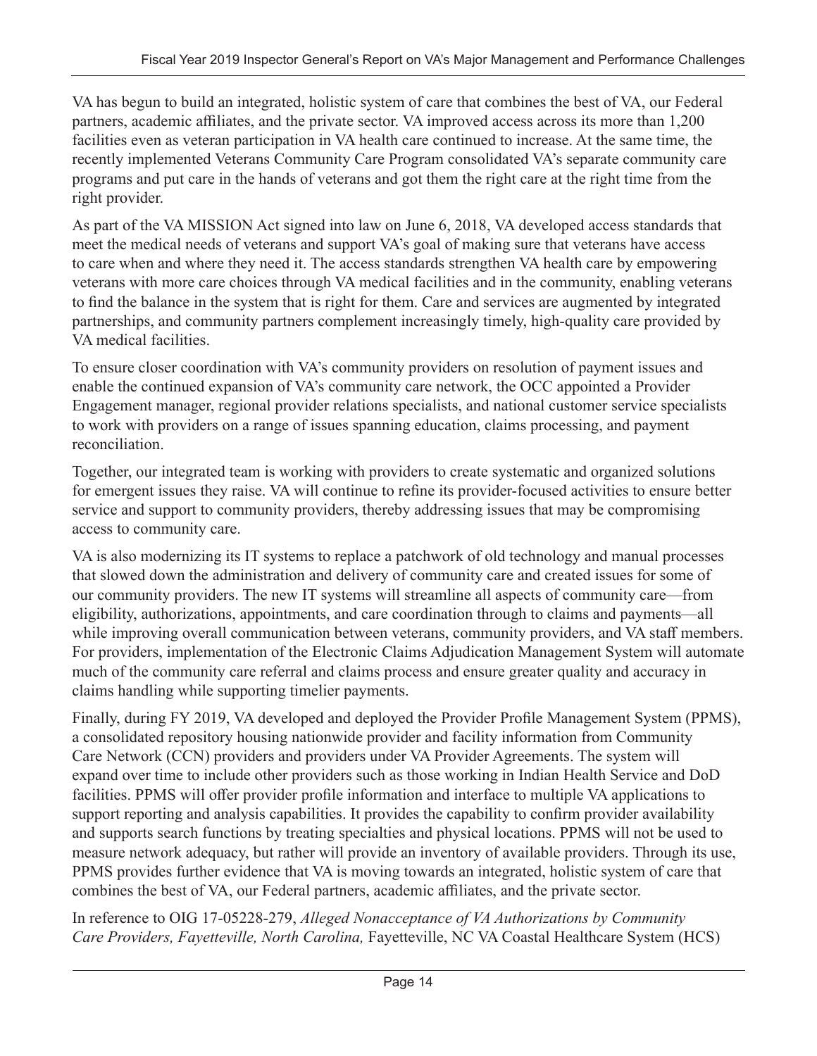VA has begun to build an integrated, holistic system of care that combines the best of VA, our Federal partners, academic affiliates, and the private sector. VA improved access across its more than 1,200 facilities even as veteran participation in VA health care continued to increase. At the same time, the recently implemented Veterans Community Care Program consolidated VA's separate community care programs and put care in the hands of veterans and got them the right care at the right time from the right provider.

As part of the VA MISSION Act signed into law on June 6, 2018, VA developed access standards that meet the medical needs of veterans and support VA's goal of making sure that veterans have access to care when and where they need it. The access standards strengthen VA health care by empowering veterans with more care choices through VA medical facilities and in the community, enabling veterans to find the balance in the system that is right for them. Care and services are augmented by integrated partnerships, and community partners complement increasingly timely, high-quality care provided by VA medical facilities.

To ensure closer coordination with VA's community providers on resolution of payment issues and enable the continued expansion of VA's community care network, the OCC appointed a Provider Engagement manager, regional provider relations specialists, and national customer service specialists to work with providers on a range of issues spanning education, claims processing, and payment reconciliation.

Together, our integrated team is working with providers to create systematic and organized solutions for emergent issues they raise. VA will continue to refine its provider-focused activities to ensure better service and support to community providers, thereby addressing issues that may be compromising access to community care.

VA is also modernizing its IT systems to replace a patchwork of old technology and manual processes that slowed down the administration and delivery of community care and created issues for some of our community providers. The new IT systems will streamline all aspects of community care—from eligibility, authorizations, appointments, and care coordination through to claims and payments—all while improving overall communication between veterans, community providers, and VA staff members. For providers, implementation of the Electronic Claims Adjudication Management System will automate much of the community care referral and claims process and ensure greater quality and accuracy in claims handling while supporting timelier payments.

Finally, during FY 2019, VA developed and deployed the Provider Profile Management System (PPMS), a consolidated repository housing nationwide provider and facility information from Community Care Network (CCN) providers and providers under VA Provider Agreements. The system will expand over time to include other providers such as those working in Indian Health Service and DoD facilities. PPMS will offer provider profile information and interface to multiple VA applications to support reporting and analysis capabilities. It provides the capability to confirm provider availability and supports search functions by treating specialties and physical locations. PPMS will not be used to measure network adequacy, but rather will provide an inventory of available providers. Through its use, PPMS provides further evidence that VA is moving towards an integrated, holistic system of care that combines the best of VA, our Federal partners, academic affiliates, and the private sector.

In reference to OIG 17-05228-279, *Alleged Nonacceptance of VA Authorizations by Community Care Providers, Fayetteville, North Carolina,* Fayetteville, NC VA Coastal Healthcare System (HCS)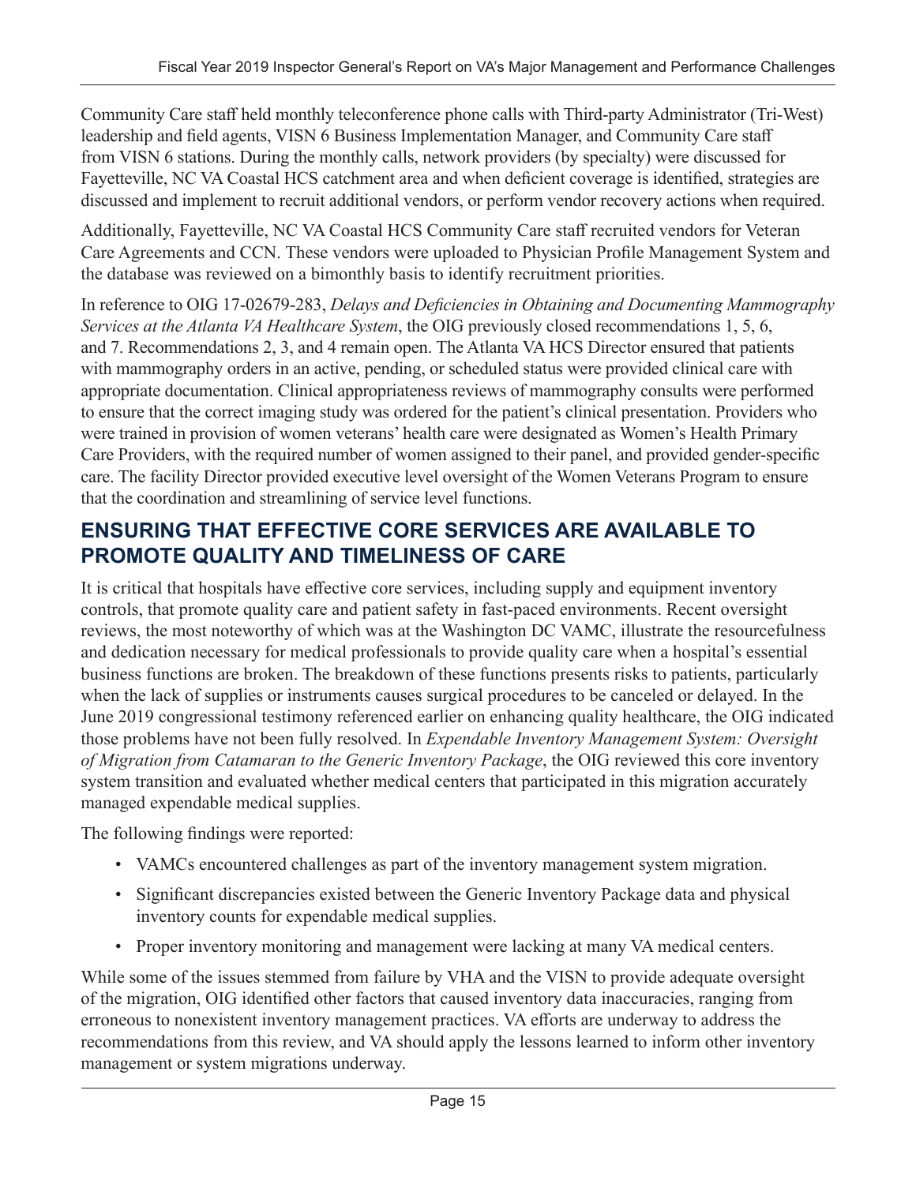Community Care staff held monthly teleconference phone calls with Third-party Administrator (Tri-West) leadership and field agents, VISN 6 Business Implementation Manager, and Community Care staff from VISN 6 stations. During the monthly calls, network providers (by specialty) were discussed for Fayetteville, NC VA Coastal HCS catchment area and when deficient coverage is identified, strategies are discussed and implement to recruit additional vendors, or perform vendor recovery actions when required.

Additionally, Fayetteville, NC VA Coastal HCS Community Care staff recruited vendors for Veteran Care Agreements and CCN. These vendors were uploaded to Physician Profile Management System and the database was reviewed on a bimonthly basis to identify recruitment priorities.

In reference to OIG 17-02679-283, *Delays and Deficiencies in Obtaining and Documenting Mammography Services at the Atlanta VA Healthcare System*, the OIG previously closed recommendations 1, 5, 6, and 7. Recommendations 2, 3, and 4 remain open. The Atlanta VA HCS Director ensured that patients with mammography orders in an active, pending, or scheduled status were provided clinical care with appropriate documentation. Clinical appropriateness reviews of mammography consults were performed to ensure that the correct imaging study was ordered for the patient's clinical presentation. Providers who were trained in provision of women veterans' health care were designated as Women's Health Primary Care Providers, with the required number of women assigned to their panel, and provided gender-specific care. The facility Director provided executive level oversight of the Women Veterans Program to ensure that the coordination and streamlining of service level functions.

## ENSURING THAT EFFECTIVE CORE SERVICES ARE AVAILABLE TO PROMOTE QUALITY AND TIMELINESS OF CARE

It is critical that hospitals have effective core services, including supply and equipment inventory controls, that promote quality care and patient safety in fast-paced environments. Recent oversight reviews, the most noteworthy of which was at the Washington DC VAMC, illustrate the resourcefulness and dedication necessary for medical professionals to provide quality care when a hospital's essential business functions are broken. The breakdown of these functions presents risks to patients, particularly when the lack of supplies or instruments causes surgical procedures to be canceled or delayed. In the June 2019 congressional testimony referenced earlier on enhancing quality healthcare, the OIG indicated those problems have not been fully resolved. In *Expendable Inventory Management System: Oversight of Migration from Catamaran to the Generic Inventory Package*, the OIG reviewed this core inventory system transition and evaluated whether medical centers that participated in this migration accurately managed expendable medical supplies.

The following findings were reported:

- VAMCs encountered challenges as part of the inventory management system migration.
- Significant discrepancies existed between the Generic Inventory Package data and physical inventory counts for expendable medical supplies.
- Proper inventory monitoring and management were lacking at many VA medical centers.

While some of the issues stemmed from failure by VHA and the VISN to provide adequate oversight of the migration, OIG identified other factors that caused inventory data inaccuracies, ranging from erroneous to nonexistent inventory management practices. VA efforts are underway to address the recommendations from this review, and VA should apply the lessons learned to inform other inventory management or system migrations underway.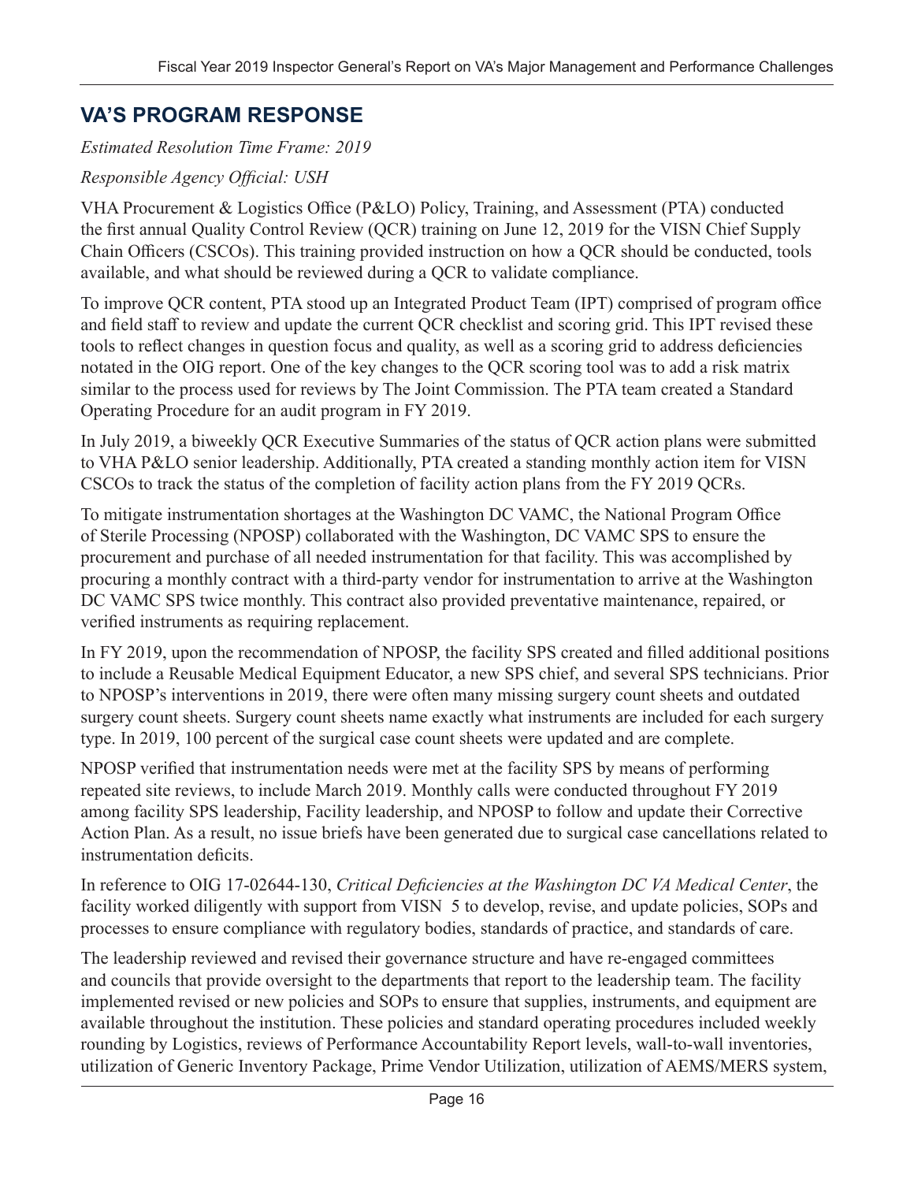## VA'S PROGRAM RESPONSE

*Estimated Resolution Time Frame: 2019*

*Responsible Agency Official: USH*

VHA Procurement & Logistics Office (P&LO) Policy, Training, and Assessment (PTA) conducted the first annual Quality Control Review (QCR) training on June 12, 2019 for the VISN Chief Supply Chain Officers (CSCOs). This training provided instruction on how a QCR should be conducted, tools available, and what should be reviewed during a QCR to validate compliance.

To improve QCR content, PTA stood up an Integrated Product Team (IPT) comprised of program office and field staff to review and update the current QCR checklist and scoring grid. This IPT revised these tools to reflect changes in question focus and quality, as well as a scoring grid to address deficiencies notated in the OIG report. One of the key changes to the QCR scoring tool was to add a risk matrix similar to the process used for reviews by The Joint Commission. The PTA team created a Standard Operating Procedure for an audit program in FY 2019.

In July 2019, a biweekly QCR Executive Summaries of the status of QCR action plans were submitted to VHA P&LO senior leadership. Additionally, PTA created a standing monthly action item for VISN CSCOs to track the status of the completion of facility action plans from the FY 2019 QCRs.

To mitigate instrumentation shortages at the Washington DC VAMC, the National Program Office of Sterile Processing (NPOSP) collaborated with the Washington, DC VAMC SPS to ensure the procurement and purchase of all needed instrumentation for that facility. This was accomplished by procuring a monthly contract with a third-party vendor for instrumentation to arrive at the Washington DC VAMC SPS twice monthly. This contract also provided preventative maintenance, repaired, or verified instruments as requiring replacement.

In FY 2019, upon the recommendation of NPOSP, the facility SPS created and filled additional positions to include a Reusable Medical Equipment Educator, a new SPS chief, and several SPS technicians. Prior to NPOSP's interventions in 2019, there were often many missing surgery count sheets and outdated surgery count sheets. Surgery count sheets name exactly what instruments are included for each surgery type. In 2019, 100 percent of the surgical case count sheets were updated and are complete.

NPOSP verified that instrumentation needs were met at the facility SPS by means of performing repeated site reviews, to include March 2019. Monthly calls were conducted throughout FY 2019 among facility SPS leadership, Facility leadership, and NPOSP to follow and update their Corrective Action Plan. As a result, no issue briefs have been generated due to surgical case cancellations related to instrumentation deficits.

In reference to OIG 17-02644-130, *Critical Deficiencies at the Washington DC VA Medical Center*, the facility worked diligently with support from VISN 5 to develop, revise, and update policies, SOPs and processes to ensure compliance with regulatory bodies, standards of practice, and standards of care.

The leadership reviewed and revised their governance structure and have re-engaged committees and councils that provide oversight to the departments that report to the leadership team. The facility implemented revised or new policies and SOPs to ensure that supplies, instruments, and equipment are available throughout the institution. These policies and standard operating procedures included weekly rounding by Logistics, reviews of Performance Accountability Report levels, wall-to-wall inventories, utilization of Generic Inventory Package, Prime Vendor Utilization, utilization of AEMS/MERS system,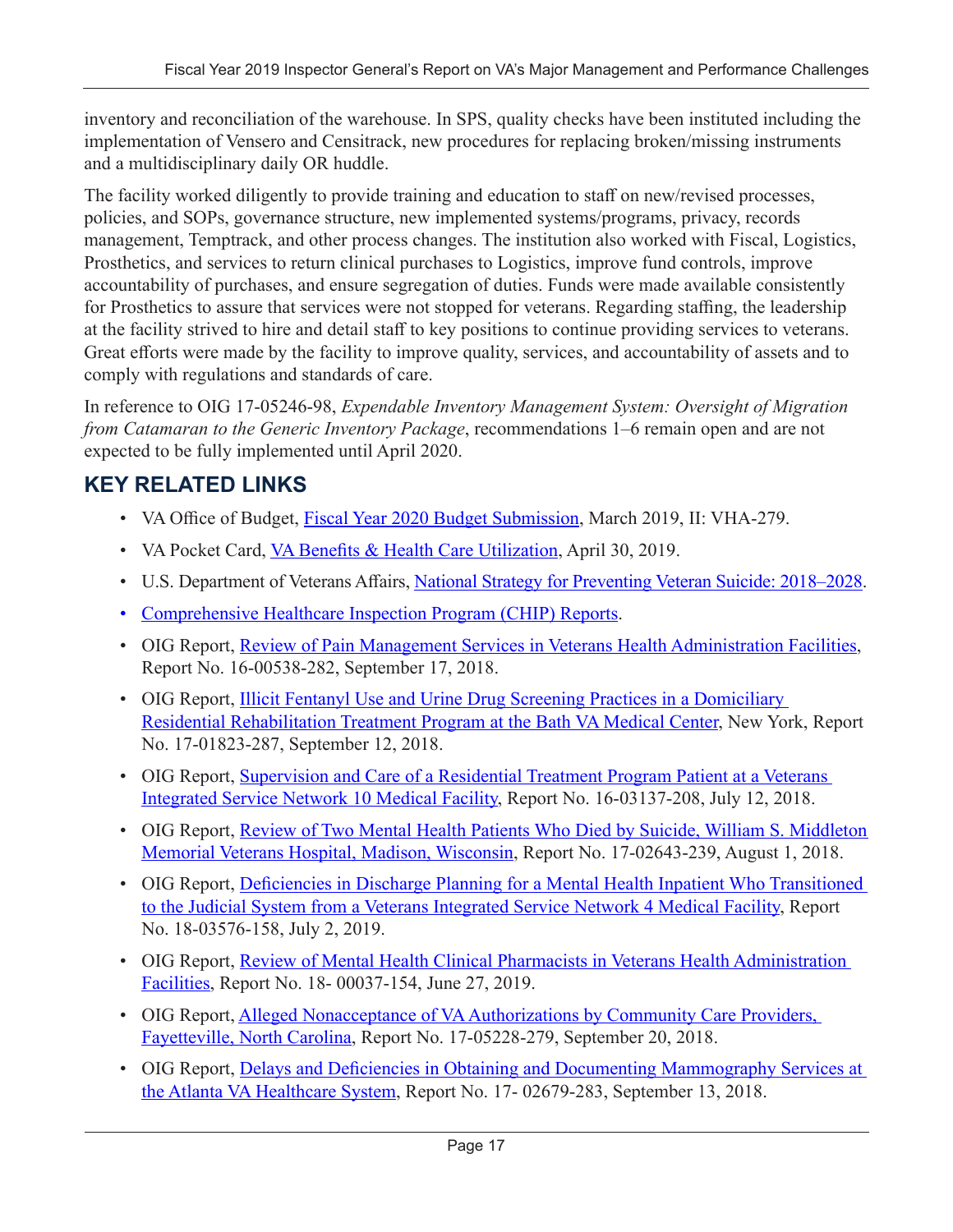inventory and reconciliation of the warehouse. In SPS, quality checks have been instituted including the implementation of Vensero and Censitrack, new procedures for replacing broken/missing instruments and a multidisciplinary daily OR huddle.

The facility worked diligently to provide training and education to staff on new/revised processes, policies, and SOPs, governance structure, new implemented systems/programs, privacy, records management, Temptrack, and other process changes. The institution also worked with Fiscal, Logistics, Prosthetics, and services to return clinical purchases to Logistics, improve fund controls, improve accountability of purchases, and ensure segregation of duties. Funds were made available consistently for Prosthetics to assure that services were not stopped for veterans. Regarding staffing, the leadership at the facility strived to hire and detail staff to key positions to continue providing services to veterans. Great efforts were made by the facility to improve quality, services, and accountability of assets and to comply with regulations and standards of care.

In reference to OIG 17-05246-98, *Expendable Inventory Management System: Oversight of Migration from Catamaran to the Generic Inventory Package*, recommendations 1–6 remain open and are not expected to be fully implemented until April 2020.

## KEY RELATED LINKS

- VA Office of Budget, Fiscal Year 2020 Budget Submission, March 2019, II: VHA-279.
- VA Pocket Card, VA Benefits & Health Care Utilization, April 30, 2019.
- U.S. Department of Veterans Affairs, National Strategy for Preventing Veteran Suicide: 2018–2028.
- Comprehensive Healthcare Inspection Program (CHIP) Reports.
- OIG Report, Review of Pain Management Services in Veterans Health Administration Facilities, Report No. 16-00538-282, September 17, 2018.
- OIG Report, Illicit Fentanyl Use and Urine Drug Screening Practices in a Domiciliary Residential Rehabilitation Treatment Program at the Bath VA Medical Center, New York, Report No. 17-01823-287, September 12, 2018.
- OIG Report, Supervision and Care of a Residential Treatment Program Patient at a Veterans Integrated Service Network 10 Medical Facility, Report No. 16-03137-208, July 12, 2018.
- OIG Report, Review of Two Mental Health Patients Who Died by Suicide, William S. Middleton Memorial Veterans Hospital, Madison, Wisconsin, Report No. 17-02643-239, August 1, 2018.
- OIG Report, Deficiencies in Discharge Planning for a Mental Health Inpatient Who Transitioned to the Judicial System from a Veterans Integrated Service Network 4 Medical Facility, Report No. 18-03576-158, July 2, 2019.
- OIG Report, Review of Mental Health Clinical Pharmacists in Veterans Health Administration Facilities, Report No. 18- 00037-154, June 27, 2019.
- OIG Report, Alleged Nonacceptance of VA Authorizations by Community Care Providers, Fayetteville, North Carolina, Report No. 17-05228-279, September 20, 2018.
- OIG Report, Delays and Deficiencies in Obtaining and Documenting Mammography Services at the Atlanta VA Healthcare System, Report No. 17- 02679-283, September 13, 2018.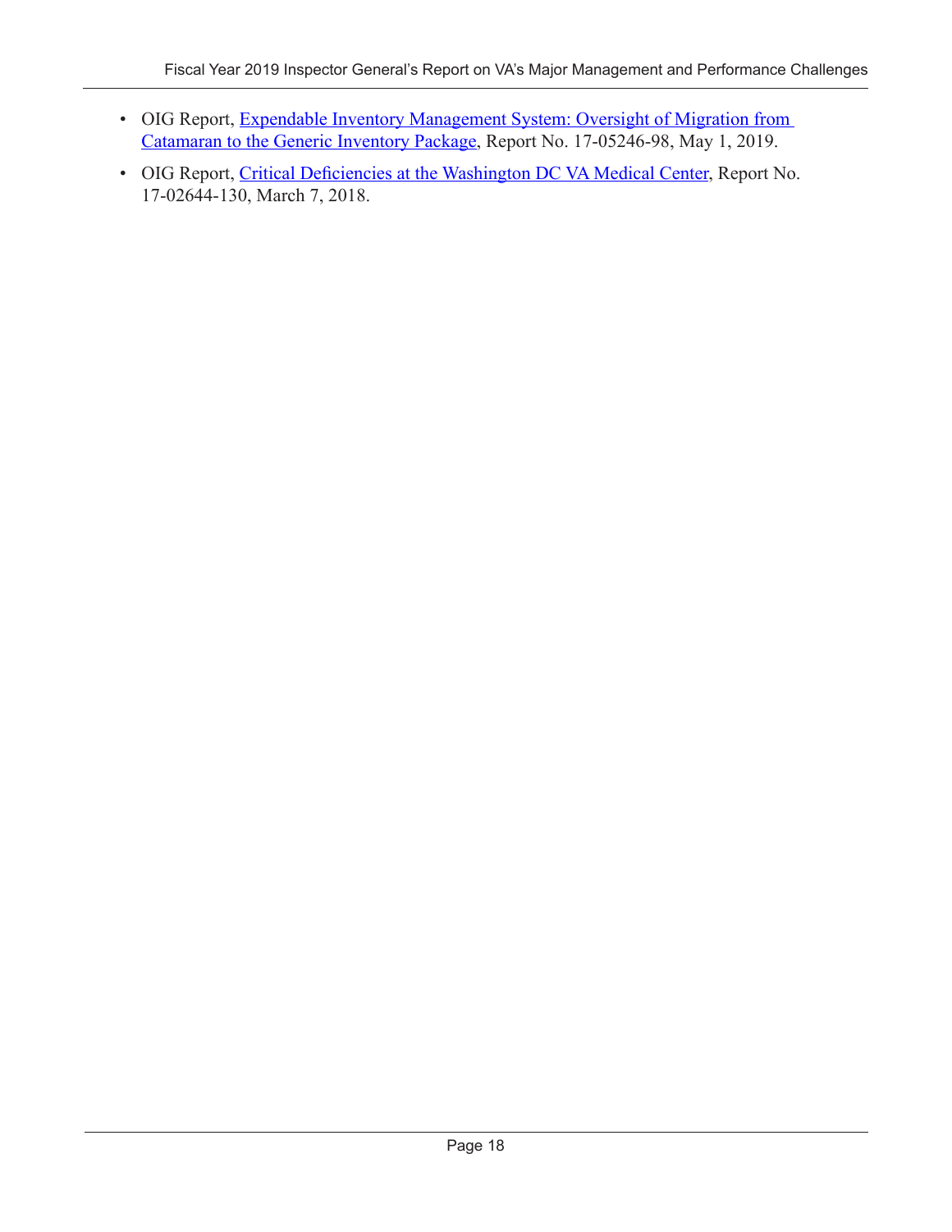- OIG Report, Expendable Inventory Management System: Oversight of Migration from Catamaran to the Generic Inventory Package, Report No. 17-05246-98, May 1, 2019.
- OIG Report, Critical Deficiencies at the Washington DC VA Medical Center, Report No. 17-02644-130, March 7, 2018.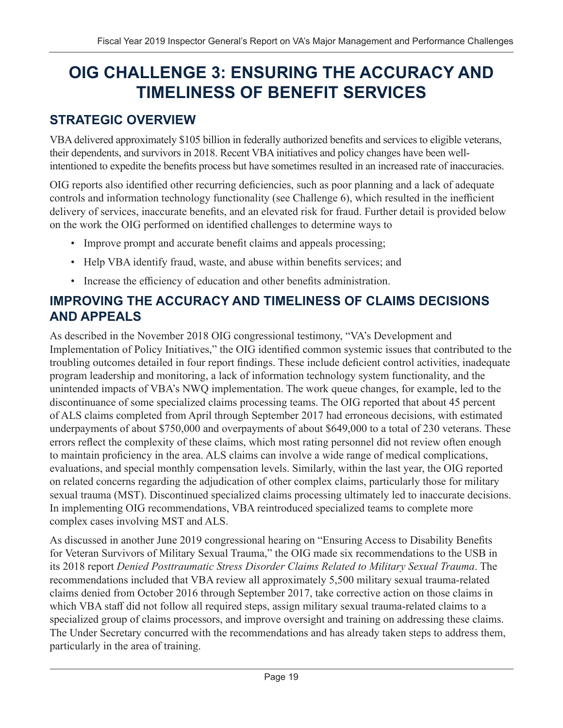# OIG CHALLENGE 3: ENSURING THE ACCURACY AND TIMELINESS OF BENEFIT SERVICES

## STRATEGIC OVERVIEW

VBA delivered approximately $105 billion in federally authorized benefits and services to eligible veterans, their dependents, and survivors in 2018. Recent VBA initiatives and policy changes have been well-intentioned to expedite the benefits process but have sometimes resulted in an increased rate of inaccuracies.

OIG reports also identified other recurring deficiencies, such as poor planning and a lack of adequate controls and information technology functionality (see Challenge 6), which resulted in the inefficient delivery of services, inaccurate benefits, and an elevated risk for fraud. Further detail is provided below on the work the OIG performed on identified challenges to determine ways to

- Improve prompt and accurate benefit claims and appeals processing;
- Help VBA identify fraud, waste, and abuse within benefits services; and
- Increase the efficiency of education and other benefits administration.

## IMPROVING THE ACCURACY AND TIMELINESS OF CLAIMS DECISIONS AND APPEALS

As described in the November 2018 OIG congressional testimony, "VA's Development and Implementation of Policy Initiatives," the OIG identified common systemic issues that contributed to the troubling outcomes detailed in four report findings. These include deficient control activities, inadequate program leadership and monitoring, a lack of information technology system functionality, and the unintended impacts of VBA's NWQ implementation. The work queue changes, for example, led to the discontinuance of some specialized claims processing teams. The OIG reported that about 45 percent of ALS claims completed from April through September 2017 had erroneous decisions, with estimated underpayments of about $750,000 and overpayments of about $649,000 to a total of 230 veterans. These errors reflect the complexity of these claims, which most rating personnel did not review often enough to maintain proficiency in the area. ALS claims can involve a wide range of medical complications, evaluations, and special monthly compensation levels. Similarly, within the last year, the OIG reported on related concerns regarding the adjudication of other complex claims, particularly those for military sexual trauma (MST). Discontinued specialized claims processing ultimately led to inaccurate decisions. In implementing OIG recommendations, VBA reintroduced specialized teams to complete more complex cases involving MST and ALS.

As discussed in another June 2019 congressional hearing on "Ensuring Access to Disability Benefits for Veteran Survivors of Military Sexual Trauma," the OIG made six recommendations to the USB in its 2018 report *Denied Posttraumatic Stress Disorder Claims Related to Military Sexual Trauma*. The recommendations included that VBA review all approximately 5,500 military sexual trauma-related claims denied from October 2016 through September 2017, take corrective action on those claims in which VBA staff did not follow all required steps, assign military sexual trauma-related claims to a specialized group of claims processors, and improve oversight and training on addressing these claims. The Under Secretary concurred with the recommendations and has already taken steps to address them, particularly in the area of training.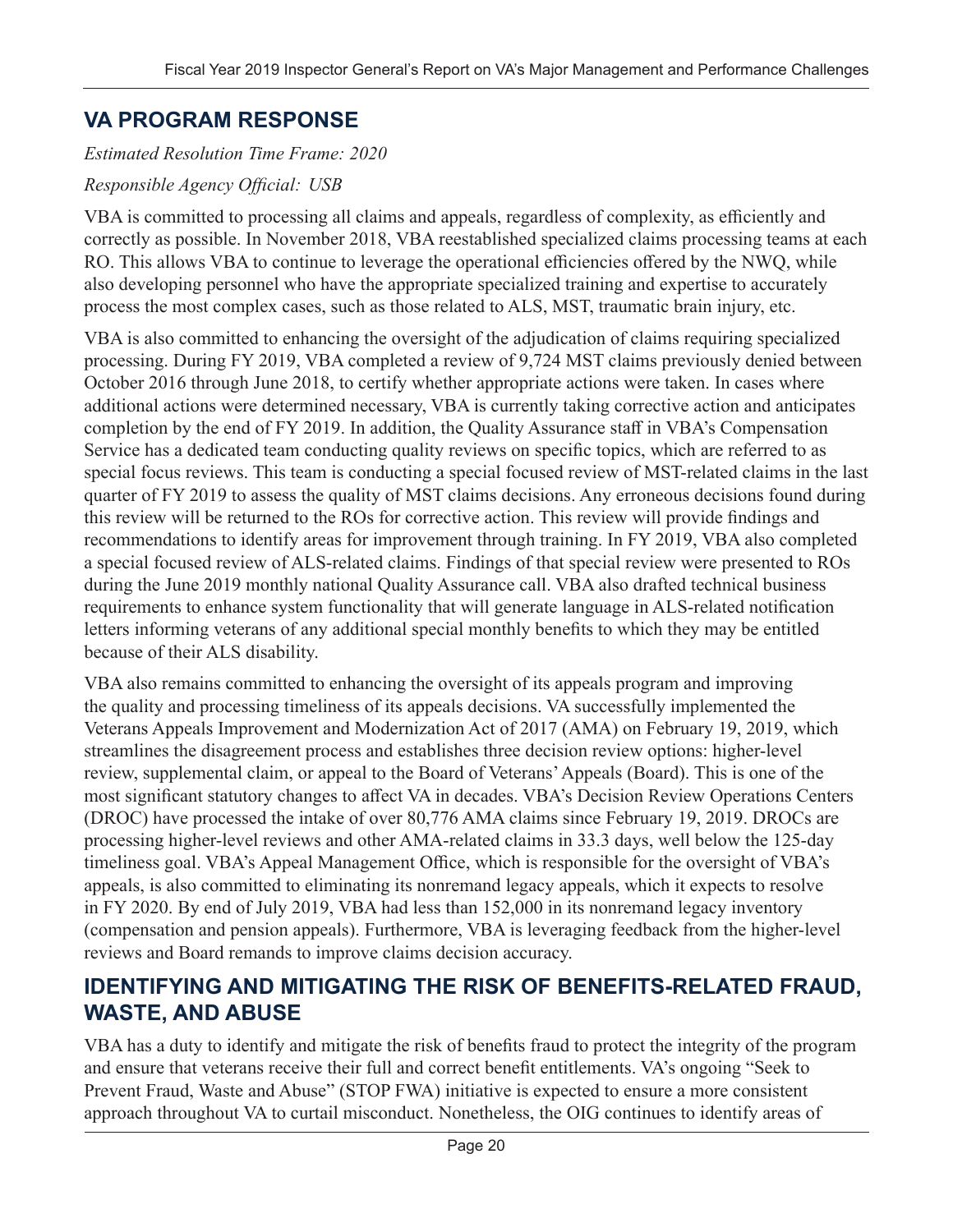## VA PROGRAM RESPONSE

*Estimated Resolution Time Frame: 2020*

*Responsible Agency Official: USB*

VBA is committed to processing all claims and appeals, regardless of complexity, as efficiently and correctly as possible. In November 2018, VBA reestablished specialized claims processing teams at each RO. This allows VBA to continue to leverage the operational efficiencies offered by the NWQ, while also developing personnel who have the appropriate specialized training and expertise to accurately process the most complex cases, such as those related to ALS, MST, traumatic brain injury, etc.

VBA is also committed to enhancing the oversight of the adjudication of claims requiring specialized processing. During FY 2019, VBA completed a review of 9,724 MST claims previously denied between October 2016 through June 2018, to certify whether appropriate actions were taken. In cases where additional actions were determined necessary, VBA is currently taking corrective action and anticipates completion by the end of FY 2019. In addition, the Quality Assurance staff in VBA's Compensation Service has a dedicated team conducting quality reviews on specific topics, which are referred to as special focus reviews. This team is conducting a special focused review of MST-related claims in the last quarter of FY 2019 to assess the quality of MST claims decisions. Any erroneous decisions found during this review will be returned to the ROs for corrective action. This review will provide findings and recommendations to identify areas for improvement through training. In FY 2019, VBA also completed a special focused review of ALS-related claims. Findings of that special review were presented to ROs during the June 2019 monthly national Quality Assurance call. VBA also drafted technical business requirements to enhance system functionality that will generate language in ALS-related notification letters informing veterans of any additional special monthly benefits to which they may be entitled because of their ALS disability.

VBA also remains committed to enhancing the oversight of its appeals program and improving the quality and processing timeliness of its appeals decisions. VA successfully implemented the Veterans Appeals Improvement and Modernization Act of 2017 (AMA) on February 19, 2019, which streamlines the disagreement process and establishes three decision review options: higher-level review, supplemental claim, or appeal to the Board of Veterans' Appeals (Board). This is one of the most significant statutory changes to affect VA in decades. VBA's Decision Review Operations Centers (DROC) have processed the intake of over 80,776 AMA claims since February 19, 2019. DROCs are processing higher-level reviews and other AMA-related claims in 33.3 days, well below the 125-day timeliness goal. VBA's Appeal Management Office, which is responsible for the oversight of VBA's appeals, is also committed to eliminating its nonremand legacy appeals, which it expects to resolve in FY 2020. By end of July 2019, VBA had less than 152,000 in its nonremand legacy inventory (compensation and pension appeals). Furthermore, VBA is leveraging feedback from the higher-level reviews and Board remands to improve claims decision accuracy.

## IDENTIFYING AND MITIGATING THE RISK OF BENEFITS-RELATED FRAUD, WASTE, AND ABUSE

VBA has a duty to identify and mitigate the risk of benefits fraud to protect the integrity of the program and ensure that veterans receive their full and correct benefit entitlements. VA's ongoing "Seek to Prevent Fraud, Waste and Abuse" (STOP FWA) initiative is expected to ensure a more consistent approach throughout VA to curtail misconduct. Nonetheless, the OIG continues to identify areas of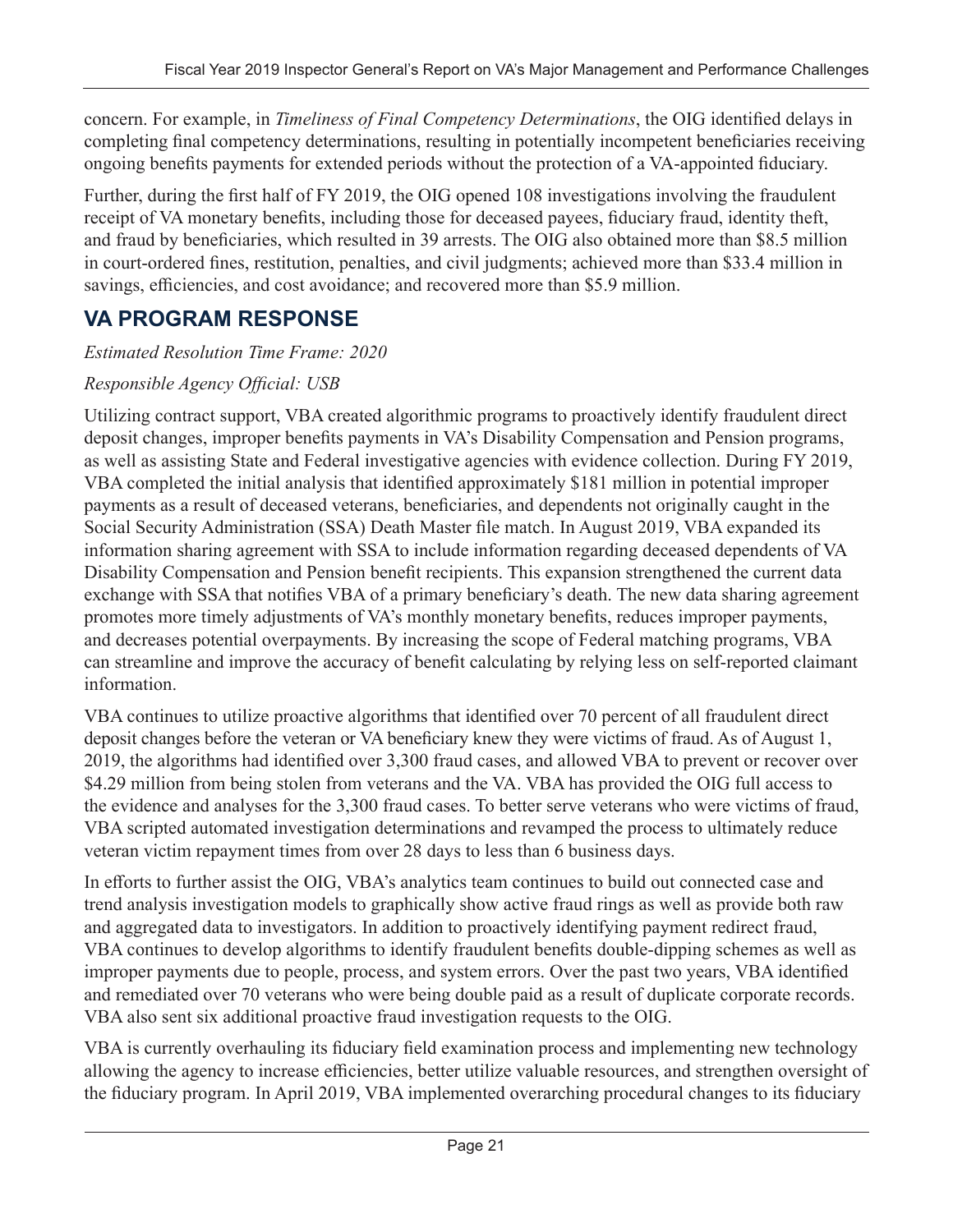concern. For example, in *Timeliness of Final Competency Determinations*, the OIG identified delays in completing final competency determinations, resulting in potentially incompetent beneficiaries receiving ongoing benefits payments for extended periods without the protection of a VA-appointed fiduciary.

Further, during the first half of FY 2019, the OIG opened 108 investigations involving the fraudulent receipt of VA monetary benefits, including those for deceased payees, fiduciary fraud, identity theft, and fraud by beneficiaries, which resulted in 39 arrests. The OIG also obtained more than $8.5 million in court-ordered fines, restitution, penalties, and civil judgments; achieved more than $33.4 million in savings, efficiencies, and cost avoidance; and recovered more than $5.9 million.

## VA PROGRAM RESPONSE

*Estimated Resolution Time Frame: 2020*

*Responsible Agency Official: USB*

Utilizing contract support, VBA created algorithmic programs to proactively identify fraudulent direct deposit changes, improper benefits payments in VA's Disability Compensation and Pension programs, as well as assisting State and Federal investigative agencies with evidence collection. During FY 2019, VBA completed the initial analysis that identified approximately $181 million in potential improper payments as a result of deceased veterans, beneficiaries, and dependents not originally caught in the Social Security Administration (SSA) Death Master file match. In August 2019, VBA expanded its information sharing agreement with SSA to include information regarding deceased dependents of VA Disability Compensation and Pension benefit recipients. This expansion strengthened the current data exchange with SSA that notifies VBA of a primary beneficiary's death. The new data sharing agreement promotes more timely adjustments of VA's monthly monetary benefits, reduces improper payments, and decreases potential overpayments. By increasing the scope of Federal matching programs, VBA can streamline and improve the accuracy of benefit calculating by relying less on self-reported claimant information.

VBA continues to utilize proactive algorithms that identified over 70 percent of all fraudulent direct deposit changes before the veteran or VA beneficiary knew they were victims of fraud. As of August 1, 2019, the algorithms had identified over 3,300 fraud cases, and allowed VBA to prevent or recover over $4.29 million from being stolen from veterans and the VA. VBA has provided the OIG full access to the evidence and analyses for the 3,300 fraud cases. To better serve veterans who were victims of fraud, VBA scripted automated investigation determinations and revamped the process to ultimately reduce veteran victim repayment times from over 28 days to less than 6 business days.

In efforts to further assist the OIG, VBA's analytics team continues to build out connected case and trend analysis investigation models to graphically show active fraud rings as well as provide both raw and aggregated data to investigators. In addition to proactively identifying payment redirect fraud, VBA continues to develop algorithms to identify fraudulent benefits double-dipping schemes as well as improper payments due to people, process, and system errors. Over the past two years, VBA identified and remediated over 70 veterans who were being double paid as a result of duplicate corporate records. VBA also sent six additional proactive fraud investigation requests to the OIG.

VBA is currently overhauling its fiduciary field examination process and implementing new technology allowing the agency to increase efficiencies, better utilize valuable resources, and strengthen oversight of the fiduciary program. In April 2019, VBA implemented overarching procedural changes to its fiduciary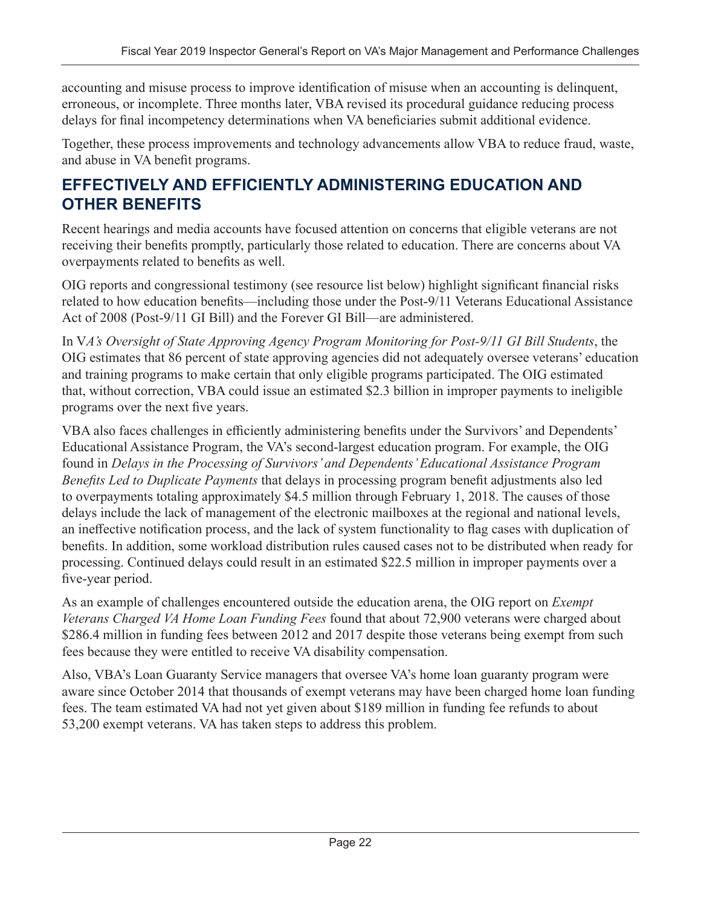accounting and misuse process to improve identification of misuse when an accounting is delinquent, erroneous, or incomplete. Three months later, VBA revised its procedural guidance reducing process delays for final incompetency determinations when VA beneficiaries submit additional evidence.

Together, these process improvements and technology advancements allow VBA to reduce fraud, waste, and abuse in VA benefit programs.

## EFFECTIVELY AND EFFICIENTLY ADMINISTERING EDUCATION AND OTHER BENEFITS

Recent hearings and media accounts have focused attention on concerns that eligible veterans are not receiving their benefits promptly, particularly those related to education. There are concerns about VA overpayments related to benefits as well.

OIG reports and congressional testimony (see resource list below) highlight significant financial risks related to how education benefits—including those under the Post-9/11 Veterans Educational Assistance Act of 2008 (Post-9/11 GI Bill) and the Forever GI Bill—are administered.

In V*A's Oversight of State Approving Agency Program Monitoring for Post-9/11 GI Bill Students*, the OIG estimates that 86 percent of state approving agencies did not adequately oversee veterans' education and training programs to make certain that only eligible programs participated. The OIG estimated that, without correction, VBA could issue an estimated $2.3 billion in improper payments to ineligible programs over the next five years.

VBA also faces challenges in efficiently administering benefits under the Survivors' and Dependents' Educational Assistance Program, the VA's second-largest education program. For example, the OIG found in *Delays in the Processing of Survivors' and Dependents' Educational Assistance Program Benefits Led to Duplicate Payments* that delays in processing program benefit adjustments also led to overpayments totaling approximately $4.5 million through February 1, 2018. The causes of those delays include the lack of management of the electronic mailboxes at the regional and national levels, an ineffective notification process, and the lack of system functionality to flag cases with duplication of benefits. In addition, some workload distribution rules caused cases not to be distributed when ready for processing. Continued delays could result in an estimated $22.5 million in improper payments over a five-year period.

As an example of challenges encountered outside the education arena, the OIG report on *Exempt Veterans Charged VA Home Loan Funding Fees* found that about 72,900 veterans were charged about $286.4 million in funding fees between 2012 and 2017 despite those veterans being exempt from such fees because they were entitled to receive VA disability compensation.

Also, VBA's Loan Guaranty Service managers that oversee VA's home loan guaranty program were aware since October 2014 that thousands of exempt veterans may have been charged home loan funding fees. The team estimated VA had not yet given about $189 million in funding fee refunds to about 53,200 exempt veterans. VA has taken steps to address this problem.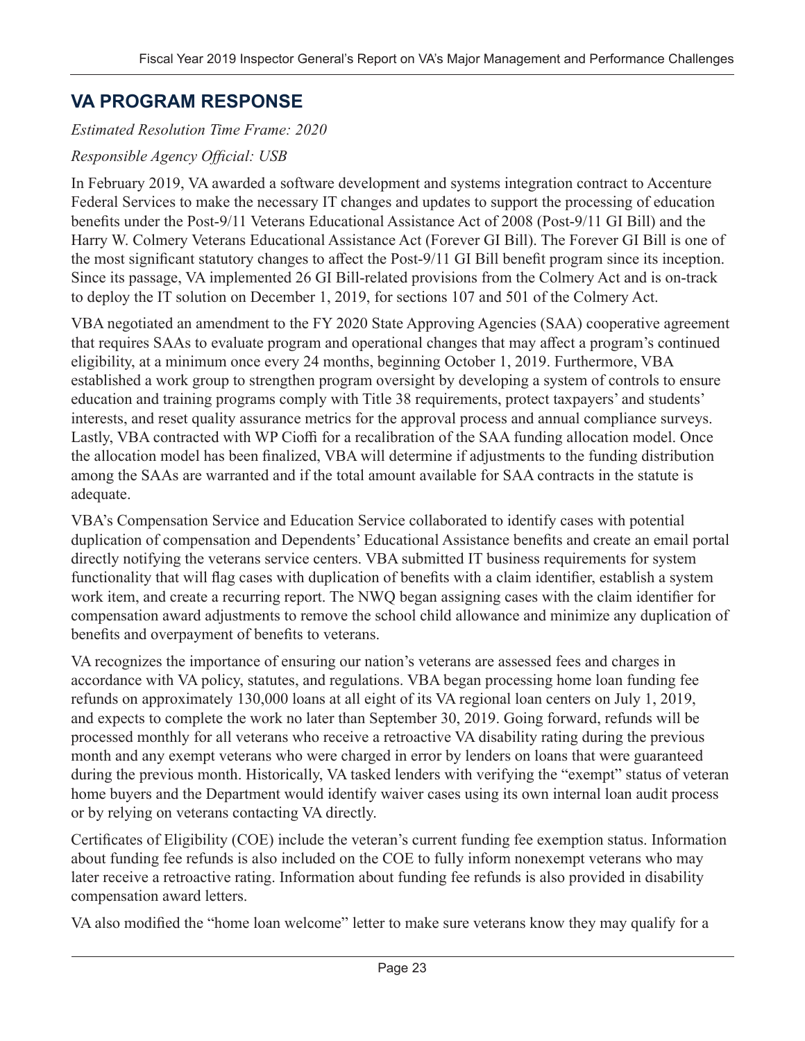## VA PROGRAM RESPONSE

*Estimated Resolution Time Frame: 2020*

*Responsible Agency Official: USB*

In February 2019, VA awarded a software development and systems integration contract to Accenture Federal Services to make the necessary IT changes and updates to support the processing of education benefits under the Post-9/11 Veterans Educational Assistance Act of 2008 (Post-9/11 GI Bill) and the Harry W. Colmery Veterans Educational Assistance Act (Forever GI Bill). The Forever GI Bill is one of the most significant statutory changes to affect the Post-9/11 GI Bill benefit program since its inception. Since its passage, VA implemented 26 GI Bill-related provisions from the Colmery Act and is on-track to deploy the IT solution on December 1, 2019, for sections 107 and 501 of the Colmery Act.

VBA negotiated an amendment to the FY 2020 State Approving Agencies (SAA) cooperative agreement that requires SAAs to evaluate program and operational changes that may affect a program's continued eligibility, at a minimum once every 24 months, beginning October 1, 2019. Furthermore, VBA established a work group to strengthen program oversight by developing a system of controls to ensure education and training programs comply with Title 38 requirements, protect taxpayers' and students' interests, and reset quality assurance metrics for the approval process and annual compliance surveys. Lastly, VBA contracted with WP Cioffi for a recalibration of the SAA funding allocation model. Once the allocation model has been finalized, VBA will determine if adjustments to the funding distribution among the SAAs are warranted and if the total amount available for SAA contracts in the statute is adequate.

VBA's Compensation Service and Education Service collaborated to identify cases with potential duplication of compensation and Dependents' Educational Assistance benefits and create an email portal directly notifying the veterans service centers. VBA submitted IT business requirements for system functionality that will flag cases with duplication of benefits with a claim identifier, establish a system work item, and create a recurring report. The NWQ began assigning cases with the claim identifier for compensation award adjustments to remove the school child allowance and minimize any duplication of benefits and overpayment of benefits to veterans.

VA recognizes the importance of ensuring our nation's veterans are assessed fees and charges in accordance with VA policy, statutes, and regulations. VBA began processing home loan funding fee refunds on approximately 130,000 loans at all eight of its VA regional loan centers on July 1, 2019, and expects to complete the work no later than September 30, 2019. Going forward, refunds will be processed monthly for all veterans who receive a retroactive VA disability rating during the previous month and any exempt veterans who were charged in error by lenders on loans that were guaranteed during the previous month. Historically, VA tasked lenders with verifying the "exempt" status of veteran home buyers and the Department would identify waiver cases using its own internal loan audit process or by relying on veterans contacting VA directly.

Certificates of Eligibility (COE) include the veteran's current funding fee exemption status. Information about funding fee refunds is also included on the COE to fully inform nonexempt veterans who may later receive a retroactive rating. Information about funding fee refunds is also provided in disability compensation award letters.

VA also modified the "home loan welcome" letter to make sure veterans know they may qualify for a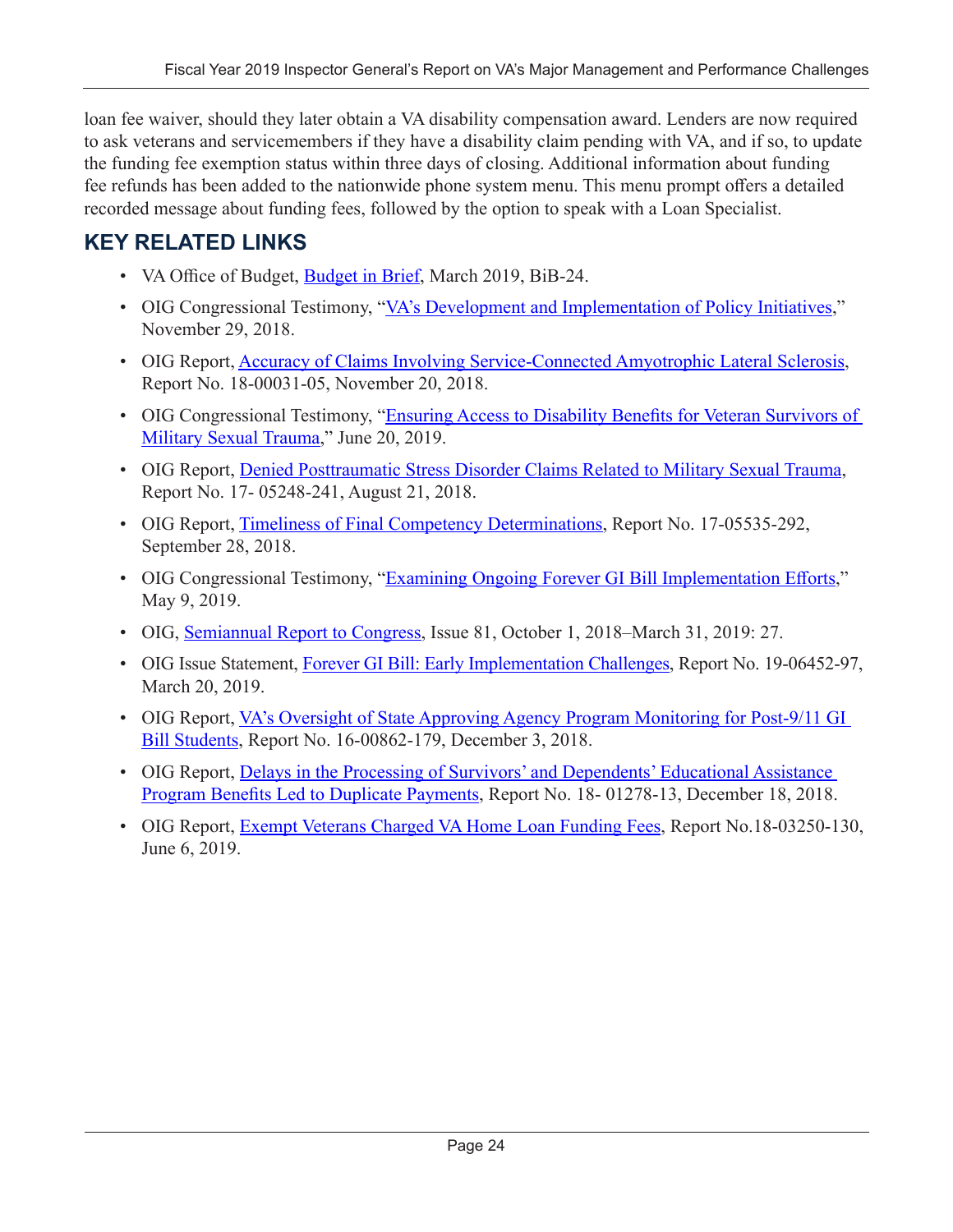loan fee waiver, should they later obtain a VA disability compensation award. Lenders are now required to ask veterans and servicemembers if they have a disability claim pending with VA, and if so, to update the funding fee exemption status within three days of closing. Additional information about funding fee refunds has been added to the nationwide phone system menu. This menu prompt offers a detailed recorded message about funding fees, followed by the option to speak with a Loan Specialist.

## KEY RELATED LINKS

- VA Office of Budget, Budget in Brief, March 2019, BiB-24.
- OIG Congressional Testimony, "VA's Development and Implementation of Policy Initiatives," November 29, 2018.
- OIG Report, Accuracy of Claims Involving Service-Connected Amyotrophic Lateral Sclerosis, Report No. 18-00031-05, November 20, 2018.
- OIG Congressional Testimony, "Ensuring Access to Disability Benefits for Veteran Survivors of Military Sexual Trauma," June 20, 2019.
- OIG Report, Denied Posttraumatic Stress Disorder Claims Related to Military Sexual Trauma, Report No. 17- 05248-241, August 21, 2018.
- OIG Report, Timeliness of Final Competency Determinations, Report No. 17-05535-292, September 28, 2018.
- OIG Congressional Testimony, "Examining Ongoing Forever GI Bill Implementation Efforts," May 9, 2019.
- OIG, Semiannual Report to Congress, Issue 81, October 1, 2018–March 31, 2019: 27.
- OIG Issue Statement, Forever GI Bill: Early Implementation Challenges, Report No. 19-06452-97, March 20, 2019.
- OIG Report, VA's Oversight of State Approving Agency Program Monitoring for Post-9/11 GI Bill Students, Report No. 16-00862-179, December 3, 2018.
- OIG Report, Delays in the Processing of Survivors' and Dependents' Educational Assistance Program Benefits Led to Duplicate Payments, Report No. 18- 01278-13, December 18, 2018.
- OIG Report, Exempt Veterans Charged VA Home Loan Funding Fees, Report No.18-03250-130, June 6, 2019.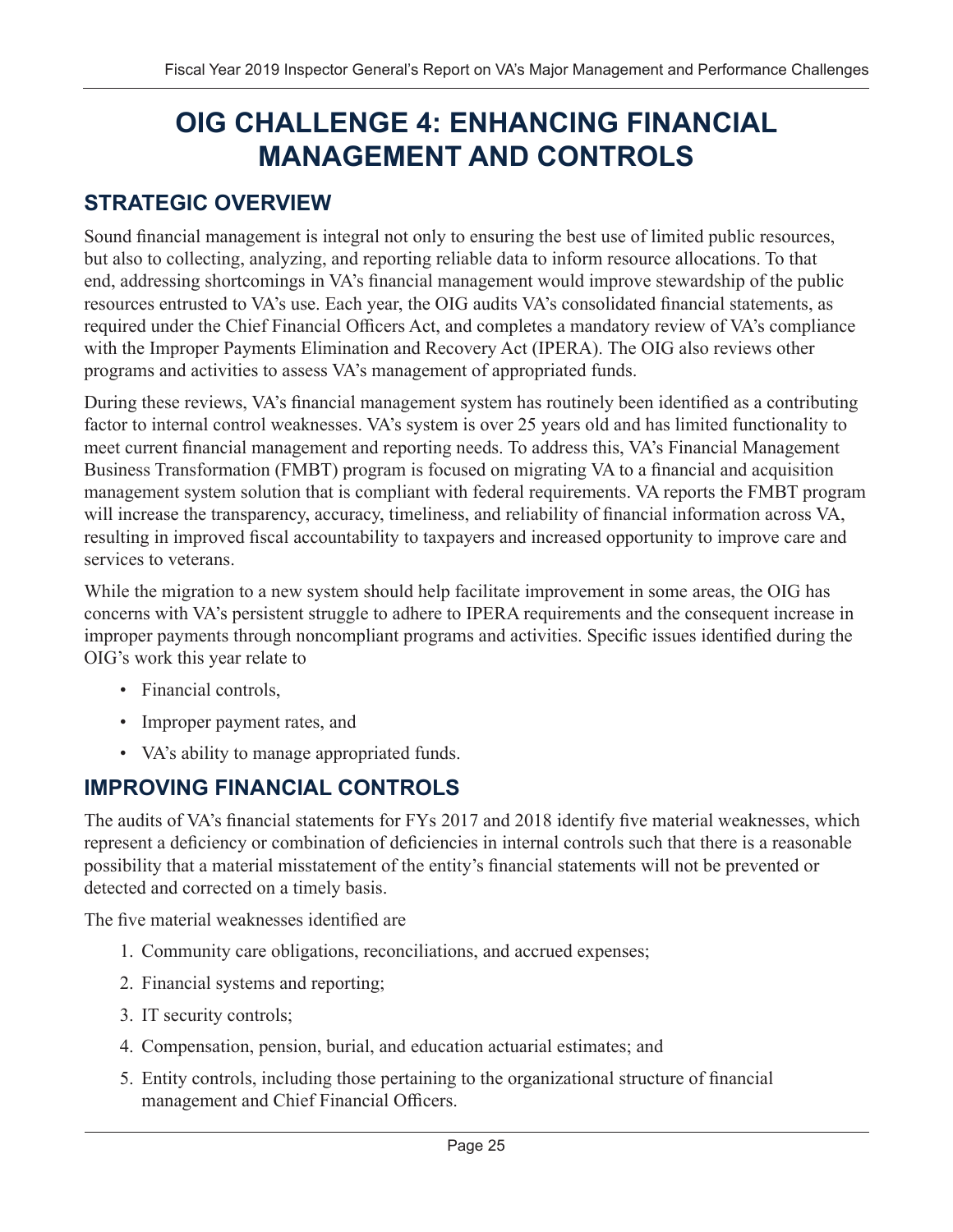# OIG CHALLENGE 4: ENHANCING FINANCIAL MANAGEMENT AND CONTROLS

## STRATEGIC OVERVIEW

Sound financial management is integral not only to ensuring the best use of limited public resources, but also to collecting, analyzing, and reporting reliable data to inform resource allocations. To that end, addressing shortcomings in VA's financial management would improve stewardship of the public resources entrusted to VA's use. Each year, the OIG audits VA's consolidated financial statements, as required under the Chief Financial Officers Act, and completes a mandatory review of VA's compliance with the Improper Payments Elimination and Recovery Act (IPERA). The OIG also reviews other programs and activities to assess VA's management of appropriated funds.

During these reviews, VA's financial management system has routinely been identified as a contributing factor to internal control weaknesses. VA's system is over 25 years old and has limited functionality to meet current financial management and reporting needs. To address this, VA's Financial Management Business Transformation (FMBT) program is focused on migrating VA to a financial and acquisition management system solution that is compliant with federal requirements. VA reports the FMBT program will increase the transparency, accuracy, timeliness, and reliability of financial information across VA, resulting in improved fiscal accountability to taxpayers and increased opportunity to improve care and services to veterans.

While the migration to a new system should help facilitate improvement in some areas, the OIG has concerns with VA's persistent struggle to adhere to IPERA requirements and the consequent increase in improper payments through noncompliant programs and activities. Specific issues identified during the OIG's work this year relate to

- Financial controls,
- Improper payment rates, and
- VA's ability to manage appropriated funds.

## IMPROVING FINANCIAL CONTROLS

The audits of VA's financial statements for FYs 2017 and 2018 identify five material weaknesses, which represent a deficiency or combination of deficiencies in internal controls such that there is a reasonable possibility that a material misstatement of the entity's financial statements will not be prevented or detected and corrected on a timely basis.

The five material weaknesses identified are

1. Community care obligations, reconciliations, and accrued expenses;
2. Financial systems and reporting;
3. IT security controls;
4. Compensation, pension, burial, and education actuarial estimates; and
5. Entity controls, including those pertaining to the organizational structure of financial management and Chief Financial Officers.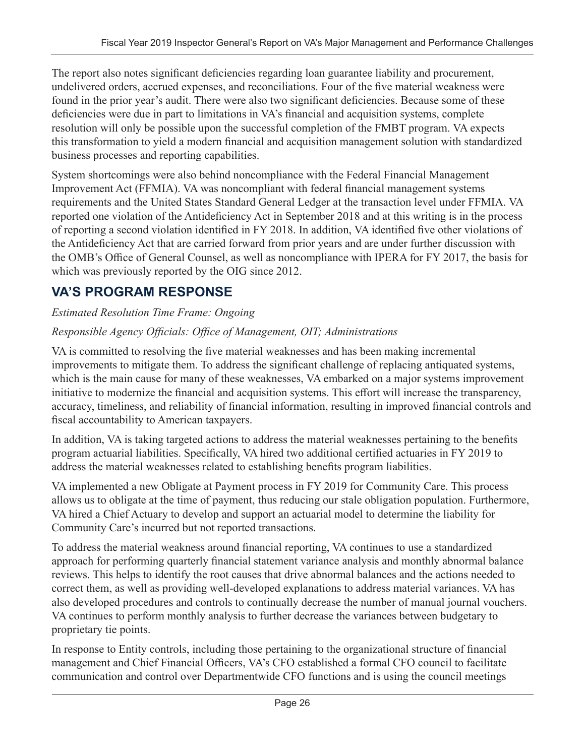The report also notes significant deficiencies regarding loan guarantee liability and procurement, undelivered orders, accrued expenses, and reconciliations. Four of the five material weakness were found in the prior year's audit. There were also two significant deficiencies. Because some of these deficiencies were due in part to limitations in VA's financial and acquisition systems, complete resolution will only be possible upon the successful completion of the FMBT program. VA expects this transformation to yield a modern financial and acquisition management solution with standardized business processes and reporting capabilities.

System shortcomings were also behind noncompliance with the Federal Financial Management Improvement Act (FFMIA). VA was noncompliant with federal financial management systems requirements and the United States Standard General Ledger at the transaction level under FFMIA. VA reported one violation of the Antideficiency Act in September 2018 and at this writing is in the process of reporting a second violation identified in FY 2018. In addition, VA identified five other violations of the Antideficiency Act that are carried forward from prior years and are under further discussion with the OMB's Office of General Counsel, as well as noncompliance with IPERA for FY 2017, the basis for which was previously reported by the OIG since 2012.

## VA'S PROGRAM RESPONSE

*Estimated Resolution Time Frame: Ongoing*

*Responsible Agency Officials: Office of Management, OIT; Administrations*

VA is committed to resolving the five material weaknesses and has been making incremental improvements to mitigate them. To address the significant challenge of replacing antiquated systems, which is the main cause for many of these weaknesses, VA embarked on a major systems improvement initiative to modernize the financial and acquisition systems. This effort will increase the transparency, accuracy, timeliness, and reliability of financial information, resulting in improved financial controls and fiscal accountability to American taxpayers.

In addition, VA is taking targeted actions to address the material weaknesses pertaining to the benefits program actuarial liabilities. Specifically, VA hired two additional certified actuaries in FY 2019 to address the material weaknesses related to establishing benefits program liabilities.

VA implemented a new Obligate at Payment process in FY 2019 for Community Care. This process allows us to obligate at the time of payment, thus reducing our stale obligation population. Furthermore, VA hired a Chief Actuary to develop and support an actuarial model to determine the liability for Community Care's incurred but not reported transactions.

To address the material weakness around financial reporting, VA continues to use a standardized approach for performing quarterly financial statement variance analysis and monthly abnormal balance reviews. This helps to identify the root causes that drive abnormal balances and the actions needed to correct them, as well as providing well-developed explanations to address material variances. VA has also developed procedures and controls to continually decrease the number of manual journal vouchers. VA continues to perform monthly analysis to further decrease the variances between budgetary to proprietary tie points.

In response to Entity controls, including those pertaining to the organizational structure of financial management and Chief Financial Officers, VA's CFO established a formal CFO council to facilitate communication and control over Departmentwide CFO functions and is using the council meetings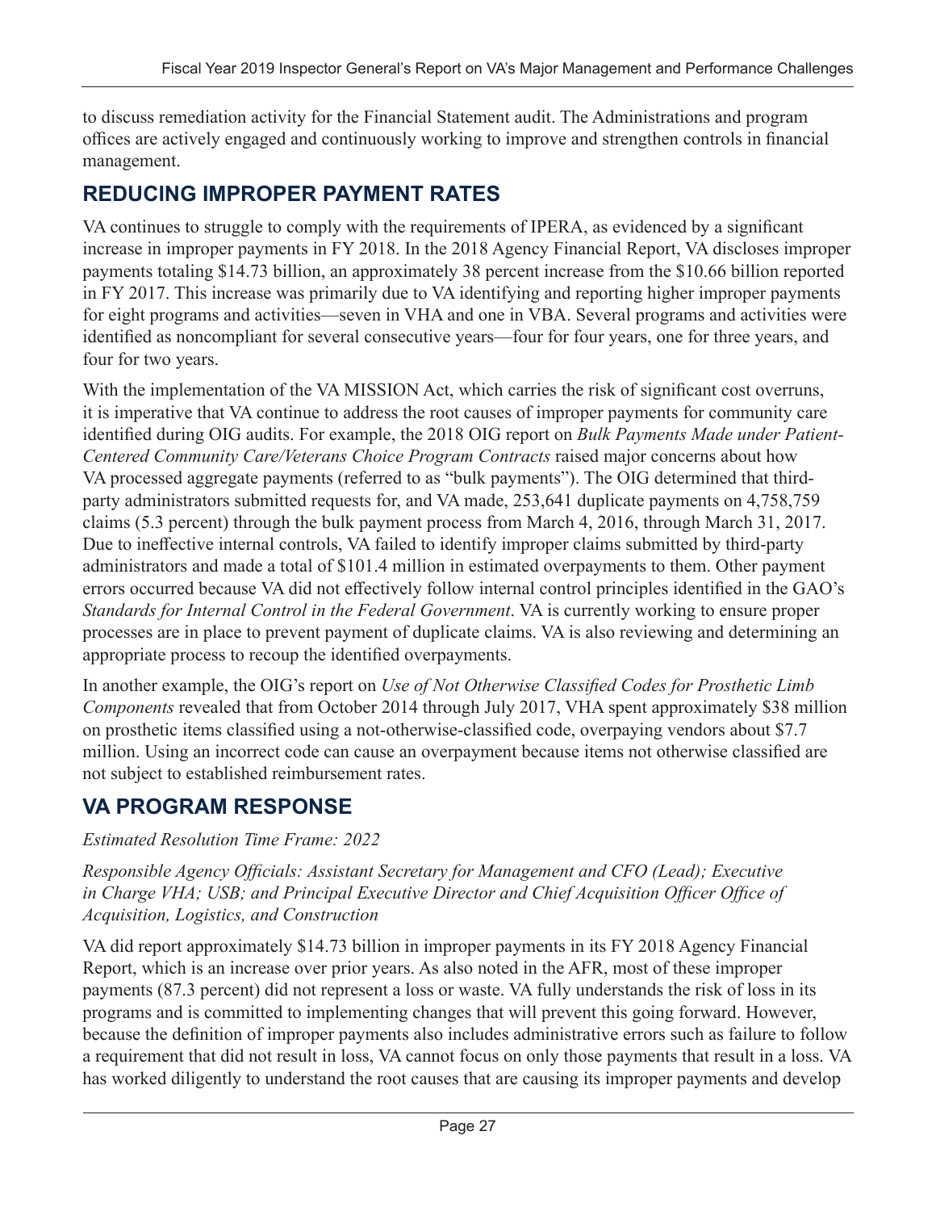to discuss remediation activity for the Financial Statement audit. The Administrations and program offices are actively engaged and continuously working to improve and strengthen controls in financial management.

## REDUCING IMPROPER PAYMENT RATES

VA continues to struggle to comply with the requirements of IPERA, as evidenced by a significant increase in improper payments in FY 2018. In the 2018 Agency Financial Report, VA discloses improper payments totaling $14.73 billion, an approximately 38 percent increase from the $10.66 billion reported in FY 2017. This increase was primarily due to VA identifying and reporting higher improper payments for eight programs and activities—seven in VHA and one in VBA. Several programs and activities were identified as noncompliant for several consecutive years—four for four years, one for three years, and four for two years.

With the implementation of the VA MISSION Act, which carries the risk of significant cost overruns, it is imperative that VA continue to address the root causes of improper payments for community care identified during OIG audits. For example, the 2018 OIG report on *Bulk Payments Made under Patient-Centered Community Care/Veterans Choice Program Contracts* raised major concerns about how VA processed aggregate payments (referred to as "bulk payments"). The OIG determined that third-party administrators submitted requests for, and VA made, 253,641 duplicate payments on 4,758,759 claims (5.3 percent) through the bulk payment process from March 4, 2016, through March 31, 2017. Due to ineffective internal controls, VA failed to identify improper claims submitted by third-party administrators and made a total of $101.4 million in estimated overpayments to them. Other payment errors occurred because VA did not effectively follow internal control principles identified in the GAO's *Standards for Internal Control in the Federal Government*. VA is currently working to ensure proper processes are in place to prevent payment of duplicate claims. VA is also reviewing and determining an appropriate process to recoup the identified overpayments.

In another example, the OIG's report on *Use of Not Otherwise Classified Codes for Prosthetic Limb Components* revealed that from October 2014 through July 2017, VHA spent approximately $38 million on prosthetic items classified using a not-otherwise-classified code, overpaying vendors about $7.7 million. Using an incorrect code can cause an overpayment because items not otherwise classified are not subject to established reimbursement rates.

## VA PROGRAM RESPONSE

*Estimated Resolution Time Frame: 2022*

*Responsible Agency Officials: Assistant Secretary for Management and CFO (Lead); Executive in Charge VHA; USB; and Principal Executive Director and Chief Acquisition Officer Office of Acquisition, Logistics, and Construction*

VA did report approximately $14.73 billion in improper payments in its FY 2018 Agency Financial Report, which is an increase over prior years. As also noted in the AFR, most of these improper payments (87.3 percent) did not represent a loss or waste. VA fully understands the risk of loss in its programs and is committed to implementing changes that will prevent this going forward. However, because the definition of improper payments also includes administrative errors such as failure to follow a requirement that did not result in loss, VA cannot focus on only those payments that result in a loss. VA has worked diligently to understand the root causes that are causing its improper payments and develop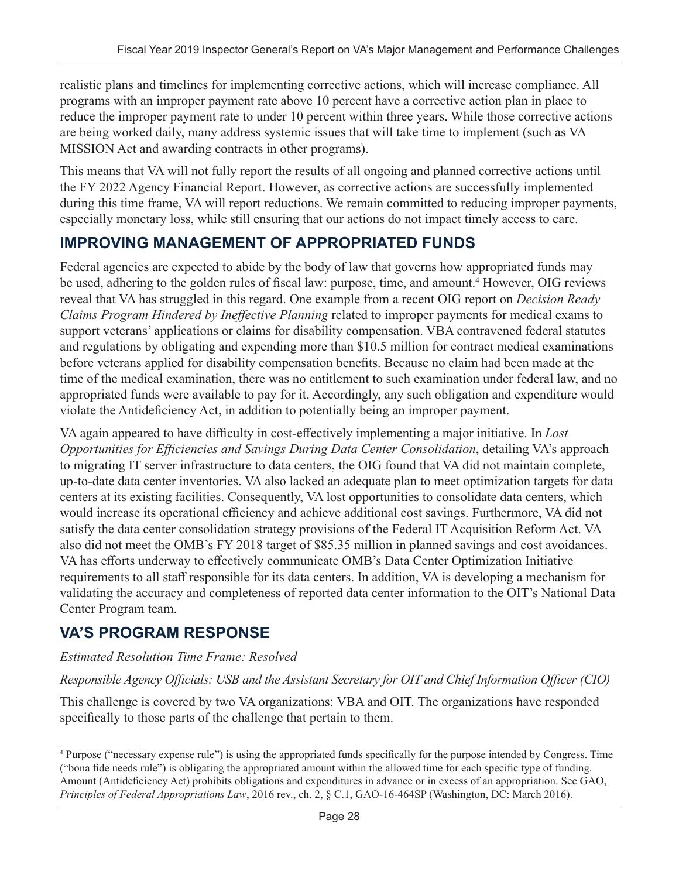realistic plans and timelines for implementing corrective actions, which will increase compliance. All programs with an improper payment rate above 10 percent have a corrective action plan in place to reduce the improper payment rate to under 10 percent within three years. While those corrective actions are being worked daily, many address systemic issues that will take time to implement (such as VA MISSION Act and awarding contracts in other programs).

This means that VA will not fully report the results of all ongoing and planned corrective actions until the FY 2022 Agency Financial Report. However, as corrective actions are successfully implemented during this time frame, VA will report reductions. We remain committed to reducing improper payments, especially monetary loss, while still ensuring that our actions do not impact timely access to care.

## IMPROVING MANAGEMENT OF APPROPRIATED FUNDS

Federal agencies are expected to abide by the body of law that governs how appropriated funds may be used, adhering to the golden rules of fiscal law: purpose, time, and amount.[4] However, OIG reviews reveal that VA has struggled in this regard. One example from a recent OIG report on *Decision Ready Claims Program Hindered by Ineffective Planning* related to improper payments for medical exams to support veterans' applications or claims for disability compensation. VBA contravened federal statutes and regulations by obligating and expending more than $10.5 million for contract medical examinations before veterans applied for disability compensation benefits. Because no claim had been made at the time of the medical examination, there was no entitlement to such examination under federal law, and no appropriated funds were available to pay for it. Accordingly, any such obligation and expenditure would violate the Antideficiency Act, in addition to potentially being an improper payment.

VA again appeared to have difficulty in cost-effectively implementing a major initiative. In *Lost Opportunities for Efficiencies and Savings During Data Center Consolidation*, detailing VA's approach to migrating IT server infrastructure to data centers, the OIG found that VA did not maintain complete, up-to-date data center inventories. VA also lacked an adequate plan to meet optimization targets for data centers at its existing facilities. Consequently, VA lost opportunities to consolidate data centers, which would increase its operational efficiency and achieve additional cost savings. Furthermore, VA did not satisfy the data center consolidation strategy provisions of the Federal IT Acquisition Reform Act. VA also did not meet the OMB's FY 2018 target of $85.35 million in planned savings and cost avoidances. VA has efforts underway to effectively communicate OMB's Data Center Optimization Initiative requirements to all staff responsible for its data centers. In addition, VA is developing a mechanism for validating the accuracy and completeness of reported data center information to the OIT's National Data Center Program team.

## VA'S PROGRAM RESPONSE

*Estimated Resolution Time Frame: Resolved*

*Responsible Agency Officials: USB and the Assistant Secretary for OIT and Chief Information Officer (CIO)*

This challenge is covered by two VA organizations: VBA and OIT. The organizations have responded specifically to those parts of the challenge that pertain to them.

[4] Purpose ("necessary expense rule") is using the appropriated funds specifically for the purpose intended by Congress. Time ("bona fide needs rule") is obligating the appropriated amount within the allowed time for each specific type of funding. Amount (Antideficiency Act) prohibits obligations and expenditures in advance or in excess of an appropriation. See GAO, *Principles of Federal Appropriations Law*, 2016 rev., ch. 2, § C.1, GAO-16-464SP (Washington, DC: March 2016).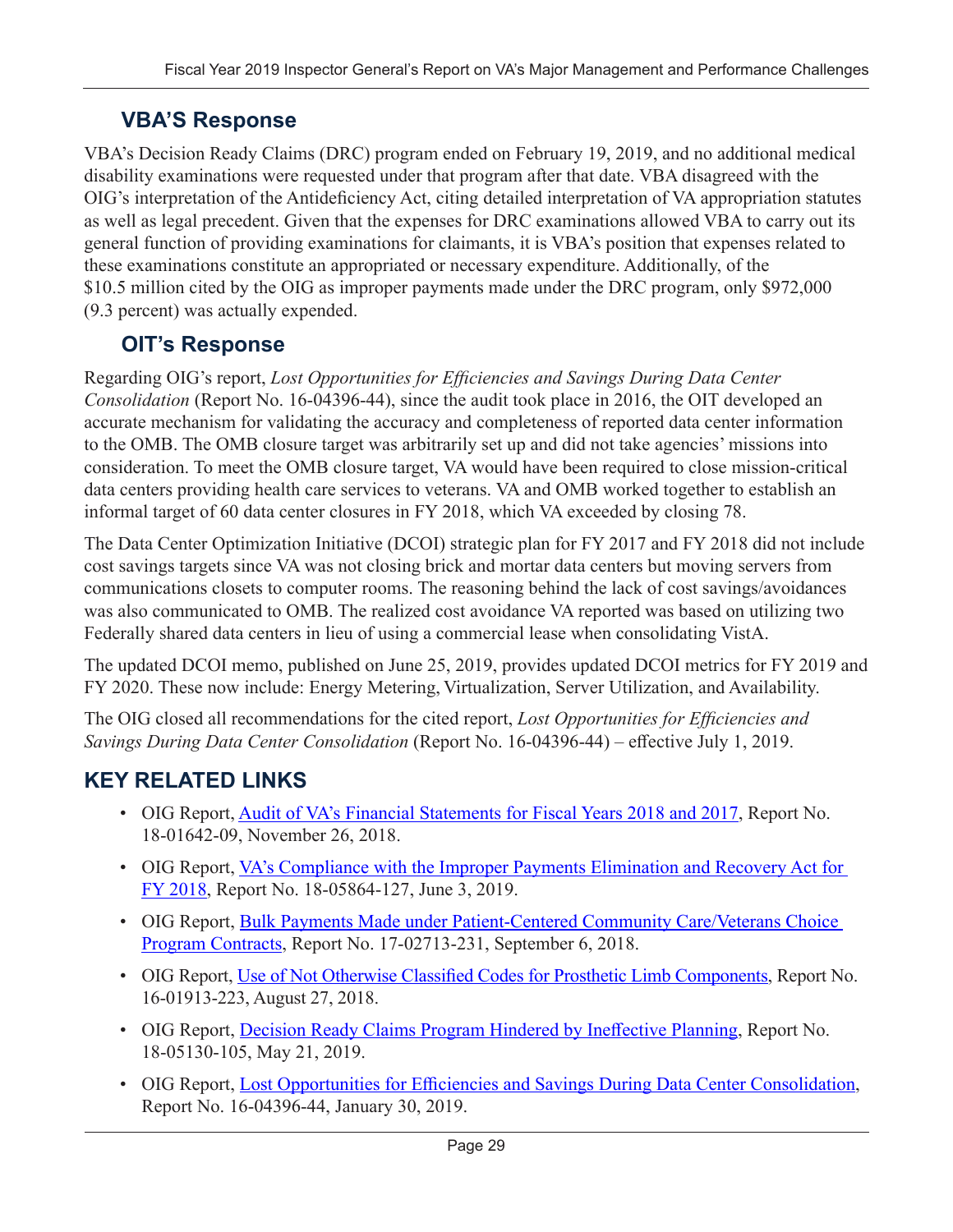### VBA'S Response

VBA's Decision Ready Claims (DRC) program ended on February 19, 2019, and no additional medical disability examinations were requested under that program after that date. VBA disagreed with the OIG's interpretation of the Antideficiency Act, citing detailed interpretation of VA appropriation statutes as well as legal precedent. Given that the expenses for DRC examinations allowed VBA to carry out its general function of providing examinations for claimants, it is VBA's position that expenses related to these examinations constitute an appropriated or necessary expenditure. Additionally, of the $10.5 million cited by the OIG as improper payments made under the DRC program, only $972,000 (9.3 percent) was actually expended.

### OIT's Response

Regarding OIG's report, *Lost Opportunities for Efficiencies and Savings During Data Center Consolidation* (Report No. 16-04396-44), since the audit took place in 2016, the OIT developed an accurate mechanism for validating the accuracy and completeness of reported data center information to the OMB. The OMB closure target was arbitrarily set up and did not take agencies' missions into consideration. To meet the OMB closure target, VA would have been required to close mission-critical data centers providing health care services to veterans. VA and OMB worked together to establish an informal target of 60 data center closures in FY 2018, which VA exceeded by closing 78.

The Data Center Optimization Initiative (DCOI) strategic plan for FY 2017 and FY 2018 did not include cost savings targets since VA was not closing brick and mortar data centers but moving servers from communications closets to computer rooms. The reasoning behind the lack of cost savings/avoidances was also communicated to OMB. The realized cost avoidance VA reported was based on utilizing two Federally shared data centers in lieu of using a commercial lease when consolidating VistA.

The updated DCOI memo, published on June 25, 2019, provides updated DCOI metrics for FY 2019 and FY 2020. These now include: Energy Metering, Virtualization, Server Utilization, and Availability.

The OIG closed all recommendations for the cited report, *Lost Opportunities for Efficiencies and Savings During Data Center Consolidation* (Report No. 16-04396-44) – effective July 1, 2019.

## KEY RELATED LINKS

- OIG Report, Audit of VA's Financial Statements for Fiscal Years 2018 and 2017, Report No. 18-01642-09, November 26, 2018.
- OIG Report, VA's Compliance with the Improper Payments Elimination and Recovery Act for FY 2018, Report No. 18-05864-127, June 3, 2019.
- OIG Report, Bulk Payments Made under Patient-Centered Community Care/Veterans Choice Program Contracts, Report No. 17-02713-231, September 6, 2018.
- OIG Report, Use of Not Otherwise Classified Codes for Prosthetic Limb Components, Report No. 16-01913-223, August 27, 2018.
- OIG Report, Decision Ready Claims Program Hindered by Ineffective Planning, Report No. 18-05130-105, May 21, 2019.
- OIG Report, Lost Opportunities for Efficiencies and Savings During Data Center Consolidation, Report No. 16-04396-44, January 30, 2019.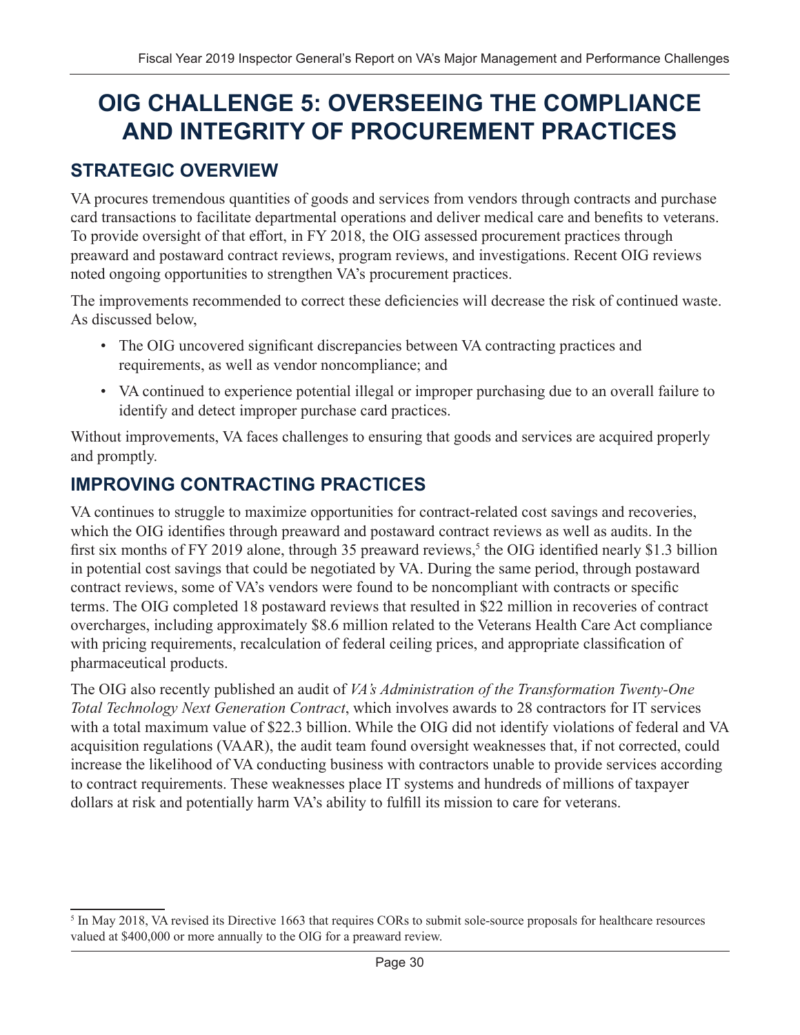# OIG CHALLENGE 5: OVERSEEING THE COMPLIANCE AND INTEGRITY OF PROCUREMENT PRACTICES

## STRATEGIC OVERVIEW

VA procures tremendous quantities of goods and services from vendors through contracts and purchase card transactions to facilitate departmental operations and deliver medical care and benefits to veterans. To provide oversight of that effort, in FY 2018, the OIG assessed procurement practices through preaward and postaward contract reviews, program reviews, and investigations. Recent OIG reviews noted ongoing opportunities to strengthen VA's procurement practices.

The improvements recommended to correct these deficiencies will decrease the risk of continued waste. As discussed below,

- The OIG uncovered significant discrepancies between VA contracting practices and requirements, as well as vendor noncompliance; and
- VA continued to experience potential illegal or improper purchasing due to an overall failure to identify and detect improper purchase card practices.

Without improvements, VA faces challenges to ensuring that goods and services are acquired properly and promptly.

## IMPROVING CONTRACTING PRACTICES

VA continues to struggle to maximize opportunities for contract-related cost savings and recoveries, which the OIG identifies through preaward and postaward contract reviews as well as audits. In the first six months of FY 2019 alone, through 35 preaward reviews,[5] the OIG identified nearly $1.3 billion in potential cost savings that could be negotiated by VA. During the same period, through postaward contract reviews, some of VA's vendors were found to be noncompliant with contracts or specific terms. The OIG completed 18 postaward reviews that resulted in $22 million in recoveries of contract overcharges, including approximately $8.6 million related to the Veterans Health Care Act compliance with pricing requirements, recalculation of federal ceiling prices, and appropriate classification of pharmaceutical products.

The OIG also recently published an audit of *VA's Administration of the Transformation Twenty-One Total Technology Next Generation Contract*, which involves awards to 28 contractors for IT services with a total maximum value of $22.3 billion. While the OIG did not identify violations of federal and VA acquisition regulations (VAAR), the audit team found oversight weaknesses that, if not corrected, could increase the likelihood of VA conducting business with contractors unable to provide services according to contract requirements. These weaknesses place IT systems and hundreds of millions of taxpayer dollars at risk and potentially harm VA's ability to fulfill its mission to care for veterans.

---

[5] In May 2018, VA revised its Directive 1663 that requires CORs to submit sole-source proposals for healthcare resources valued at $400,000 or more annually to the OIG for a preaward review.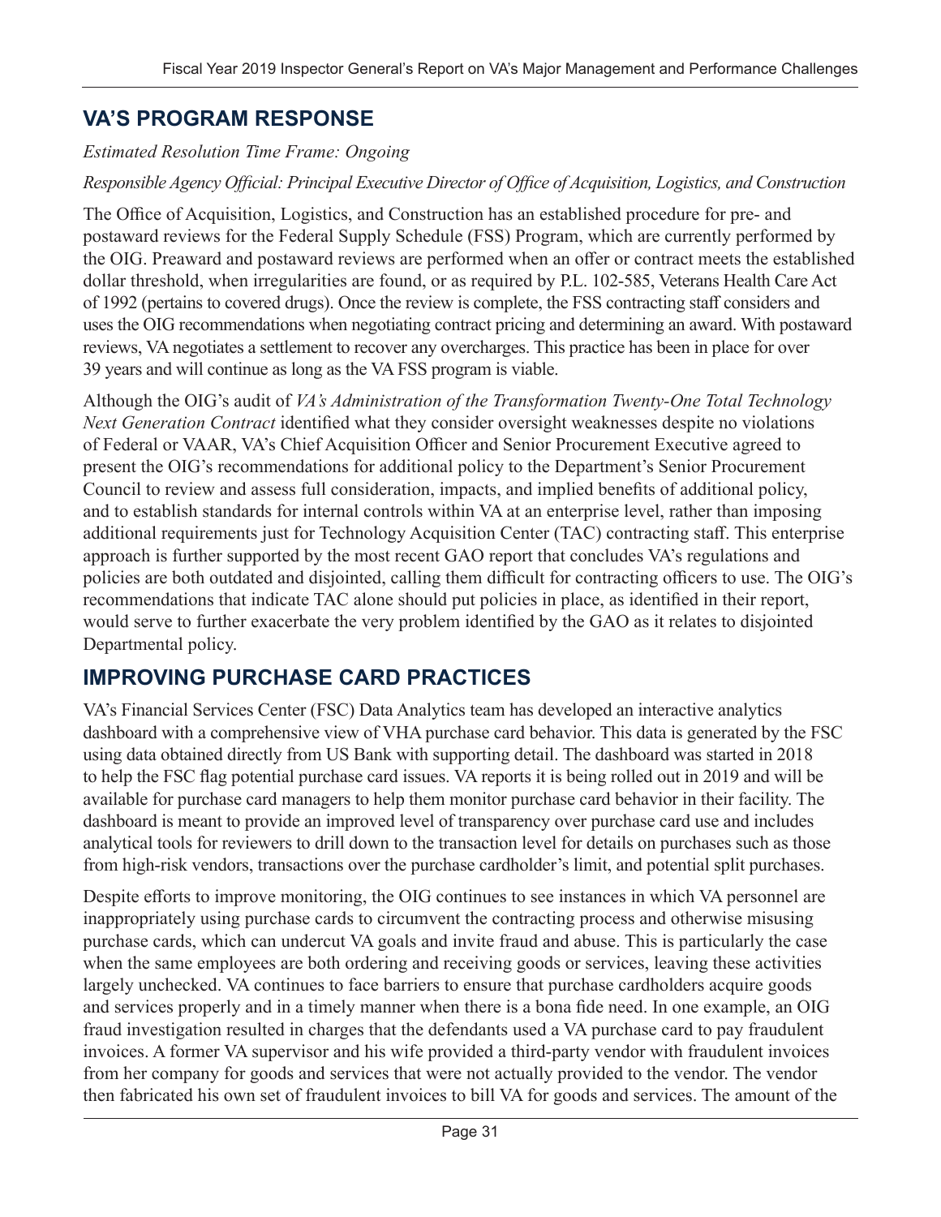## VA'S PROGRAM RESPONSE

*Estimated Resolution Time Frame: Ongoing*

*Responsible Agency Official: Principal Executive Director of Office of Acquisition, Logistics, and Construction*

The Office of Acquisition, Logistics, and Construction has an established procedure for pre- and postaward reviews for the Federal Supply Schedule (FSS) Program, which are currently performed by the OIG. Preaward and postaward reviews are performed when an offer or contract meets the established dollar threshold, when irregularities are found, or as required by P.L. 102-585, Veterans Health Care Act of 1992 (pertains to covered drugs). Once the review is complete, the FSS contracting staff considers and uses the OIG recommendations when negotiating contract pricing and determining an award. With postaward reviews, VA negotiates a settlement to recover any overcharges. This practice has been in place for over 39 years and will continue as long as the VA FSS program is viable.

Although the OIG's audit of *VA's Administration of the Transformation Twenty-One Total Technology Next Generation Contract* identified what they consider oversight weaknesses despite no violations of Federal or VAAR, VA's Chief Acquisition Officer and Senior Procurement Executive agreed to present the OIG's recommendations for additional policy to the Department's Senior Procurement Council to review and assess full consideration, impacts, and implied benefits of additional policy, and to establish standards for internal controls within VA at an enterprise level, rather than imposing additional requirements just for Technology Acquisition Center (TAC) contracting staff. This enterprise approach is further supported by the most recent GAO report that concludes VA's regulations and policies are both outdated and disjointed, calling them difficult for contracting officers to use. The OIG's recommendations that indicate TAC alone should put policies in place, as identified in their report, would serve to further exacerbate the very problem identified by the GAO as it relates to disjointed Departmental policy.

## IMPROVING PURCHASE CARD PRACTICES

VA's Financial Services Center (FSC) Data Analytics team has developed an interactive analytics dashboard with a comprehensive view of VHA purchase card behavior. This data is generated by the FSC using data obtained directly from US Bank with supporting detail. The dashboard was started in 2018 to help the FSC flag potential purchase card issues. VA reports it is being rolled out in 2019 and will be available for purchase card managers to help them monitor purchase card behavior in their facility. The dashboard is meant to provide an improved level of transparency over purchase card use and includes analytical tools for reviewers to drill down to the transaction level for details on purchases such as those from high-risk vendors, transactions over the purchase cardholder's limit, and potential split purchases.

Despite efforts to improve monitoring, the OIG continues to see instances in which VA personnel are inappropriately using purchase cards to circumvent the contracting process and otherwise misusing purchase cards, which can undercut VA goals and invite fraud and abuse. This is particularly the case when the same employees are both ordering and receiving goods or services, leaving these activities largely unchecked. VA continues to face barriers to ensure that purchase cardholders acquire goods and services properly and in a timely manner when there is a bona fide need. In one example, an OIG fraud investigation resulted in charges that the defendants used a VA purchase card to pay fraudulent invoices. A former VA supervisor and his wife provided a third-party vendor with fraudulent invoices from her company for goods and services that were not actually provided to the vendor. The vendor then fabricated his own set of fraudulent invoices to bill VA for goods and services. The amount of the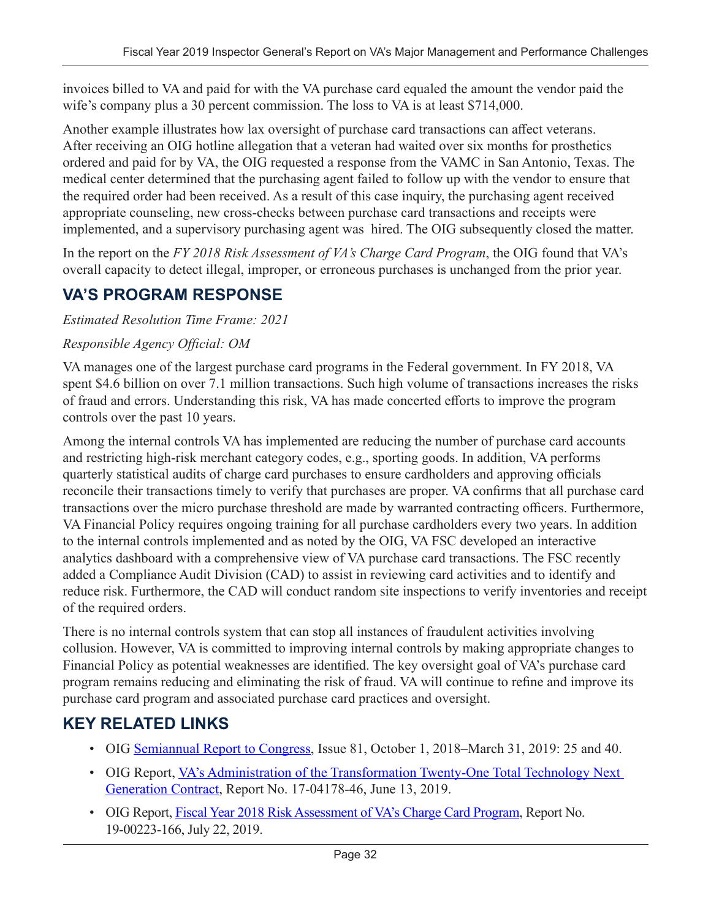invoices billed to VA and paid for with the VA purchase card equaled the amount the vendor paid the wife's company plus a 30 percent commission. The loss to VA is at least $714,000.

Another example illustrates how lax oversight of purchase card transactions can affect veterans. After receiving an OIG hotline allegation that a veteran had waited over six months for prosthetics ordered and paid for by VA, the OIG requested a response from the VAMC in San Antonio, Texas. The medical center determined that the purchasing agent failed to follow up with the vendor to ensure that the required order had been received. As a result of this case inquiry, the purchasing agent received appropriate counseling, new cross-checks between purchase card transactions and receipts were implemented, and a supervisory purchasing agent was hired. The OIG subsequently closed the matter.

In the report on the *FY 2018 Risk Assessment of VA's Charge Card Program*, the OIG found that VA's overall capacity to detect illegal, improper, or erroneous purchases is unchanged from the prior year.

## VA'S PROGRAM RESPONSE

*Estimated Resolution Time Frame: 2021*

*Responsible Agency Official: OM*

VA manages one of the largest purchase card programs in the Federal government. In FY 2018, VA spent $4.6 billion on over 7.1 million transactions. Such high volume of transactions increases the risks of fraud and errors. Understanding this risk, VA has made concerted efforts to improve the program controls over the past 10 years.

Among the internal controls VA has implemented are reducing the number of purchase card accounts and restricting high-risk merchant category codes, e.g., sporting goods. In addition, VA performs quarterly statistical audits of charge card purchases to ensure cardholders and approving officials reconcile their transactions timely to verify that purchases are proper. VA confirms that all purchase card transactions over the micro purchase threshold are made by warranted contracting officers. Furthermore, VA Financial Policy requires ongoing training for all purchase cardholders every two years. In addition to the internal controls implemented and as noted by the OIG, VA FSC developed an interactive analytics dashboard with a comprehensive view of VA purchase card transactions. The FSC recently added a Compliance Audit Division (CAD) to assist in reviewing card activities and to identify and reduce risk. Furthermore, the CAD will conduct random site inspections to verify inventories and receipt of the required orders.

There is no internal controls system that can stop all instances of fraudulent activities involving collusion. However, VA is committed to improving internal controls by making appropriate changes to Financial Policy as potential weaknesses are identified. The key oversight goal of VA's purchase card program remains reducing and eliminating the risk of fraud. VA will continue to refine and improve its purchase card program and associated purchase card practices and oversight.

## KEY RELATED LINKS

- OIG Semiannual Report to Congress, Issue 81, October 1, 2018–March 31, 2019: 25 and 40.
- OIG Report, VA's Administration of the Transformation Twenty-One Total Technology Next Generation Contract, Report No. 17-04178-46, June 13, 2019.
- OIG Report, Fiscal Year 2018 Risk Assessment of VA's Charge Card Program, Report No. 19-00223-166, July 22, 2019.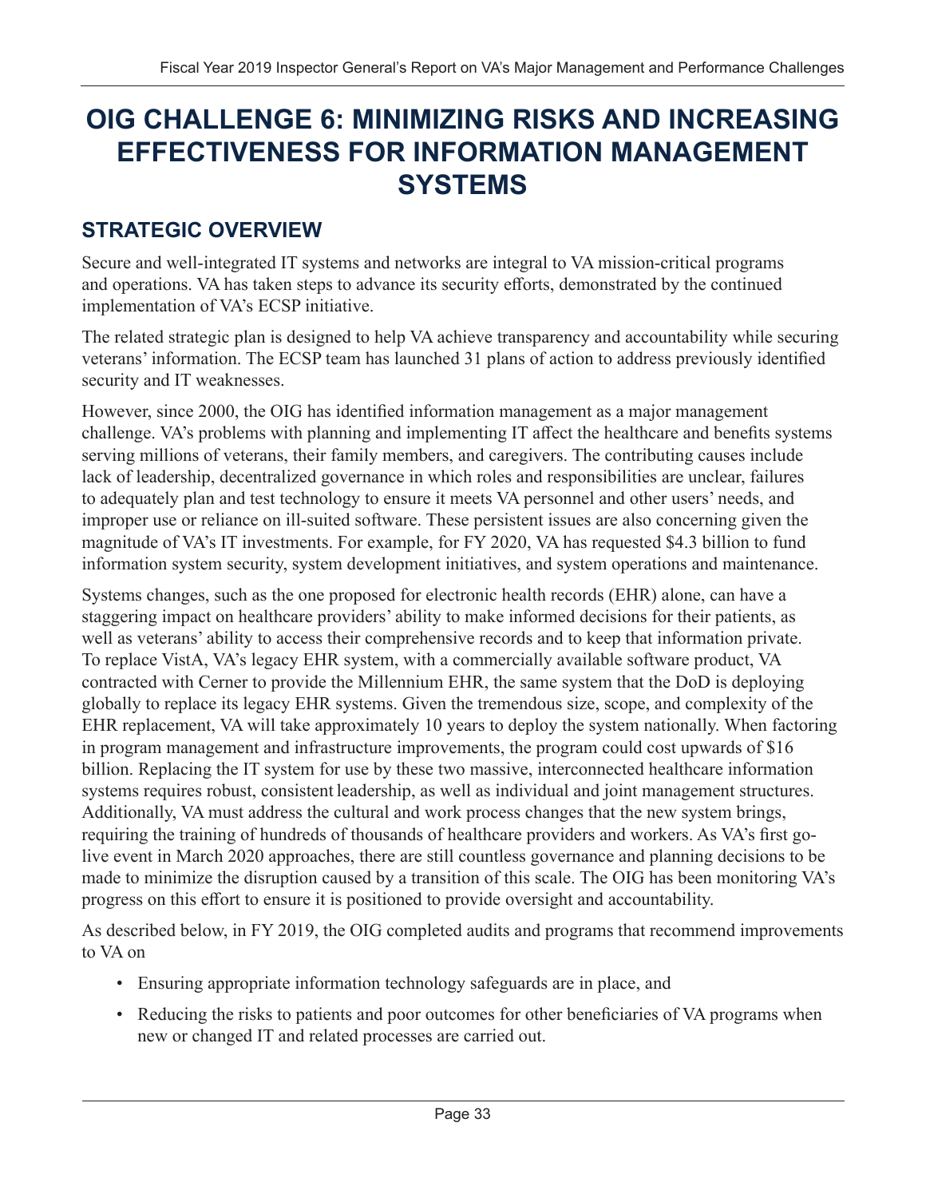# OIG CHALLENGE 6: MINIMIZING RISKS AND INCREASING EFFECTIVENESS FOR INFORMATION MANAGEMENT SYSTEMS

## STRATEGIC OVERVIEW

Secure and well-integrated IT systems and networks are integral to VA mission-critical programs and operations. VA has taken steps to advance its security efforts, demonstrated by the continued implementation of VA's ECSP initiative.

The related strategic plan is designed to help VA achieve transparency and accountability while securing veterans' information. The ECSP team has launched 31 plans of action to address previously identified security and IT weaknesses.

However, since 2000, the OIG has identified information management as a major management challenge. VA's problems with planning and implementing IT affect the healthcare and benefits systems serving millions of veterans, their family members, and caregivers. The contributing causes include lack of leadership, decentralized governance in which roles and responsibilities are unclear, failures to adequately plan and test technology to ensure it meets VA personnel and other users' needs, and improper use or reliance on ill-suited software. These persistent issues are also concerning given the magnitude of VA's IT investments. For example, for FY 2020, VA has requested \$4.3 billion to fund information system security, system development initiatives, and system operations and maintenance.

Systems changes, such as the one proposed for electronic health records (EHR) alone, can have a staggering impact on healthcare providers' ability to make informed decisions for their patients, as well as veterans' ability to access their comprehensive records and to keep that information private. To replace VistA, VA's legacy EHR system, with a commercially available software product, VA contracted with Cerner to provide the Millennium EHR, the same system that the DoD is deploying globally to replace its legacy EHR systems. Given the tremendous size, scope, and complexity of the EHR replacement, VA will take approximately 10 years to deploy the system nationally. When factoring in program management and infrastructure improvements, the program could cost upwards of \$16 billion. Replacing the IT system for use by these two massive, interconnected healthcare information systems requires robust, consistent leadership, as well as individual and joint management structures. Additionally, VA must address the cultural and work process changes that the new system brings, requiring the training of hundreds of thousands of healthcare providers and workers. As VA's first go-live event in March 2020 approaches, there are still countless governance and planning decisions to be made to minimize the disruption caused by a transition of this scale. The OIG has been monitoring VA's progress on this effort to ensure it is positioned to provide oversight and accountability.

As described below, in FY 2019, the OIG completed audits and programs that recommend improvements to VA on

- Ensuring appropriate information technology safeguards are in place, and
- Reducing the risks to patients and poor outcomes for other beneficiaries of VA programs when new or changed IT and related processes are carried out.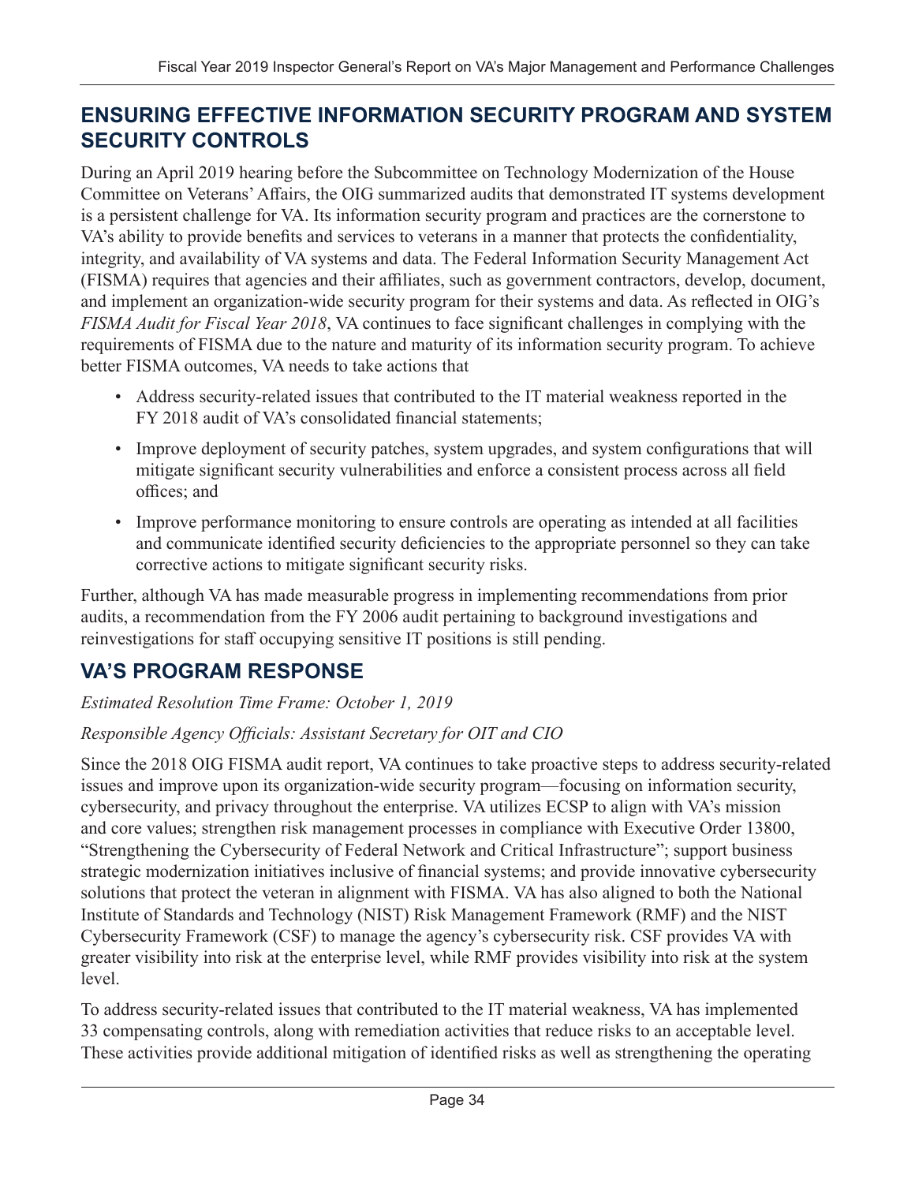## ENSURING EFFECTIVE INFORMATION SECURITY PROGRAM AND SYSTEM SECURITY CONTROLS

During an April 2019 hearing before the Subcommittee on Technology Modernization of the House Committee on Veterans' Affairs, the OIG summarized audits that demonstrated IT systems development is a persistent challenge for VA. Its information security program and practices are the cornerstone to VA's ability to provide benefits and services to veterans in a manner that protects the confidentiality, integrity, and availability of VA systems and data. The Federal Information Security Management Act (FISMA) requires that agencies and their affiliates, such as government contractors, develop, document, and implement an organization-wide security program for their systems and data. As reflected in OIG's *FISMA Audit for Fiscal Year 2018*, VA continues to face significant challenges in complying with the requirements of FISMA due to the nature and maturity of its information security program. To achieve better FISMA outcomes, VA needs to take actions that

- Address security-related issues that contributed to the IT material weakness reported in the FY 2018 audit of VA's consolidated financial statements;
- Improve deployment of security patches, system upgrades, and system configurations that will mitigate significant security vulnerabilities and enforce a consistent process across all field offices; and
- Improve performance monitoring to ensure controls are operating as intended at all facilities and communicate identified security deficiencies to the appropriate personnel so they can take corrective actions to mitigate significant security risks.

Further, although VA has made measurable progress in implementing recommendations from prior audits, a recommendation from the FY 2006 audit pertaining to background investigations and reinvestigations for staff occupying sensitive IT positions is still pending.

## VA'S PROGRAM RESPONSE

*Estimated Resolution Time Frame: October 1, 2019*

*Responsible Agency Officials: Assistant Secretary for OIT and CIO*

Since the 2018 OIG FISMA audit report, VA continues to take proactive steps to address security-related issues and improve upon its organization-wide security program—focusing on information security, cybersecurity, and privacy throughout the enterprise. VA utilizes ECSP to align with VA's mission and core values; strengthen risk management processes in compliance with Executive Order 13800, "Strengthening the Cybersecurity of Federal Network and Critical Infrastructure"; support business strategic modernization initiatives inclusive of financial systems; and provide innovative cybersecurity solutions that protect the veteran in alignment with FISMA. VA has also aligned to both the National Institute of Standards and Technology (NIST) Risk Management Framework (RMF) and the NIST Cybersecurity Framework (CSF) to manage the agency's cybersecurity risk. CSF provides VA with greater visibility into risk at the enterprise level, while RMF provides visibility into risk at the system level.

To address security-related issues that contributed to the IT material weakness, VA has implemented 33 compensating controls, along with remediation activities that reduce risks to an acceptable level. These activities provide additional mitigation of identified risks as well as strengthening the operating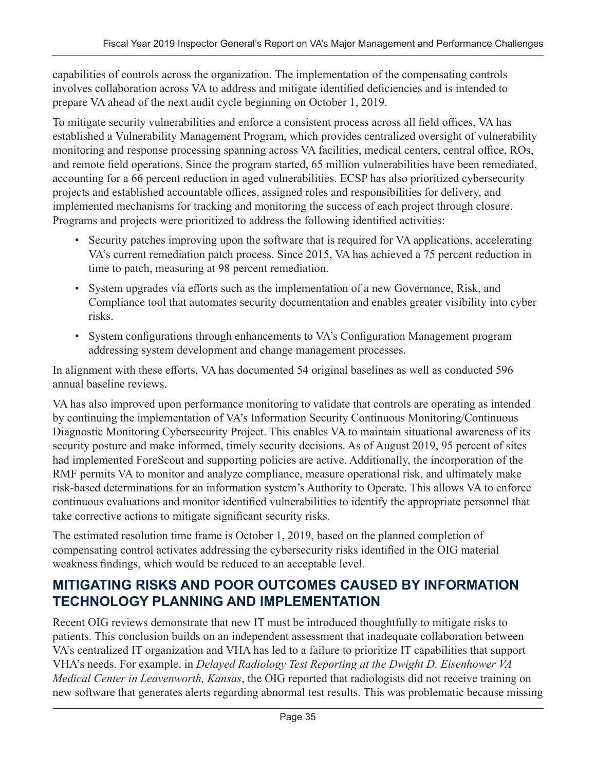capabilities of controls across the organization. The implementation of the compensating controls involves collaboration across VA to address and mitigate identified deficiencies and is intended to prepare VA ahead of the next audit cycle beginning on October 1, 2019.

To mitigate security vulnerabilities and enforce a consistent process across all field offices, VA has established a Vulnerability Management Program, which provides centralized oversight of vulnerability monitoring and response processing spanning across VA facilities, medical centers, central office, ROs, and remote field operations. Since the program started, 65 million vulnerabilities have been remediated, accounting for a 66 percent reduction in aged vulnerabilities. ECSP has also prioritized cybersecurity projects and established accountable offices, assigned roles and responsibilities for delivery, and implemented mechanisms for tracking and monitoring the success of each project through closure. Programs and projects were prioritized to address the following identified activities:

- Security patches improving upon the software that is required for VA applications, accelerating VA's current remediation patch process. Since 2015, VA has achieved a 75 percent reduction in time to patch, measuring at 98 percent remediation.
- System upgrades via efforts such as the implementation of a new Governance, Risk, and Compliance tool that automates security documentation and enables greater visibility into cyber risks.
- System configurations through enhancements to VA's Configuration Management program addressing system development and change management processes.

In alignment with these efforts, VA has documented 54 original baselines as well as conducted 596 annual baseline reviews.

VA has also improved upon performance monitoring to validate that controls are operating as intended by continuing the implementation of VA's Information Security Continuous Monitoring/Continuous Diagnostic Monitoring Cybersecurity Project. This enables VA to maintain situational awareness of its security posture and make informed, timely security decisions. As of August 2019, 95 percent of sites had implemented ForeScout and supporting policies are active. Additionally, the incorporation of the RMF permits VA to monitor and analyze compliance, measure operational risk, and ultimately make risk-based determinations for an information system's Authority to Operate. This allows VA to enforce continuous evaluations and monitor identified vulnerabilities to identify the appropriate personnel that take corrective actions to mitigate significant security risks.

The estimated resolution time frame is October 1, 2019, based on the planned completion of compensating control activates addressing the cybersecurity risks identified in the OIG material weakness findings, which would be reduced to an acceptable level.

## MITIGATING RISKS AND POOR OUTCOMES CAUSED BY INFORMATION TECHNOLOGY PLANNING AND IMPLEMENTATION

Recent OIG reviews demonstrate that new IT must be introduced thoughtfully to mitigate risks to patients. This conclusion builds on an independent assessment that inadequate collaboration between VA's centralized IT organization and VHA has led to a failure to prioritize IT capabilities that support VHA's needs. For example, in *Delayed Radiology Test Reporting at the Dwight D. Eisenhower VA Medical Center in Leavenworth, Kansas*, the OIG reported that radiologists did not receive training on new software that generates alerts regarding abnormal test results. This was problematic because missing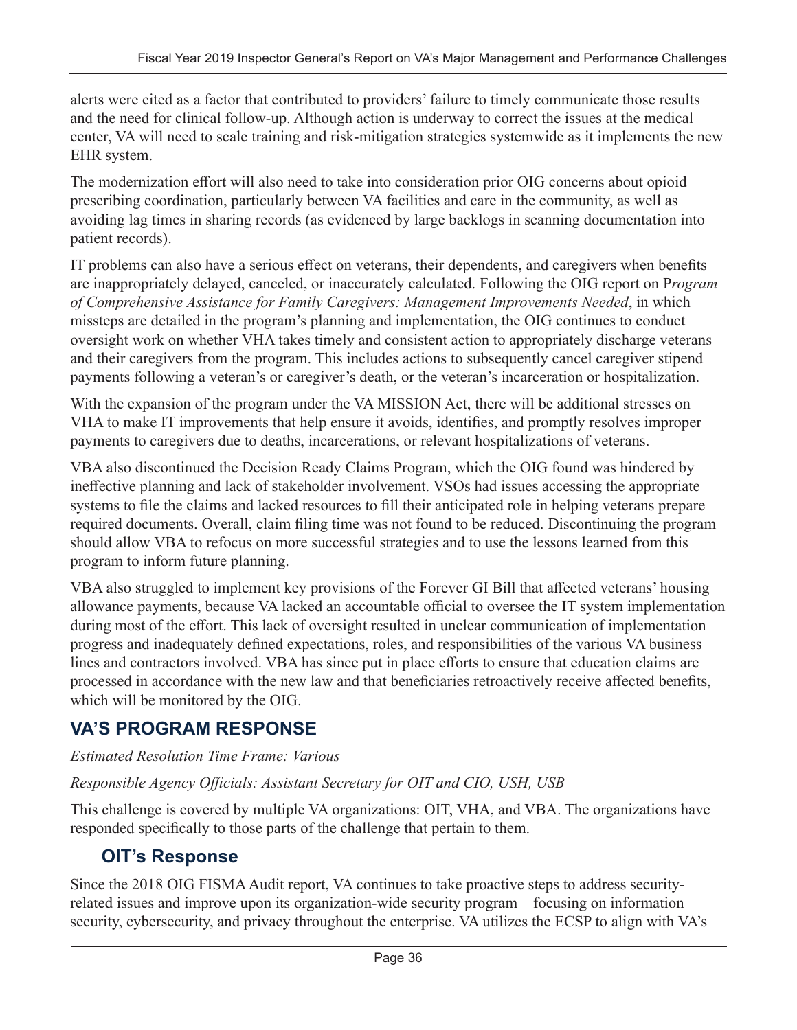alerts were cited as a factor that contributed to providers' failure to timely communicate those results and the need for clinical follow-up. Although action is underway to correct the issues at the medical center, VA will need to scale training and risk-mitigation strategies systemwide as it implements the new EHR system.

The modernization effort will also need to take into consideration prior OIG concerns about opioid prescribing coordination, particularly between VA facilities and care in the community, as well as avoiding lag times in sharing records (as evidenced by large backlogs in scanning documentation into patient records).

IT problems can also have a serious effect on veterans, their dependents, and caregivers when benefits are inappropriately delayed, canceled, or inaccurately calculated. Following the OIG report on P*rogram of Comprehensive Assistance for Family Caregivers: Management Improvements Needed*, in which missteps are detailed in the program's planning and implementation, the OIG continues to conduct oversight work on whether VHA takes timely and consistent action to appropriately discharge veterans and their caregivers from the program. This includes actions to subsequently cancel caregiver stipend payments following a veteran's or caregiver's death, or the veteran's incarceration or hospitalization.

With the expansion of the program under the VA MISSION Act, there will be additional stresses on VHA to make IT improvements that help ensure it avoids, identifies, and promptly resolves improper payments to caregivers due to deaths, incarcerations, or relevant hospitalizations of veterans.

VBA also discontinued the Decision Ready Claims Program, which the OIG found was hindered by ineffective planning and lack of stakeholder involvement. VSOs had issues accessing the appropriate systems to file the claims and lacked resources to fill their anticipated role in helping veterans prepare required documents. Overall, claim filing time was not found to be reduced. Discontinuing the program should allow VBA to refocus on more successful strategies and to use the lessons learned from this program to inform future planning.

VBA also struggled to implement key provisions of the Forever GI Bill that affected veterans' housing allowance payments, because VA lacked an accountable official to oversee the IT system implementation during most of the effort. This lack of oversight resulted in unclear communication of implementation progress and inadequately defined expectations, roles, and responsibilities of the various VA business lines and contractors involved. VBA has since put in place efforts to ensure that education claims are processed in accordance with the new law and that beneficiaries retroactively receive affected benefits, which will be monitored by the OIG.

## VA'S PROGRAM RESPONSE

*Estimated Resolution Time Frame: Various*

*Responsible Agency Officials: Assistant Secretary for OIT and CIO, USH, USB*

This challenge is covered by multiple VA organizations: OIT, VHA, and VBA. The organizations have responded specifically to those parts of the challenge that pertain to them.

### OIT's Response

Since the 2018 OIG FISMA Audit report, VA continues to take proactive steps to address security-related issues and improve upon its organization-wide security program—focusing on information security, cybersecurity, and privacy throughout the enterprise. VA utilizes the ECSP to align with VA's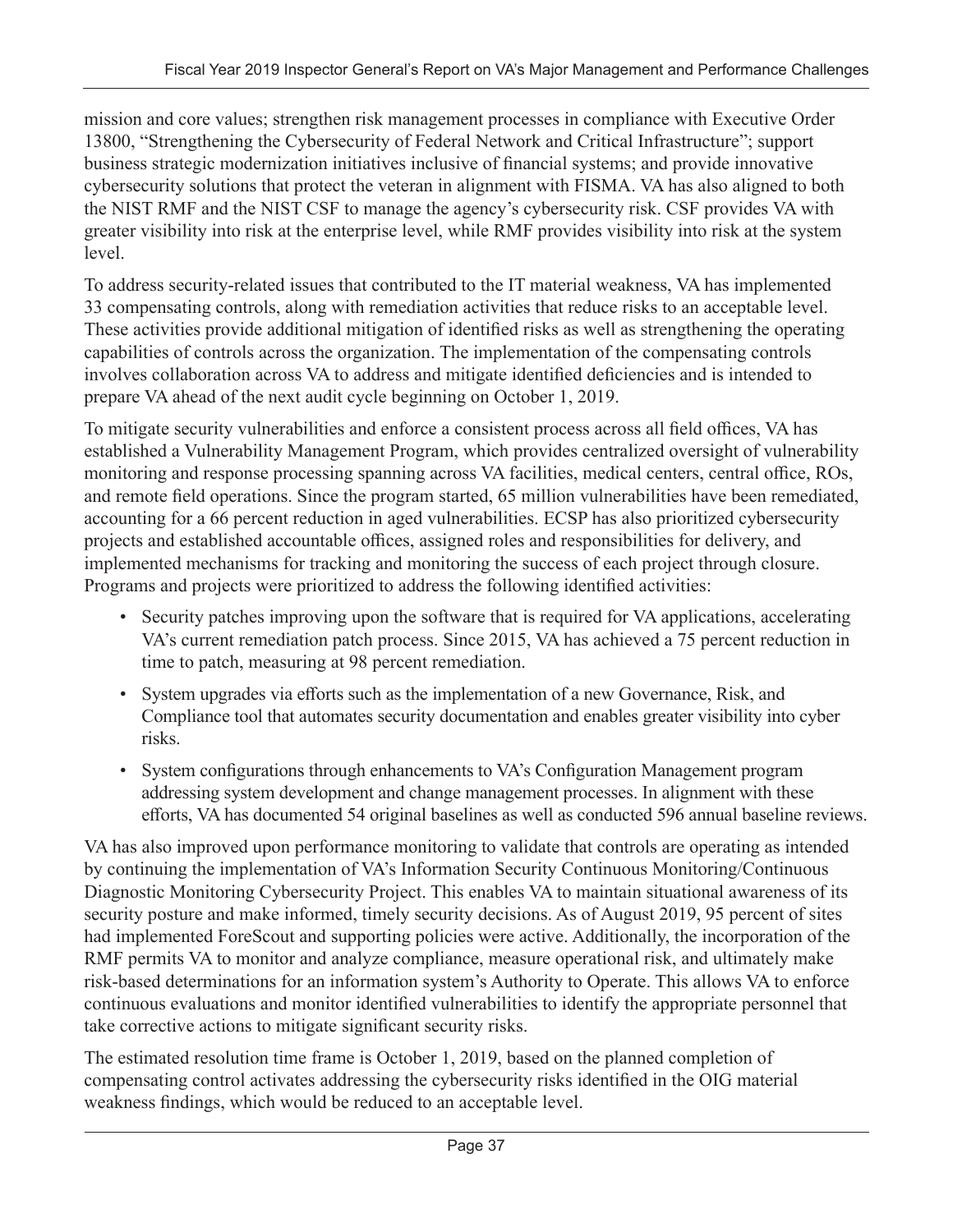mission and core values; strengthen risk management processes in compliance with Executive Order 13800, "Strengthening the Cybersecurity of Federal Network and Critical Infrastructure"; support business strategic modernization initiatives inclusive of financial systems; and provide innovative cybersecurity solutions that protect the veteran in alignment with FISMA. VA has also aligned to both the NIST RMF and the NIST CSF to manage the agency's cybersecurity risk. CSF provides VA with greater visibility into risk at the enterprise level, while RMF provides visibility into risk at the system level.

To address security-related issues that contributed to the IT material weakness, VA has implemented 33 compensating controls, along with remediation activities that reduce risks to an acceptable level. These activities provide additional mitigation of identified risks as well as strengthening the operating capabilities of controls across the organization. The implementation of the compensating controls involves collaboration across VA to address and mitigate identified deficiencies and is intended to prepare VA ahead of the next audit cycle beginning on October 1, 2019.

To mitigate security vulnerabilities and enforce a consistent process across all field offices, VA has established a Vulnerability Management Program, which provides centralized oversight of vulnerability monitoring and response processing spanning across VA facilities, medical centers, central office, ROs, and remote field operations. Since the program started, 65 million vulnerabilities have been remediated, accounting for a 66 percent reduction in aged vulnerabilities. ECSP has also prioritized cybersecurity projects and established accountable offices, assigned roles and responsibilities for delivery, and implemented mechanisms for tracking and monitoring the success of each project through closure. Programs and projects were prioritized to address the following identified activities:

- Security patches improving upon the software that is required for VA applications, accelerating VA's current remediation patch process. Since 2015, VA has achieved a 75 percent reduction in time to patch, measuring at 98 percent remediation.
- System upgrades via efforts such as the implementation of a new Governance, Risk, and Compliance tool that automates security documentation and enables greater visibility into cyber risks.
- System configurations through enhancements to VA's Configuration Management program addressing system development and change management processes. In alignment with these efforts, VA has documented 54 original baselines as well as conducted 596 annual baseline reviews.

VA has also improved upon performance monitoring to validate that controls are operating as intended by continuing the implementation of VA's Information Security Continuous Monitoring/Continuous Diagnostic Monitoring Cybersecurity Project. This enables VA to maintain situational awareness of its security posture and make informed, timely security decisions. As of August 2019, 95 percent of sites had implemented ForeScout and supporting policies were active. Additionally, the incorporation of the RMF permits VA to monitor and analyze compliance, measure operational risk, and ultimately make risk-based determinations for an information system's Authority to Operate. This allows VA to enforce continuous evaluations and monitor identified vulnerabilities to identify the appropriate personnel that take corrective actions to mitigate significant security risks.

The estimated resolution time frame is October 1, 2019, based on the planned completion of compensating control activates addressing the cybersecurity risks identified in the OIG material weakness findings, which would be reduced to an acceptable level.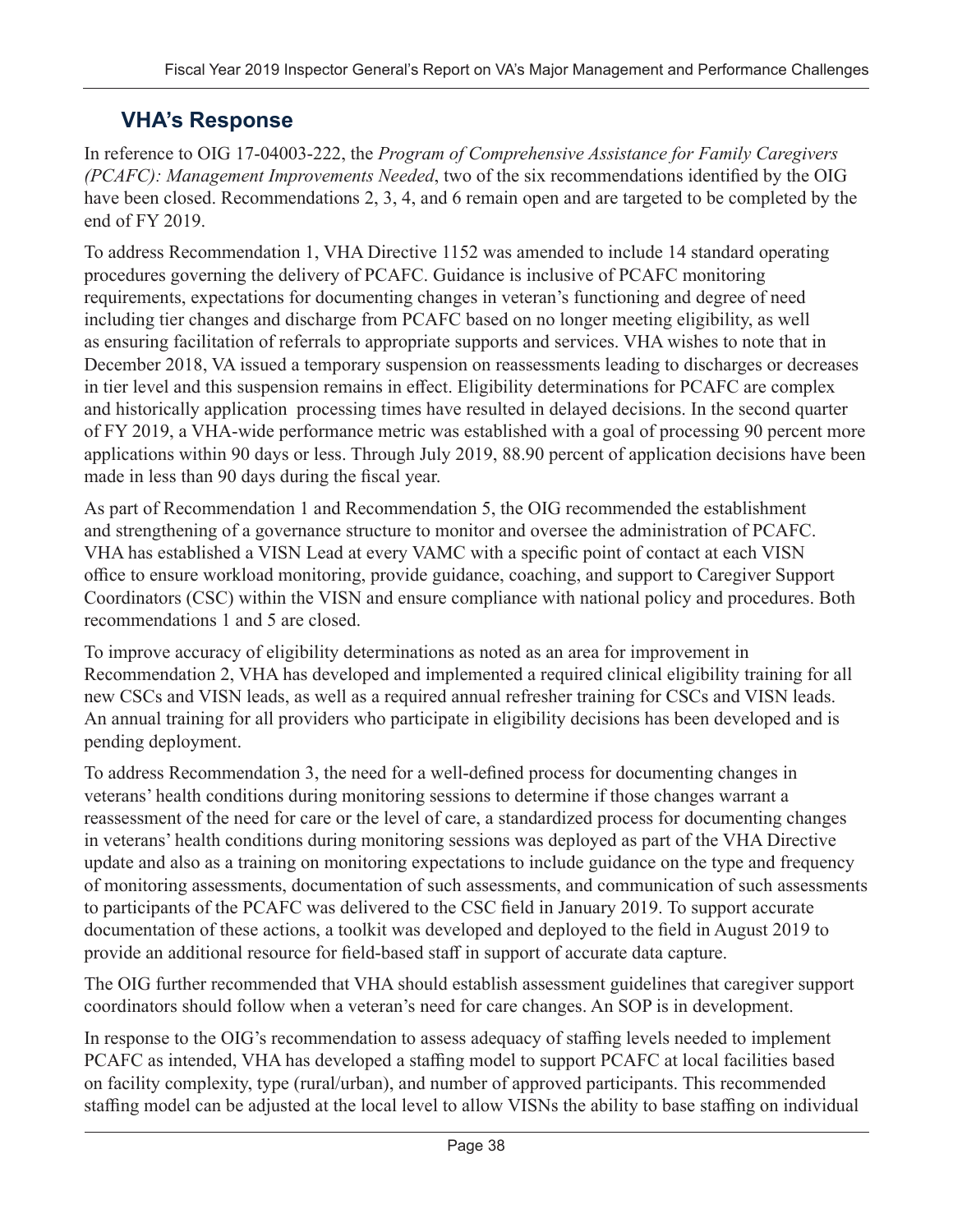## VHA's Response

In reference to OIG 17-04003-222, the *Program of Comprehensive Assistance for Family Caregivers (PCAFC): Management Improvements Needed*, two of the six recommendations identified by the OIG have been closed. Recommendations 2, 3, 4, and 6 remain open and are targeted to be completed by the end of FY 2019.

To address Recommendation 1, VHA Directive 1152 was amended to include 14 standard operating procedures governing the delivery of PCAFC. Guidance is inclusive of PCAFC monitoring requirements, expectations for documenting changes in veteran's functioning and degree of need including tier changes and discharge from PCAFC based on no longer meeting eligibility, as well as ensuring facilitation of referrals to appropriate supports and services. VHA wishes to note that in December 2018, VA issued a temporary suspension on reassessments leading to discharges or decreases in tier level and this suspension remains in effect. Eligibility determinations for PCAFC are complex and historically application processing times have resulted in delayed decisions. In the second quarter of FY 2019, a VHA-wide performance metric was established with a goal of processing 90 percent more applications within 90 days or less. Through July 2019, 88.90 percent of application decisions have been made in less than 90 days during the fiscal year.

As part of Recommendation 1 and Recommendation 5, the OIG recommended the establishment and strengthening of a governance structure to monitor and oversee the administration of PCAFC. VHA has established a VISN Lead at every VAMC with a specific point of contact at each VISN office to ensure workload monitoring, provide guidance, coaching, and support to Caregiver Support Coordinators (CSC) within the VISN and ensure compliance with national policy and procedures. Both recommendations 1 and 5 are closed.

To improve accuracy of eligibility determinations as noted as an area for improvement in Recommendation 2, VHA has developed and implemented a required clinical eligibility training for all new CSCs and VISN leads, as well as a required annual refresher training for CSCs and VISN leads. An annual training for all providers who participate in eligibility decisions has been developed and is pending deployment.

To address Recommendation 3, the need for a well-defined process for documenting changes in veterans' health conditions during monitoring sessions to determine if those changes warrant a reassessment of the need for care or the level of care, a standardized process for documenting changes in veterans' health conditions during monitoring sessions was deployed as part of the VHA Directive update and also as a training on monitoring expectations to include guidance on the type and frequency of monitoring assessments, documentation of such assessments, and communication of such assessments to participants of the PCAFC was delivered to the CSC field in January 2019. To support accurate documentation of these actions, a toolkit was developed and deployed to the field in August 2019 to provide an additional resource for field-based staff in support of accurate data capture.

The OIG further recommended that VHA should establish assessment guidelines that caregiver support coordinators should follow when a veteran's need for care changes. An SOP is in development.

In response to the OIG's recommendation to assess adequacy of staffing levels needed to implement PCAFC as intended, VHA has developed a staffing model to support PCAFC at local facilities based on facility complexity, type (rural/urban), and number of approved participants. This recommended staffing model can be adjusted at the local level to allow VISNs the ability to base staffing on individual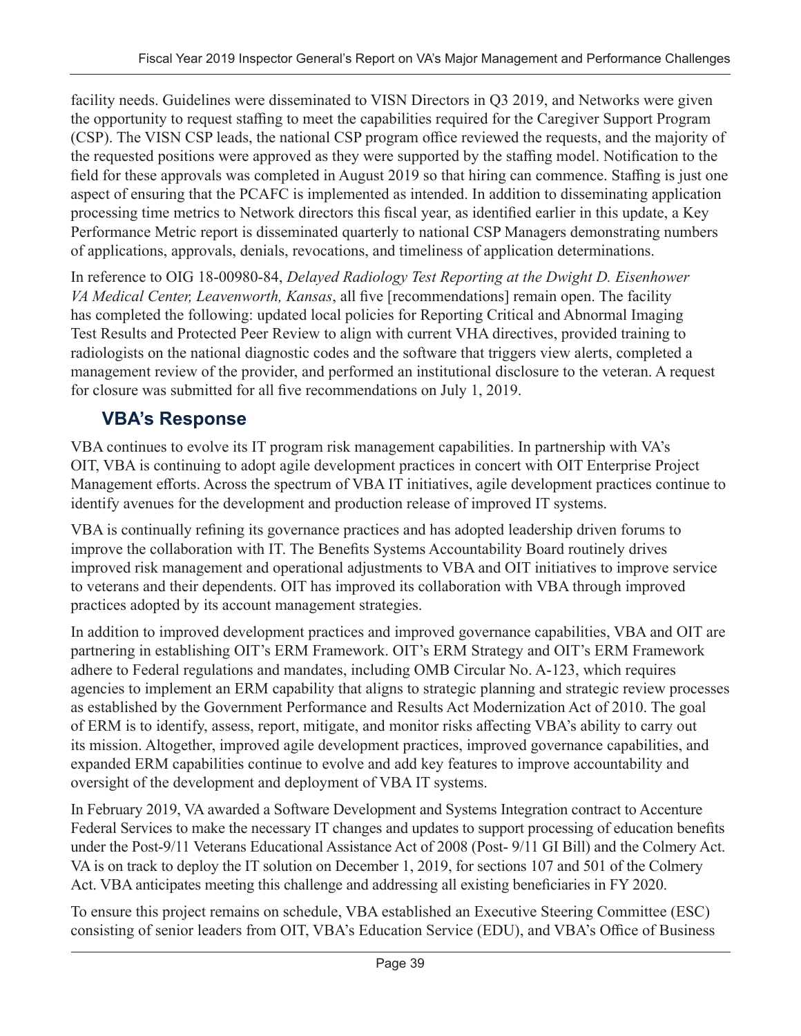facility needs. Guidelines were disseminated to VISN Directors in Q3 2019, and Networks were given the opportunity to request staffing to meet the capabilities required for the Caregiver Support Program (CSP). The VISN CSP leads, the national CSP program office reviewed the requests, and the majority of the requested positions were approved as they were supported by the staffing model. Notification to the field for these approvals was completed in August 2019 so that hiring can commence. Staffing is just one aspect of ensuring that the PCAFC is implemented as intended. In addition to disseminating application processing time metrics to Network directors this fiscal year, as identified earlier in this update, a Key Performance Metric report is disseminated quarterly to national CSP Managers demonstrating numbers of applications, approvals, denials, revocations, and timeliness of application determinations.

In reference to OIG 18-00980-84, *Delayed Radiology Test Reporting at the Dwight D. Eisenhower VA Medical Center, Leavenworth, Kansas*, all five [recommendations] remain open. The facility has completed the following: updated local policies for Reporting Critical and Abnormal Imaging Test Results and Protected Peer Review to align with current VHA directives, provided training to radiologists on the national diagnostic codes and the software that triggers view alerts, completed a management review of the provider, and performed an institutional disclosure to the veteran. A request for closure was submitted for all five recommendations on July 1, 2019.

### VBA's Response

VBA continues to evolve its IT program risk management capabilities. In partnership with VA's OIT, VBA is continuing to adopt agile development practices in concert with OIT Enterprise Project Management efforts. Across the spectrum of VBA IT initiatives, agile development practices continue to identify avenues for the development and production release of improved IT systems.

VBA is continually refining its governance practices and has adopted leadership driven forums to improve the collaboration with IT. The Benefits Systems Accountability Board routinely drives improved risk management and operational adjustments to VBA and OIT initiatives to improve service to veterans and their dependents. OIT has improved its collaboration with VBA through improved practices adopted by its account management strategies.

In addition to improved development practices and improved governance capabilities, VBA and OIT are partnering in establishing OIT's ERM Framework. OIT's ERM Strategy and OIT's ERM Framework adhere to Federal regulations and mandates, including OMB Circular No. A-123, which requires agencies to implement an ERM capability that aligns to strategic planning and strategic review processes as established by the Government Performance and Results Act Modernization Act of 2010. The goal of ERM is to identify, assess, report, mitigate, and monitor risks affecting VBA's ability to carry out its mission. Altogether, improved agile development practices, improved governance capabilities, and expanded ERM capabilities continue to evolve and add key features to improve accountability and oversight of the development and deployment of VBA IT systems.

In February 2019, VA awarded a Software Development and Systems Integration contract to Accenture Federal Services to make the necessary IT changes and updates to support processing of education benefits under the Post-9/11 Veterans Educational Assistance Act of 2008 (Post- 9/11 GI Bill) and the Colmery Act. VA is on track to deploy the IT solution on December 1, 2019, for sections 107 and 501 of the Colmery Act. VBA anticipates meeting this challenge and addressing all existing beneficiaries in FY 2020.

To ensure this project remains on schedule, VBA established an Executive Steering Committee (ESC) consisting of senior leaders from OIT, VBA's Education Service (EDU), and VBA's Office of Business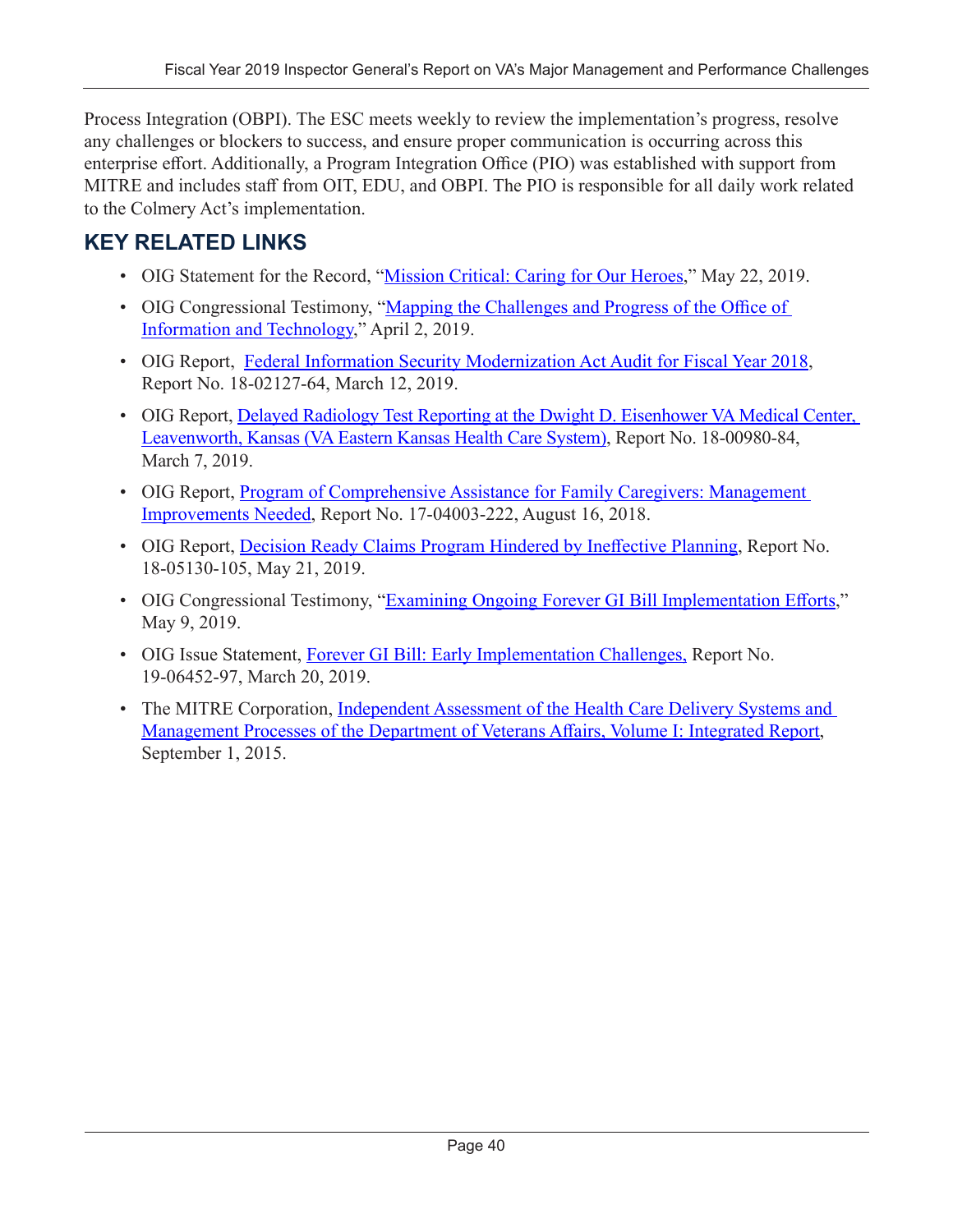Process Integration (OBPI). The ESC meets weekly to review the implementation's progress, resolve any challenges or blockers to success, and ensure proper communication is occurring across this enterprise effort. Additionally, a Program Integration Office (PIO) was established with support from MITRE and includes staff from OIT, EDU, and OBPI. The PIO is responsible for all daily work related to the Colmery Act's implementation.

## KEY RELATED LINKS

- OIG Statement for the Record, "Mission Critical: Caring for Our Heroes," May 22, 2019.
- OIG Congressional Testimony, "Mapping the Challenges and Progress of the Office of Information and Technology," April 2, 2019.
- OIG Report, Federal Information Security Modernization Act Audit for Fiscal Year 2018, Report No. 18-02127-64, March 12, 2019.
- OIG Report, Delayed Radiology Test Reporting at the Dwight D. Eisenhower VA Medical Center, Leavenworth, Kansas (VA Eastern Kansas Health Care System), Report No. 18-00980-84, March 7, 2019.
- OIG Report, Program of Comprehensive Assistance for Family Caregivers: Management Improvements Needed, Report No. 17-04003-222, August 16, 2018.
- OIG Report, Decision Ready Claims Program Hindered by Ineffective Planning, Report No. 18-05130-105, May 21, 2019.
- OIG Congressional Testimony, "Examining Ongoing Forever GI Bill Implementation Efforts," May 9, 2019.
- OIG Issue Statement, Forever GI Bill: Early Implementation Challenges, Report No. 19-06452-97, March 20, 2019.
- The MITRE Corporation, Independent Assessment of the Health Care Delivery Systems and Management Processes of the Department of Veterans Affairs, Volume I: Integrated Report, September 1, 2015.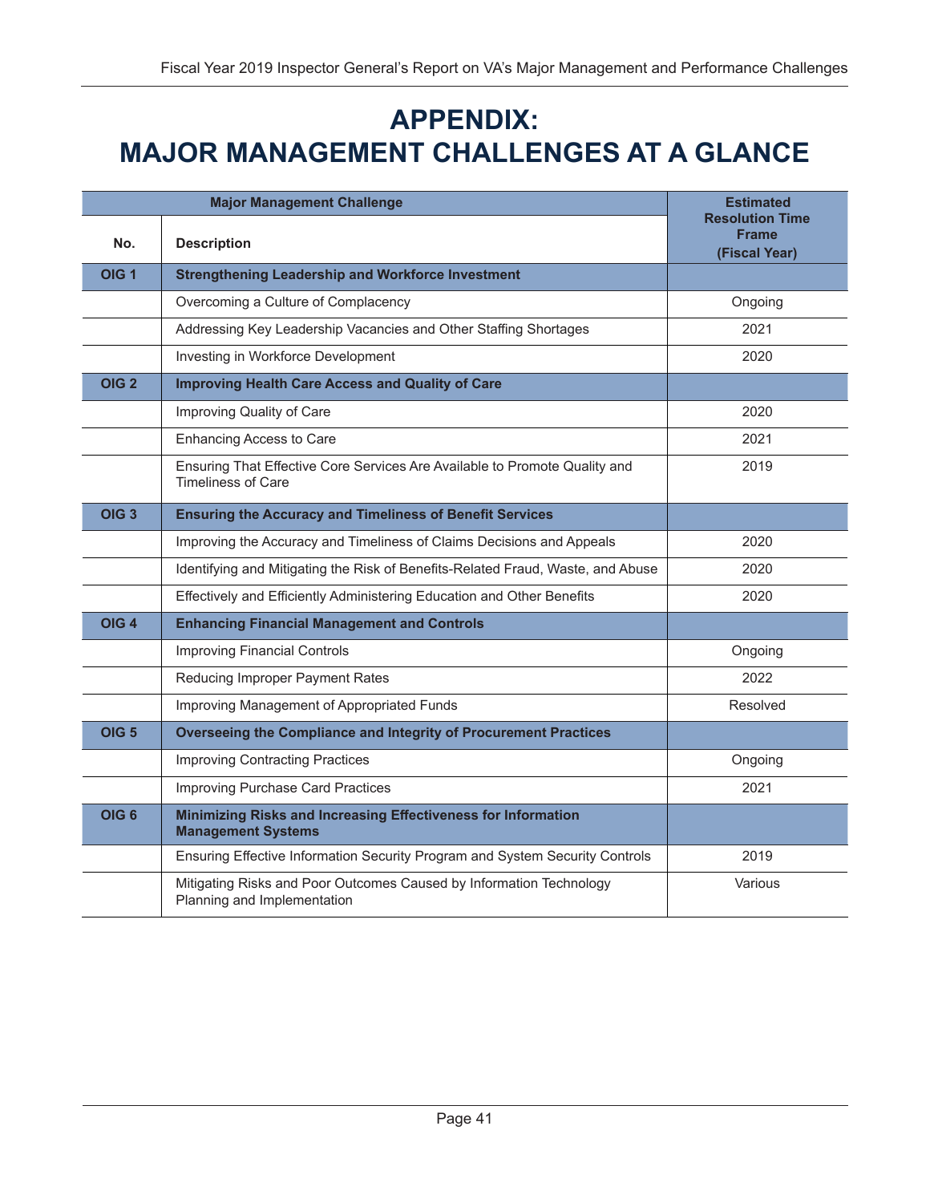# APPENDIX: MAJOR MANAGEMENT CHALLENGES AT A GLANCE

| Major Management Challenge | | Estimated Resolution Time Frame (Fiscal Year) |
|---|---|---|
| **No.** | **Description** | |
| **OIG 1** | **Strengthening Leadership and Workforce Investment** | |
| | Overcoming a Culture of Complacency | Ongoing |
| | Addressing Key Leadership Vacancies and Other Staffing Shortages | 2021 |
| | Investing in Workforce Development | 2020 |
| **OIG 2** | **Improving Health Care Access and Quality of Care** | |
| | Improving Quality of Care | 2020 |
| | Enhancing Access to Care | 2021 |
| | Ensuring That Effective Core Services Are Available to Promote Quality and Timeliness of Care | 2019 |
| **OIG 3** | **Ensuring the Accuracy and Timeliness of Benefit Services** | |
| | Improving the Accuracy and Timeliness of Claims Decisions and Appeals | 2020 |
| | Identifying and Mitigating the Risk of Benefits-Related Fraud, Waste, and Abuse | 2020 |
| | Effectively and Efficiently Administering Education and Other Benefits | 2020 |
| **OIG 4** | **Enhancing Financial Management and Controls** | |
| | Improving Financial Controls | Ongoing |
| | Reducing Improper Payment Rates | 2022 |
| | Improving Management of Appropriated Funds | Resolved |
| **OIG 5** | **Overseeing the Compliance and Integrity of Procurement Practices** | |
| | Improving Contracting Practices | Ongoing |
| | Improving Purchase Card Practices | 2021 |
| **OIG 6** | **Minimizing Risks and Increasing Effectiveness for Information Management Systems** | |
| | Ensuring Effective Information Security Program and System Security Controls | 2019 |
| | Mitigating Risks and Poor Outcomes Caused by Information Technology Planning and Implementation | Various |